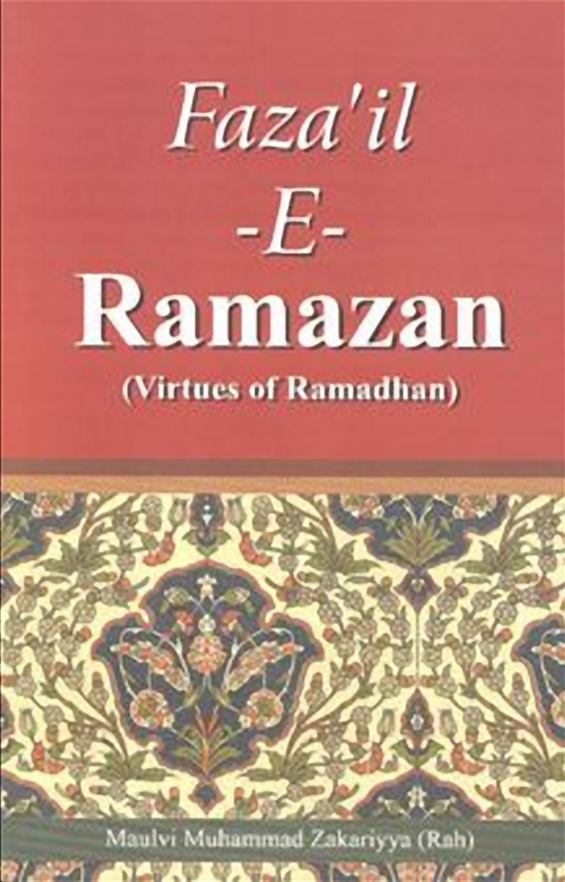# *Faza'il*
# *-E-*
# Ramazan

**(Virtues of Ramadhan)**

Maulvi Muhammad Zakariyya (Rah)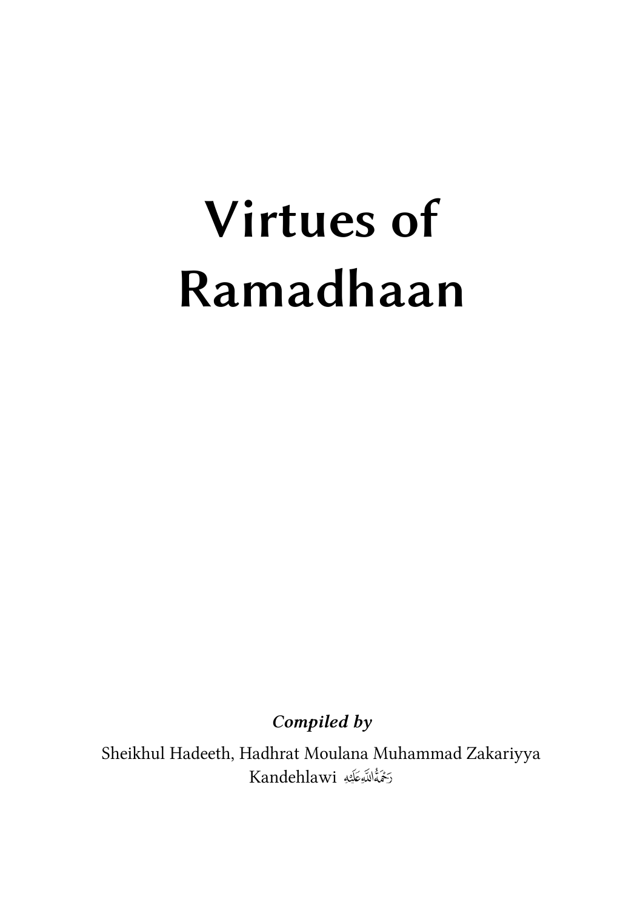# Virtues of Ramadhaan

***Compiled by***

Sheikhul Hadeeth, Hadhrat Moulana Muhammad Zakariyya Kandehlawi رَحْمَةُ اللهِ عَلَيْهِ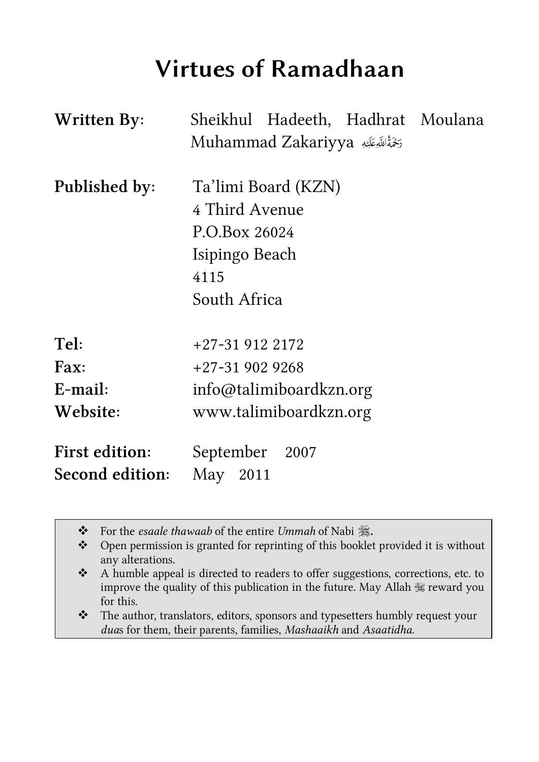# Virtues of Ramadhaan

**Written By**: Sheikhul Hadeeth, Hadhrat Moulana Muhammad Zakariyya رَحْمَةُ اللهِ عَلَيْهِ

**Published by**: Ta'limi Board (KZN)
4 Third Avenue
P.O.Box 26024
Isipingo Beach
4115
South Africa

**Tel**: +27-31 912 2172
**Fax**: +27-31 902 9268
**E-mail**: info@talimiboardkzn.org
**Website**: www.talimiboardkzn.org

**First edition**: September 2007
**Second edition**: May 2011

- For the *esaale thawaab* of the entire *Ummah* of Nabi ﷺ.
- Open permission is granted for reprinting of this booklet provided it is without any alterations.
- A humble appeal is directed to readers to offer suggestions, corrections, etc. to improve the quality of this publication in the future. May Allah ﷻ reward you for this.
- The author, translators, editors, sponsors and typesetters humbly request your *dua*s for them, their parents, families, *Mashaaikh* and *Asaatidha.*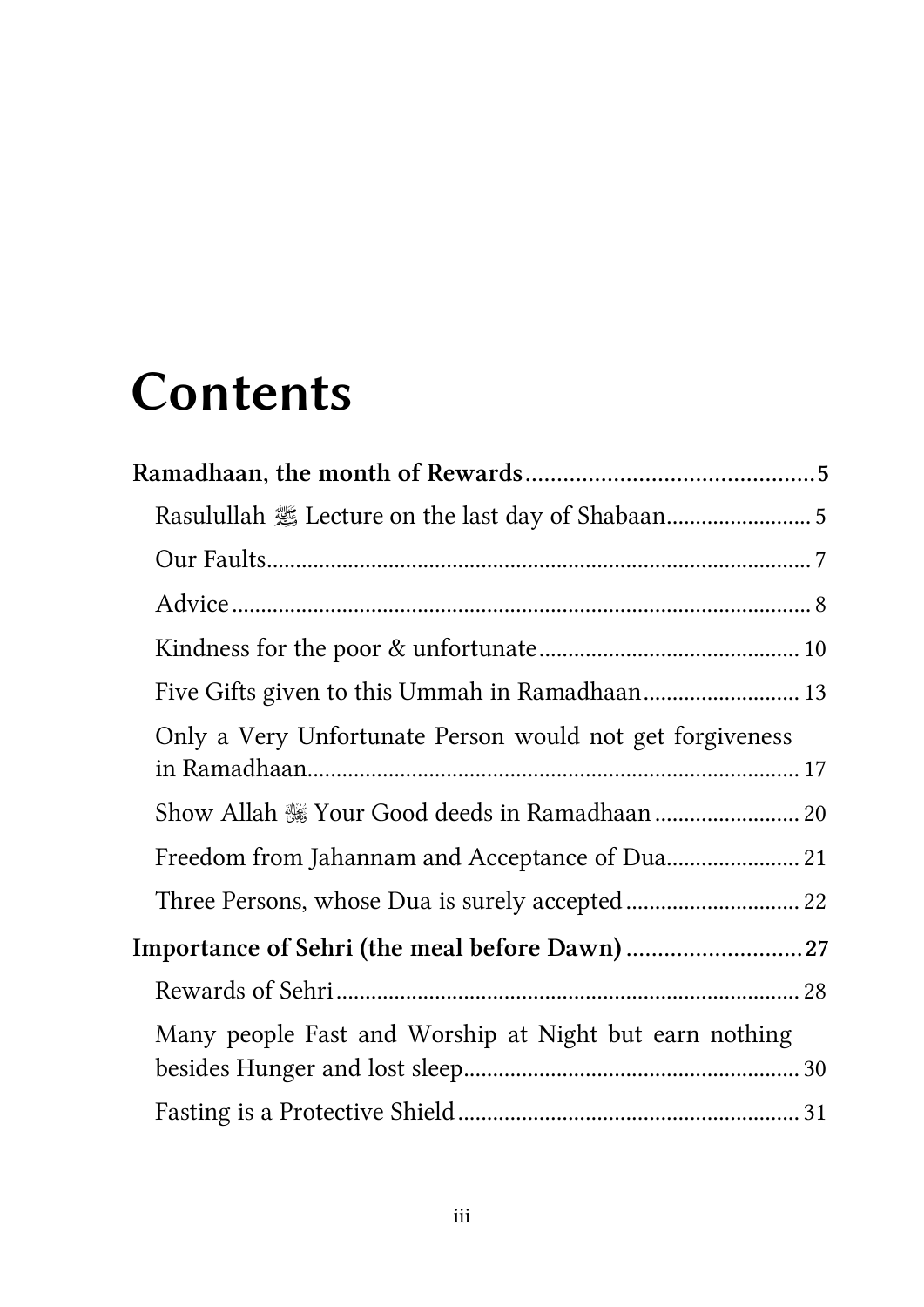# Contents

**Ramadhaan, the month of Rewards** .......... **5**

- Rasulullah ﷺ Lecture on the last day of Shabaan .......... 5
- Our Faults .......... 7
- Advice .......... 8
- Kindness for the poor & unfortunate .......... 10
- Five Gifts given to this Ummah in Ramadhaan .......... 13
- Only a Very Unfortunate Person would not get forgiveness in Ramadhaan .......... 17
- Show Allah ﷻ Your Good deeds in Ramadhaan .......... 20
- Freedom from Jahannam and Acceptance of Dua .......... 21
- Three Persons, whose Dua is surely accepted .......... 22

**Importance of Sehri (the meal before Dawn)** .......... **27**

- Rewards of Sehri .......... 28
- Many people Fast and Worship at Night but earn nothing besides Hunger and lost sleep .......... 30
- Fasting is a Protective Shield .......... 31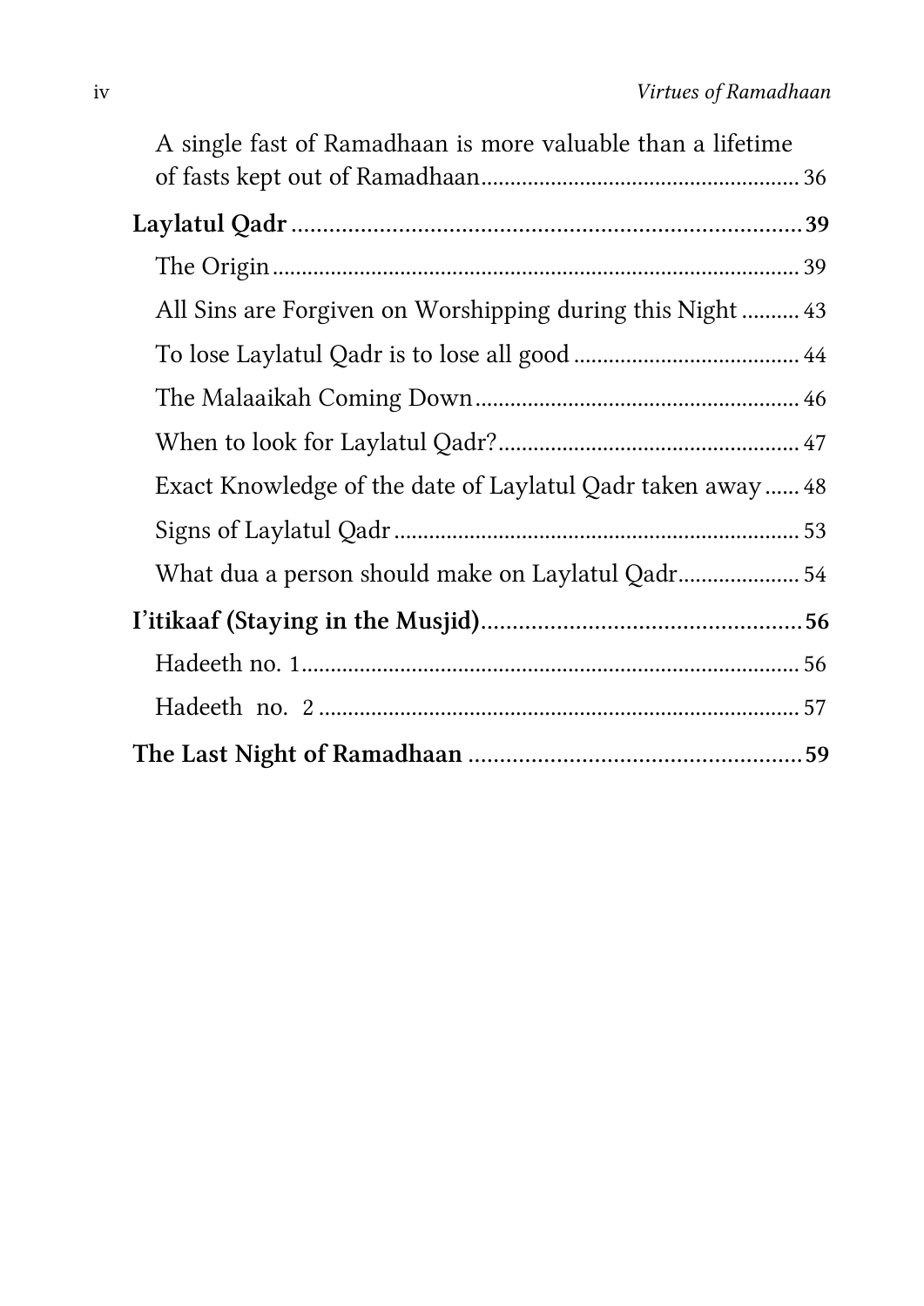A single fast of Ramadhaan is more valuable than a lifetime of fasts kept out of Ramadhaan ........ 36

**Laylatul Qadr** ........ **39**

The Origin ........ 39

All Sins are Forgiven on Worshipping during this Night ........ 43

To lose Laylatul Qadr is to lose all good ........ 44

The Malaaikah Coming Down ........ 46

When to look for Laylatul Qadr? ........ 47

Exact Knowledge of the date of Laylatul Qadr taken away ........ 48

Signs of Laylatul Qadr ........ 53

What dua a person should make on Laylatul Qadr ........ 54

**I'itikaaf (Staying in the Musjid)** ........ **56**

Hadeeth no. 1 ........ 56

Hadeeth no. 2 ........ 57

**The Last Night of Ramadhaan** ........ **59**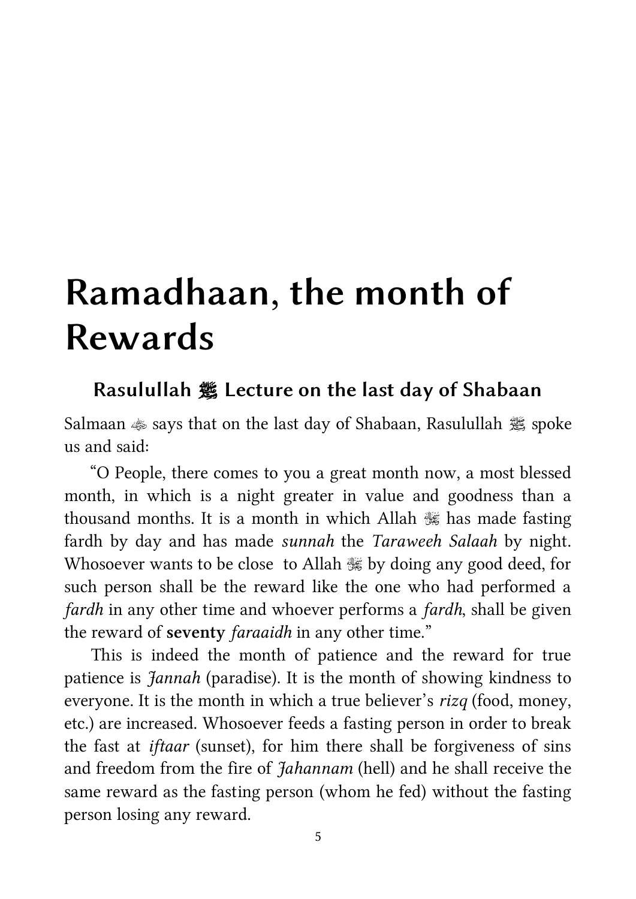# Ramadhaan, the month of Rewards

## Rasulullah ﷺ Lecture on the last day of Shabaan

Salmaan ؓ says that on the last day of Shabaan, Rasulullah ﷺ spoke us and said:

"O People, there comes to you a great month now, a most blessed month, in which is a night greater in value and goodness than a thousand months. It is a month in which Allah ﷻ has made fasting fardh by day and has made *sunnah* the *Taraweeh Salaah* by night. Whosoever wants to be close to Allah ﷻ by doing any good deed, for such person shall be the reward like the one who had performed a *fardh* in any other time and whoever performs a *fardh*, shall be given the reward of **seventy** *faraaidh* in any other time."

This is indeed the month of patience and the reward for true patience is *Jannah* (paradise). It is the month of showing kindness to everyone. It is the month in which a true believer's *rizq* (food, money, etc.) are increased. Whosoever feeds a fasting person in order to break the fast at *iftaar* (sunset), for him there shall be forgiveness of sins and freedom from the fire of *Jahannam* (hell) and he shall receive the same reward as the fasting person (whom he fed) without the fasting person losing any reward.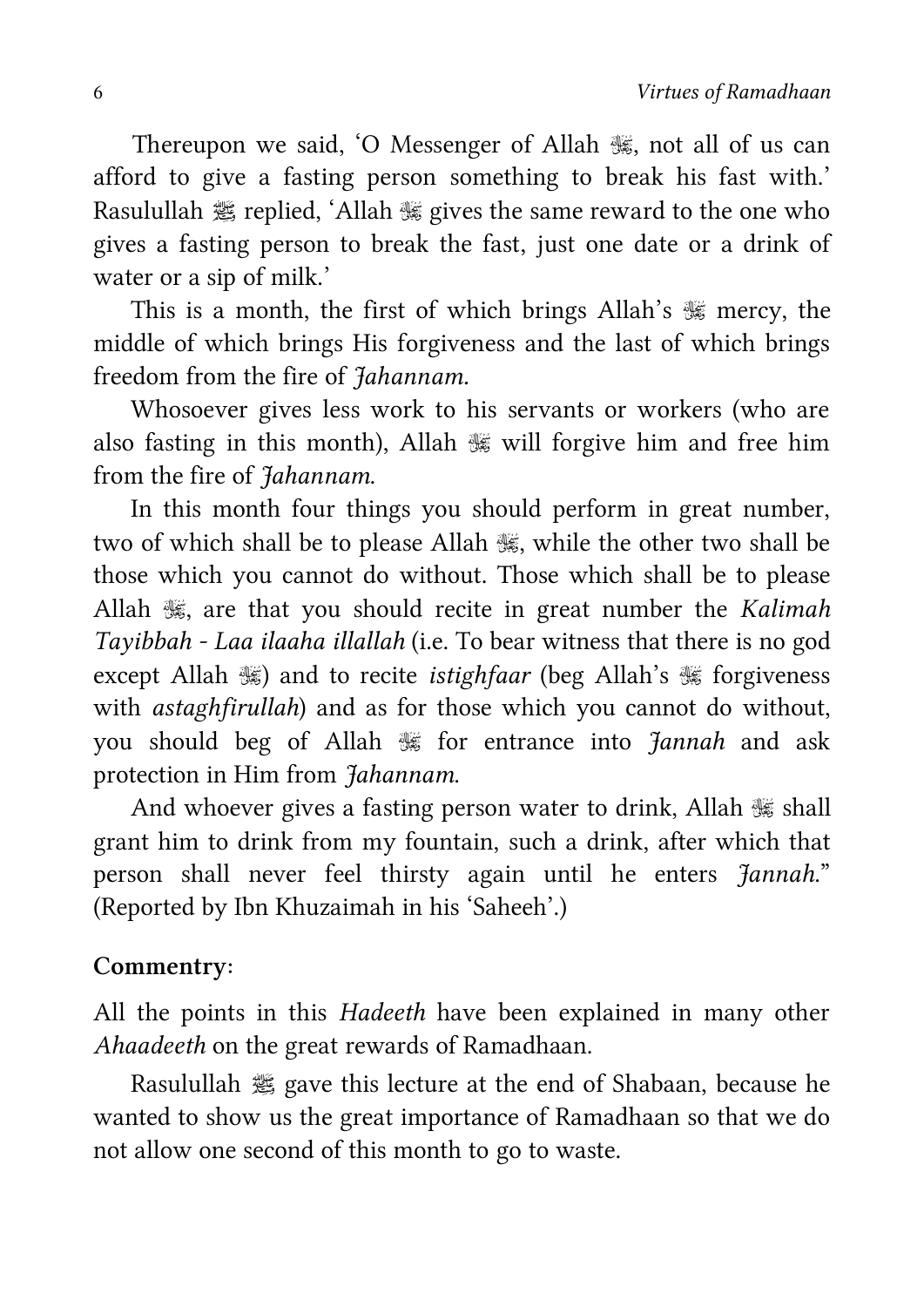Thereupon we said, 'O Messenger of Allah ﷻ, not all of us can afford to give a fasting person something to break his fast with.' Rasulullah ﷺ replied, 'Allah ﷻ gives the same reward to the one who gives a fasting person to break the fast, just one date or a drink of water or a sip of milk.'

This is a month, the first of which brings Allah's ﷻ mercy, the middle of which brings His forgiveness and the last of which brings freedom from the fire of *Jahannam*.

Whosoever gives less work to his servants or workers (who are also fasting in this month), Allah ﷻ will forgive him and free him from the fire of *Jahannam*.

In this month four things you should perform in great number, two of which shall be to please Allah ﷻ, while the other two shall be those which you cannot do without. Those which shall be to please Allah ﷻ, are that you should recite in great number the *Kalimah Tayibbah - Laa ilaaha illallah* (i.e. To bear witness that there is no god except Allah ﷻ) and to recite *istighfaar* (beg Allah's ﷻ forgiveness with *astaghfirullah*) and as for those which you cannot do without, you should beg of Allah ﷻ for entrance into *Jannah* and ask protection in Him from *Jahannam*.

And whoever gives a fasting person water to drink, Allah ﷻ shall grant him to drink from my fountain, such a drink, after which that person shall never feel thirsty again until he enters *Jannah*." (Reported by Ibn Khuzaimah in his 'Saheeh'.)

**Commentry**:

All the points in this *Hadeeth* have been explained in many other *Ahaadeeth* on the great rewards of Ramadhaan.

Rasulullah ﷺ gave this lecture at the end of Shabaan, because he wanted to show us the great importance of Ramadhaan so that we do not allow one second of this month to go to waste.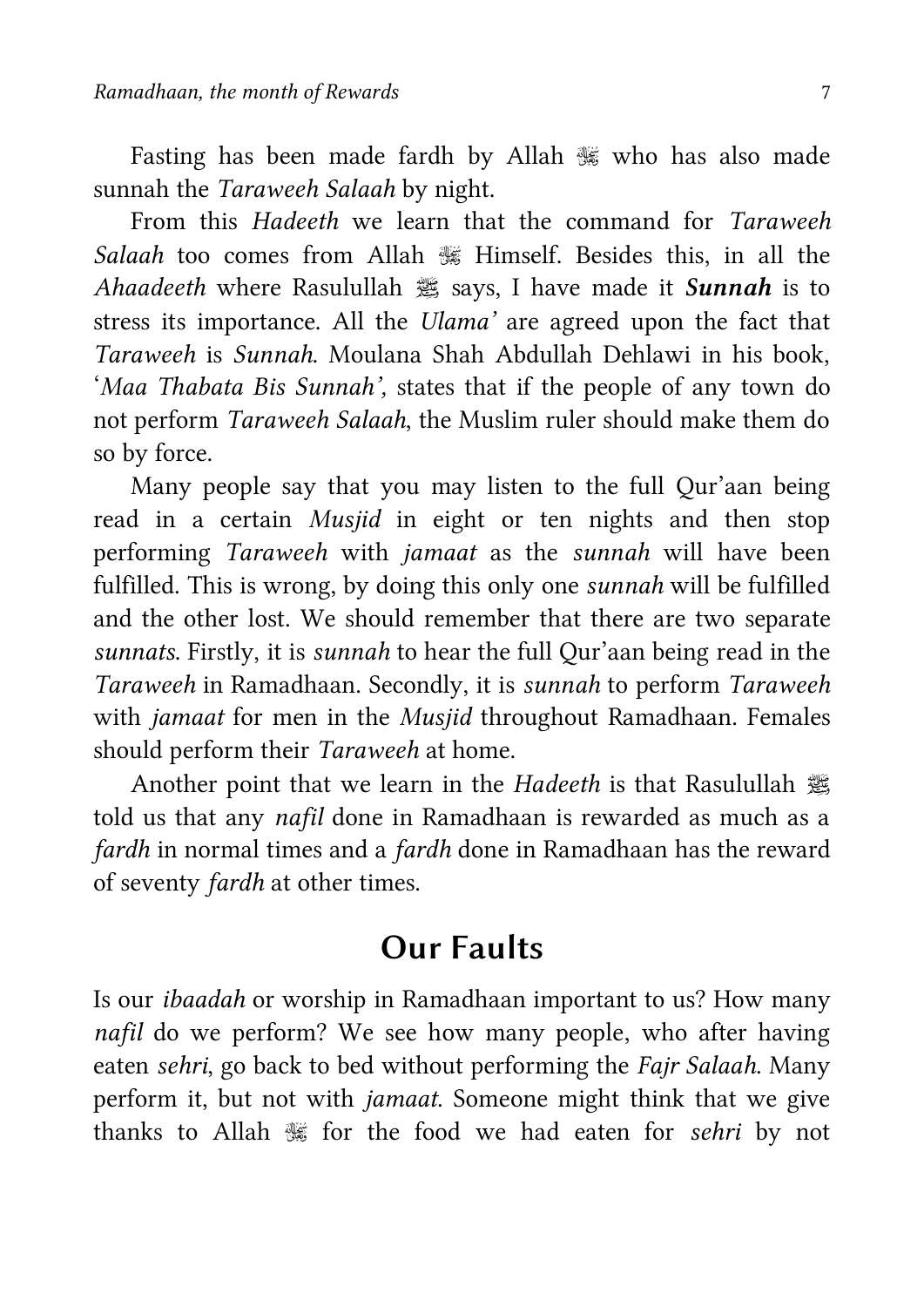Fasting has been made fardh by Allah ﷻ who has also made sunnah the *Taraweeh Salaah* by night.

From this *Hadeeth* we learn that the command for *Taraweeh Salaah* too comes from Allah ﷻ Himself. Besides this, in all the *Ahaadeeth* where Rasulullah ﷺ says, I have made it ***Sunnah*** is to stress its importance. All the *Ulama'* are agreed upon the fact that *Taraweeh* is *Sunnah.* Moulana Shah Abdullah Dehlawi in his book, '*Maa Thabata Bis Sunnah',* states that if the people of any town do not perform *Taraweeh Salaah*, the Muslim ruler should make them do so by force.

Many people say that you may listen to the full Qur'aan being read in a certain *Musjid* in eight or ten nights and then stop performing *Taraweeh* with *jamaat* as the *sunnah* will have been fulfilled. This is wrong, by doing this only one *sunnah* will be fulfilled and the other lost. We should remember that there are two separate *sunnats.* Firstly, it is *sunnah* to hear the full Qur'aan being read in the *Taraweeh* in Ramadhaan. Secondly, it is *sunnah* to perform *Taraweeh* with *jamaat* for men in the *Musjid* throughout Ramadhaan. Females should perform their *Taraweeh* at home.

Another point that we learn in the *Hadeeth* is that Rasulullah ﷺ told us that any *nafil* done in Ramadhaan is rewarded as much as a *fardh* in normal times and a *fardh* done in Ramadhaan has the reward of seventy *fardh* at other times.

## Our Faults

Is our *ibaadah* or worship in Ramadhaan important to us? How many *nafil* do we perform? We see how many people, who after having eaten *sehri*, go back to bed without performing the *Fajr Salaah.* Many perform it, but not with *jamaat.* Someone might think that we give thanks to Allah ﷻ for the food we had eaten for *sehri* by not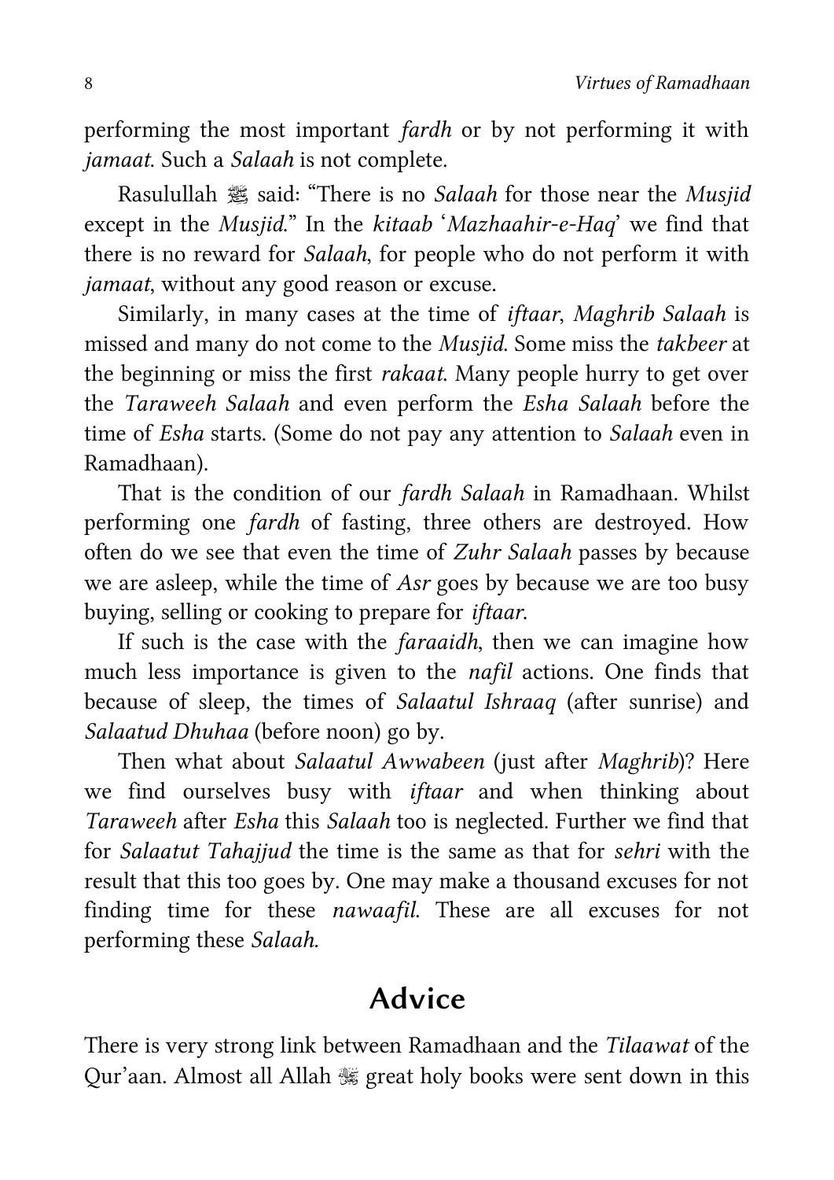performing the most important *fardh* or by not performing it with *jamaat*. Such a *Salaah* is not complete.

Rasulullah ﷺ said: "There is no *Salaah* for those near the *Musjid* except in the *Musjid*." In the *kitaab* '*Mazhaahir-e-Haq*' we find that there is no reward for *Salaah*, for people who do not perform it with *jamaat*, without any good reason or excuse.

Similarly, in many cases at the time of *iftaar*, *Maghrib Salaah* is missed and many do not come to the *Musjid*. Some miss the *takbeer* at the beginning or miss the first *rakaat*. Many people hurry to get over the *Taraweeh Salaah* and even perform the *Esha Salaah* before the time of *Esha* starts. (Some do not pay any attention to *Salaah* even in Ramadhaan).

That is the condition of our *fardh Salaah* in Ramadhaan. Whilst performing one *fardh* of fasting, three others are destroyed. How often do we see that even the time of *Zuhr Salaah* passes by because we are asleep, while the time of *Asr* goes by because we are too busy buying, selling or cooking to prepare for *iftaar*.

If such is the case with the *faraaidh*, then we can imagine how much less importance is given to the *nafil* actions. One finds that because of sleep, the times of *Salaatul Ishraaq* (after sunrise) and *Salaatud Dhuhaa* (before noon) go by.

Then what about *Salaatul Awwabeen* (just after *Maghrib*)? Here we find ourselves busy with *iftaar* and when thinking about *Taraweeh* after *Esha* this *Salaah* too is neglected. Further we find that for *Salaatut Tahajjud* the time is the same as that for *sehri* with the result that this too goes by. One may make a thousand excuses for not finding time for these *nawaafil*. These are all excuses for not performing these *Salaah*.

## Advice

There is very strong link between Ramadhaan and the *Tilaawat* of the Qur'aan. Almost all Allah ﷻ great holy books were sent down in this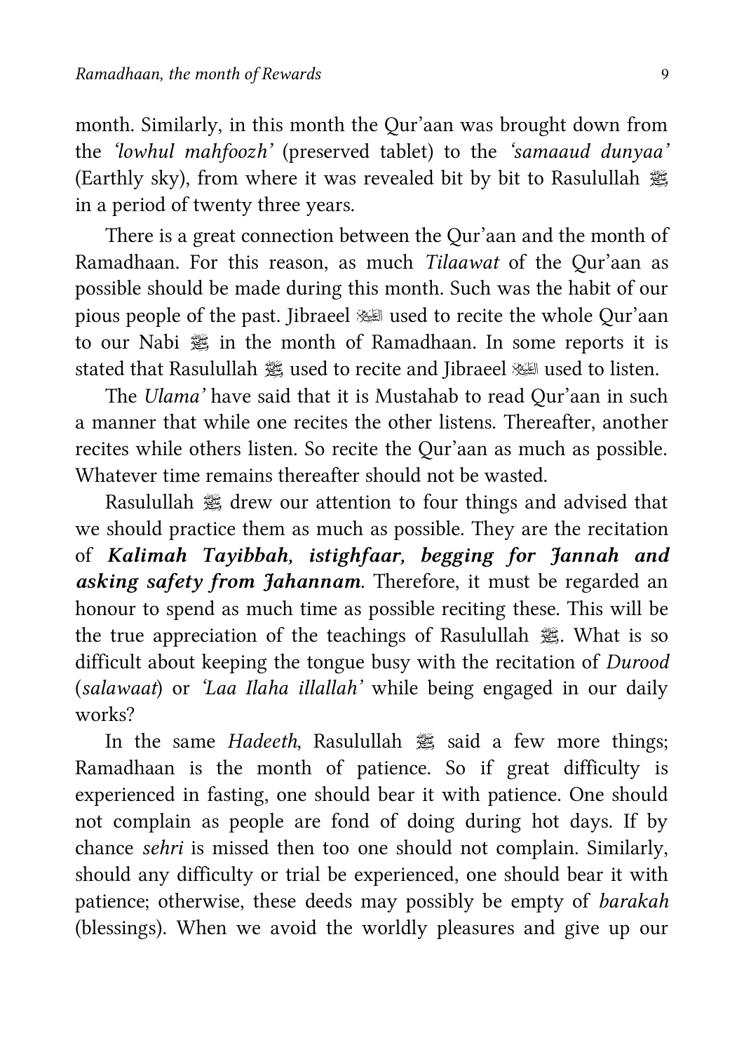month. Similarly, in this month the Qur'aan was brought down from the *'lowhul mahfoozh'* (preserved tablet) to the *'samaaud dunyaa'* (Earthly sky), from where it was revealed bit by bit to Rasulullah ﷺ in a period of twenty three years.

There is a great connection between the Qur'aan and the month of Ramadhaan. For this reason, as much *Tilaawat* of the Qur'aan as possible should be made during this month. Such was the habit of our pious people of the past. Jibraeel ﵇ used to recite the whole Qur'aan to our Nabi ﷺ in the month of Ramadhaan. In some reports it is stated that Rasulullah ﷺ used to recite and Jibraeel ﵇ used to listen.

The *Ulama'* have said that it is Mustahab to read Qur'aan in such a manner that while one recites the other listens. Thereafter, another recites while others listen. So recite the Qur'aan as much as possible. Whatever time remains thereafter should not be wasted.

Rasulullah ﷺ drew our attention to four things and advised that we should practice them as much as possible. They are the recitation of ***Kalimah Tayibbah, istighfaar, begging for Jannah and asking safety from Jahannam***. Therefore, it must be regarded an honour to spend as much time as possible reciting these. This will be the true appreciation of the teachings of Rasulullah ﷺ. What is so difficult about keeping the tongue busy with the recitation of *Durood* (*salawaat*) or *'Laa Ilaha illallah'* while being engaged in our daily works?

In the same *Hadeeth*, Rasulullah ﷺ said a few more things; Ramadhaan is the month of patience. So if great difficulty is experienced in fasting, one should bear it with patience. One should not complain as people are fond of doing during hot days. If by chance *sehri* is missed then too one should not complain. Similarly, should any difficulty or trial be experienced, one should bear it with patience; otherwise, these deeds may possibly be empty of *barakah* (blessings). When we avoid the worldly pleasures and give up our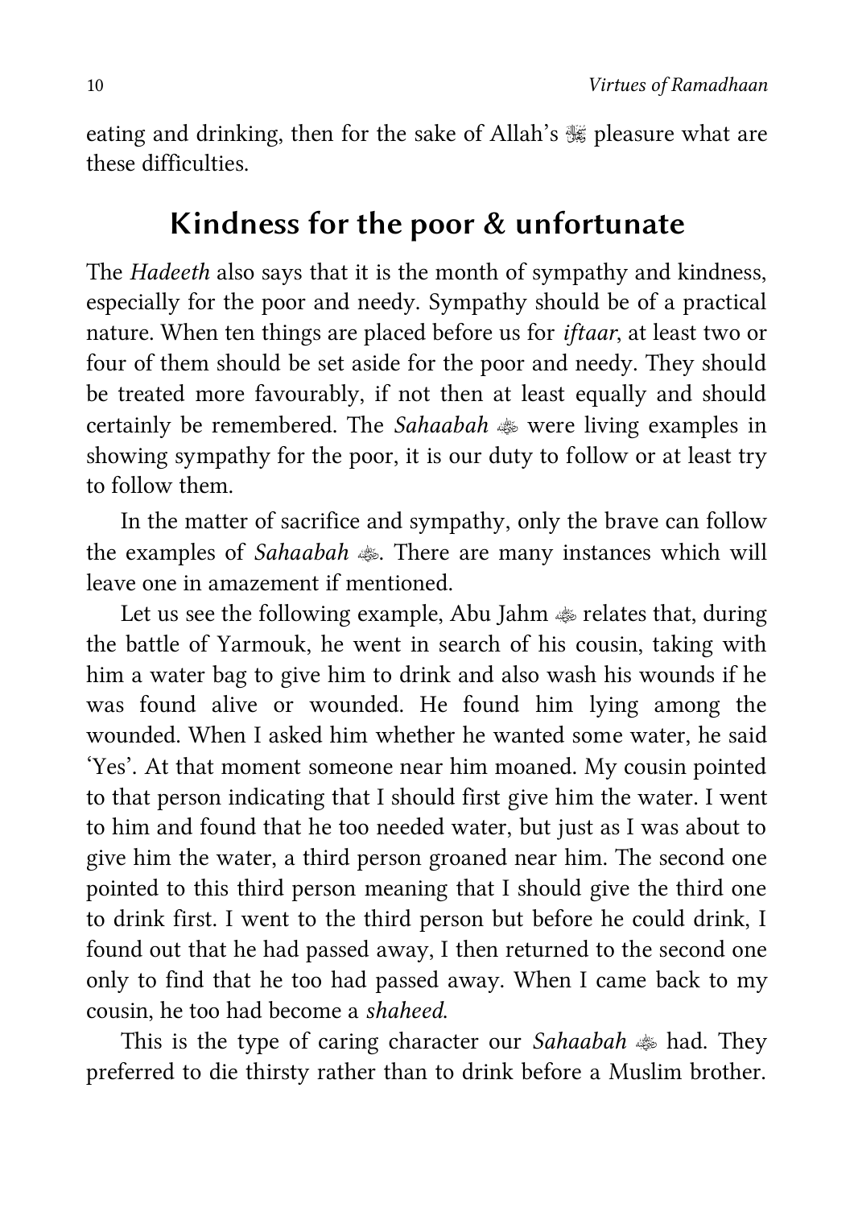eating and drinking, then for the sake of Allah's ﷻ pleasure what are these difficulties.

## Kindness for the poor & unfortunate

The *Hadeeth* also says that it is the month of sympathy and kindness, especially for the poor and needy. Sympathy should be of a practical nature. When ten things are placed before us for *iftaar*, at least two or four of them should be set aside for the poor and needy. They should be treated more favourably, if not then at least equally and should certainly be remembered. The *Sahaabah* ﵃ were living examples in showing sympathy for the poor, it is our duty to follow or at least try to follow them.

In the matter of sacrifice and sympathy, only the brave can follow the examples of *Sahaabah* ﵃. There are many instances which will leave one in amazement if mentioned.

Let us see the following example, Abu Jahm ﵁ relates that, during the battle of Yarmouk, he went in search of his cousin, taking with him a water bag to give him to drink and also wash his wounds if he was found alive or wounded. He found him lying among the wounded. When I asked him whether he wanted some water, he said 'Yes'. At that moment someone near him moaned. My cousin pointed to that person indicating that I should first give him the water. I went to him and found that he too needed water, but just as I was about to give him the water, a third person groaned near him. The second one pointed to this third person meaning that I should give the third one to drink first. I went to the third person but before he could drink, I found out that he had passed away, I then returned to the second one only to find that he too had passed away. When I came back to my cousin, he too had become a *shaheed*.

This is the type of caring character our *Sahaabah* ﵃ had. They preferred to die thirsty rather than to drink before a Muslim brother.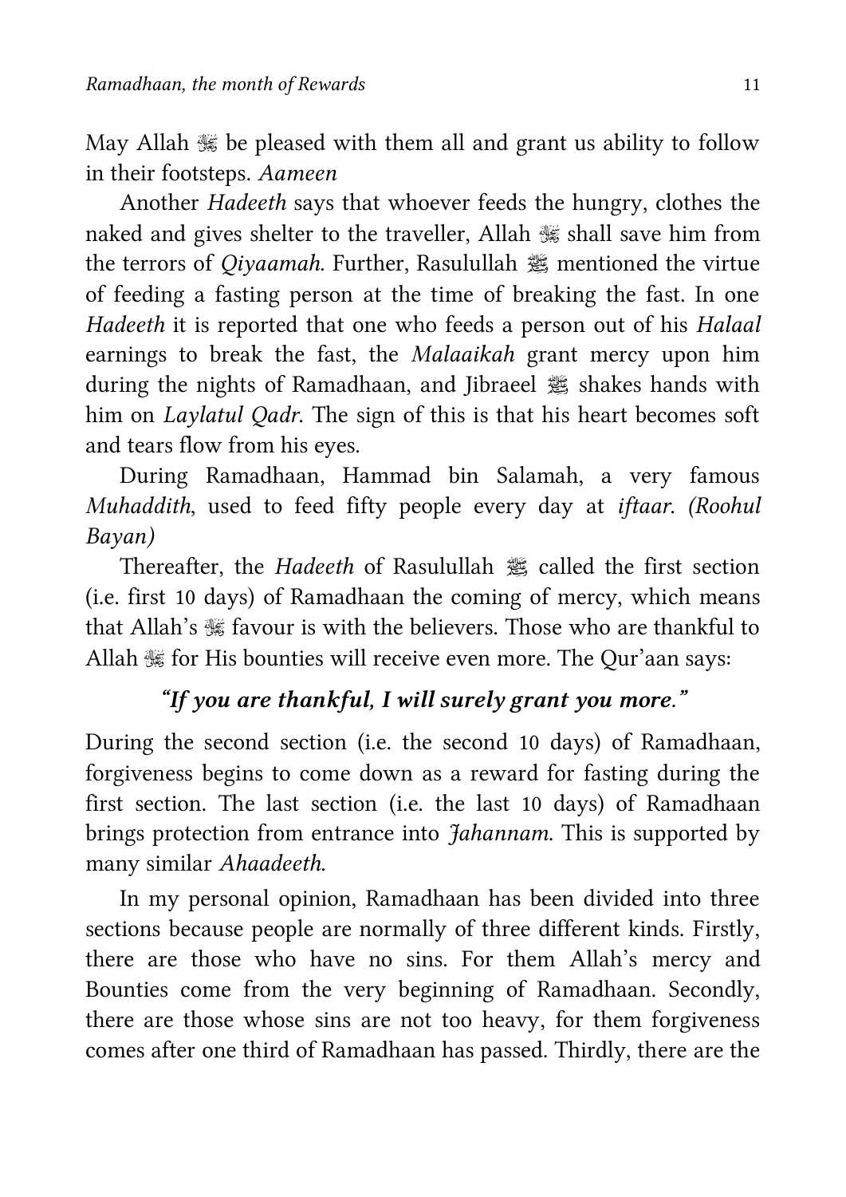May Allah ﷻ be pleased with them all and grant us ability to follow in their footsteps. *Aameen*

Another *Hadeeth* says that whoever feeds the hungry, clothes the naked and gives shelter to the traveller, Allah ﷻ shall save him from the terrors of *Qiyaamah*. Further, Rasulullah ﷺ mentioned the virtue of feeding a fasting person at the time of breaking the fast. In one *Hadeeth* it is reported that one who feeds a person out of his *Halaal* earnings to break the fast, the *Malaaikah* grant mercy upon him during the nights of Ramadhaan, and Jibraeel ﷺ shakes hands with him on *Laylatul Qadr*. The sign of this is that his heart becomes soft and tears flow from his eyes.

During Ramadhaan, Hammad bin Salamah, a very famous *Muhaddith*, used to feed fifty people every day at *iftaar*. *(Roohul Bayan)*

Thereafter, the *Hadeeth* of Rasulullah ﷺ called the first section (i.e. first 10 days) of Ramadhaan the coming of mercy, which means that Allah's ﷻ favour is with the believers. Those who are thankful to Allah ﷻ for His bounties will receive even more. The Qur'aan says:

***"If you are thankful, I will surely grant you more."***

During the second section (i.e. the second 10 days) of Ramadhaan, forgiveness begins to come down as a reward for fasting during the first section. The last section (i.e. the last 10 days) of Ramadhaan brings protection from entrance into *Jahannam*. This is supported by many similar *Ahaadeeth*.

In my personal opinion, Ramadhaan has been divided into three sections because people are normally of three different kinds. Firstly, there are those who have no sins. For them Allah's mercy and Bounties come from the very beginning of Ramadhaan. Secondly, there are those whose sins are not too heavy, for them forgiveness comes after one third of Ramadhaan has passed. Thirdly, there are the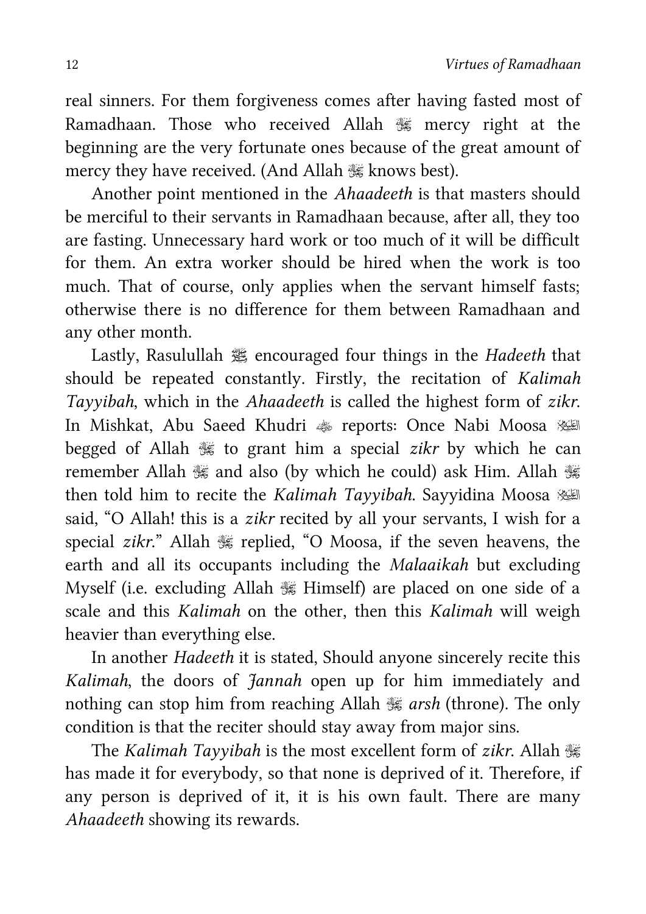real sinners. For them forgiveness comes after having fasted most of Ramadhaan. Those who received Allah ﷻ mercy right at the beginning are the very fortunate ones because of the great amount of mercy they have received. (And Allah ﷻ knows best).

Another point mentioned in the *Ahaadeeth* is that masters should be merciful to their servants in Ramadhaan because, after all, they too are fasting. Unnecessary hard work or too much of it will be difficult for them. An extra worker should be hired when the work is too much. That of course, only applies when the servant himself fasts; otherwise there is no difference for them between Ramadhaan and any other month.

Lastly, Rasulullah ﷺ encouraged four things in the *Hadeeth* that should be repeated constantly. Firstly, the recitation of *Kalimah Tayyibah*, which in the *Ahaadeeth* is called the highest form of *zikr*. In Mishkat, Abu Saeed Khudri ؓ reports: Once Nabi Moosa ؑ begged of Allah ﷻ to grant him a special *zikr* by which he can remember Allah ﷻ and also (by which he could) ask Him. Allah ﷻ then told him to recite the *Kalimah Tayyibah*. Sayyidina Moosa ؑ said, "O Allah! this is a *zikr* recited by all your servants, I wish for a special *zikr*." Allah ﷻ replied, "O Moosa, if the seven heavens, the earth and all its occupants including the *Malaaikah* but excluding Myself (i.e. excluding Allah ﷻ Himself) are placed on one side of a scale and this *Kalimah* on the other, then this *Kalimah* will weigh heavier than everything else.

In another *Hadeeth* it is stated, Should anyone sincerely recite this *Kalimah*, the doors of *Jannah* open up for him immediately and nothing can stop him from reaching Allah ﷻ *arsh* (throne). The only condition is that the reciter should stay away from major sins.

The *Kalimah Tayyibah* is the most excellent form of *zikr*. Allah ﷻ has made it for everybody, so that none is deprived of it. Therefore, if any person is deprived of it, it is his own fault. There are many *Ahaadeeth* showing its rewards.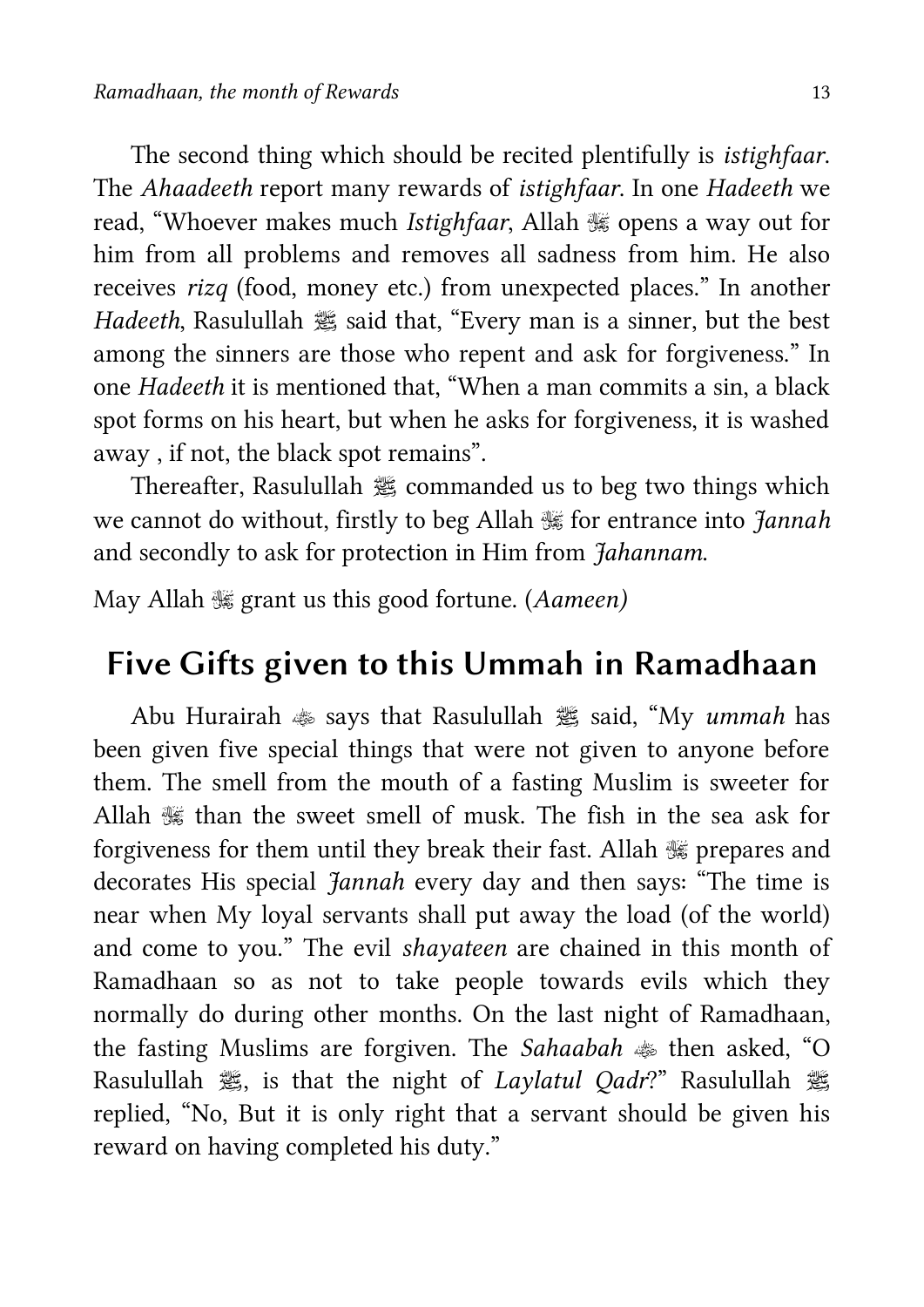The second thing which should be recited plentifully is *istighfaar*. The *Ahaadeeth* report many rewards of *istighfaar*. In one *Hadeeth* we read, "Whoever makes much *Istighfaar*, Allah ﷻ opens a way out for him from all problems and removes all sadness from him. He also receives *rizq* (food, money etc.) from unexpected places." In another *Hadeeth*, Rasulullah ﷺ said that, "Every man is a sinner, but the best among the sinners are those who repent and ask for forgiveness." In one *Hadeeth* it is mentioned that, "When a man commits a sin, a black spot forms on his heart, but when he asks for forgiveness, it is washed away , if not, the black spot remains".

Thereafter, Rasulullah ﷺ commanded us to beg two things which we cannot do without, firstly to beg Allah ﷻ for entrance into *Jannah* and secondly to ask for protection in Him from *Jahannam*.

May Allah ﷻ grant us this good fortune. (*Aameen)*

## Five Gifts given to this Ummah in Ramadhaan

Abu Hurairah ؓ says that Rasulullah ﷺ said, "My *ummah* has been given five special things that were not given to anyone before them. The smell from the mouth of a fasting Muslim is sweeter for Allah ﷻ than the sweet smell of musk. The fish in the sea ask for forgiveness for them until they break their fast. Allah ﷻ prepares and decorates His special *Jannah* every day and then says: "The time is near when My loyal servants shall put away the load (of the world) and come to you." The evil *shayateen* are chained in this month of Ramadhaan so as not to take people towards evils which they normally do during other months. On the last night of Ramadhaan, the fasting Muslims are forgiven. The *Sahaabah* ؓ then asked, "O Rasulullah ﷺ, is that the night of *Laylatul Qadr*?" Rasulullah ﷺ replied, "No, But it is only right that a servant should be given his reward on having completed his duty."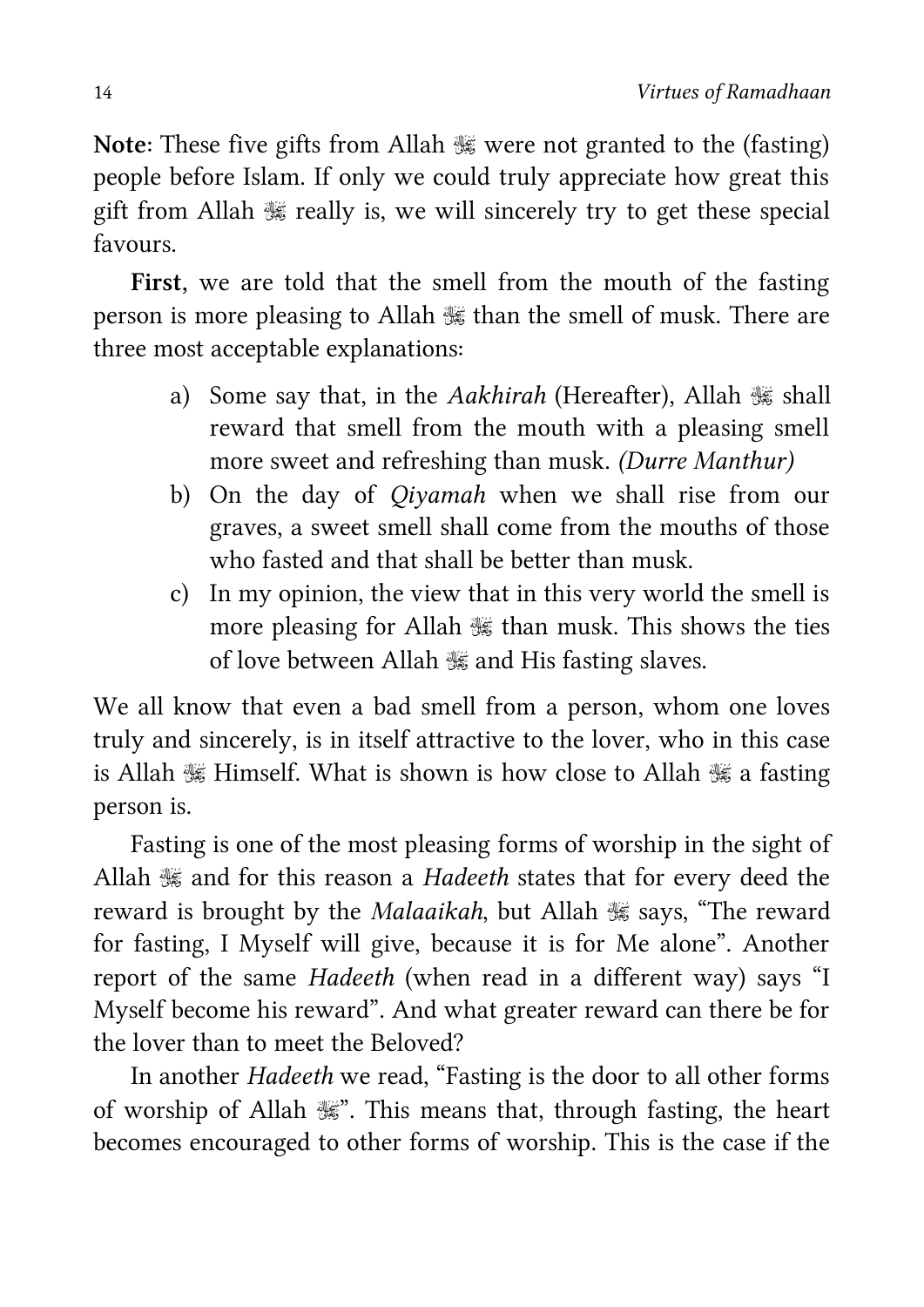**Note**: These five gifts from Allah ﷻ were not granted to the (fasting) people before Islam. If only we could truly appreciate how great this gift from Allah ﷻ really is, we will sincerely try to get these special favours.

**First**, we are told that the smell from the mouth of the fasting person is more pleasing to Allah ﷻ than the smell of musk. There are three most acceptable explanations:

a) Some say that, in the *Aakhirah* (Hereafter), Allah ﷻ shall reward that smell from the mouth with a pleasing smell more sweet and refreshing than musk. *(Durre Manthur)*
b) On the day of *Qiyamah* when we shall rise from our graves, a sweet smell shall come from the mouths of those who fasted and that shall be better than musk.
c) In my opinion, the view that in this very world the smell is more pleasing for Allah ﷻ than musk. This shows the ties of love between Allah ﷻ and His fasting slaves.

We all know that even a bad smell from a person, whom one loves truly and sincerely, is in itself attractive to the lover, who in this case is Allah ﷻ Himself. What is shown is how close to Allah ﷻ a fasting person is.

Fasting is one of the most pleasing forms of worship in the sight of Allah ﷻ and for this reason a *Hadeeth* states that for every deed the reward is brought by the *Malaaikah*, but Allah ﷻ says, "The reward for fasting, I Myself will give, because it is for Me alone". Another report of the same *Hadeeth* (when read in a different way) says "I Myself become his reward". And what greater reward can there be for the lover than to meet the Beloved?

In another *Hadeeth* we read, "Fasting is the door to all other forms of worship of Allah ﷻ". This means that, through fasting, the heart becomes encouraged to other forms of worship. This is the case if the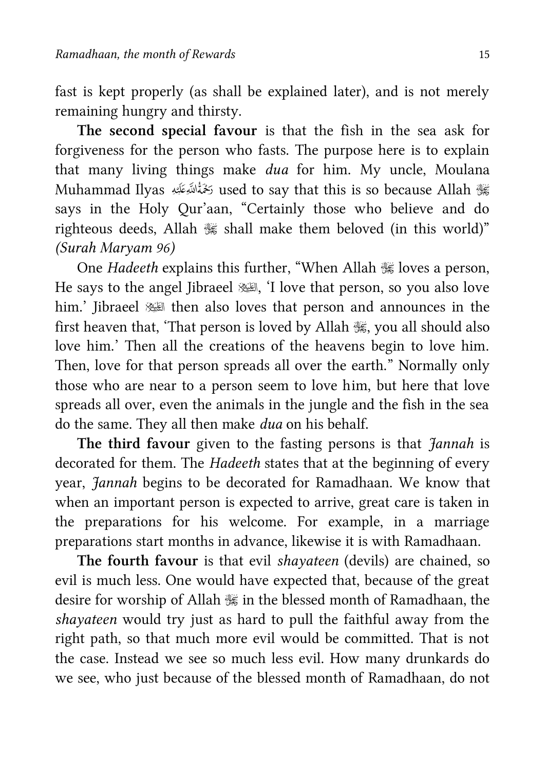fast is kept properly (as shall be explained later), and is not merely remaining hungry and thirsty.

**The second special favour** is that the fish in the sea ask for forgiveness for the person who fasts. The purpose here is to explain that many living things make *dua* for him. My uncle, Moulana Muhammad Ilyas رَحْمَةُ اللهِ عَلَيْه used to say that this is so because Allah ﷻ says in the Holy Qur'aan, "Certainly those who believe and do righteous deeds, Allah ﷻ shall make them beloved (in this world)" *(Surah Maryam 96)*

One *Hadeeth* explains this further, "When Allah ﷻ loves a person, He says to the angel Jibraeel عليه السلام, 'I love that person, so you also love him.' Jibraeel عليه السلام then also loves that person and announces in the first heaven that, 'That person is loved by Allah ﷻ, you all should also love him.' Then all the creations of the heavens begin to love him. Then, love for that person spreads all over the earth." Normally only those who are near to a person seem to love him, but here that love spreads all over, even the animals in the jungle and the fish in the sea do the same. They all then make *dua* on his behalf.

**The third favour** given to the fasting persons is that *Jannah* is decorated for them. The *Hadeeth* states that at the beginning of every year, *Jannah* begins to be decorated for Ramadhaan. We know that when an important person is expected to arrive, great care is taken in the preparations for his welcome. For example, in a marriage preparations start months in advance, likewise it is with Ramadhaan.

**The fourth favour** is that evil *shayateen* (devils) are chained, so evil is much less. One would have expected that, because of the great desire for worship of Allah ﷻ in the blessed month of Ramadhaan, the *shayateen* would try just as hard to pull the faithful away from the right path, so that much more evil would be committed. That is not the case. Instead we see so much less evil. How many drunkards do we see, who just because of the blessed month of Ramadhaan, do not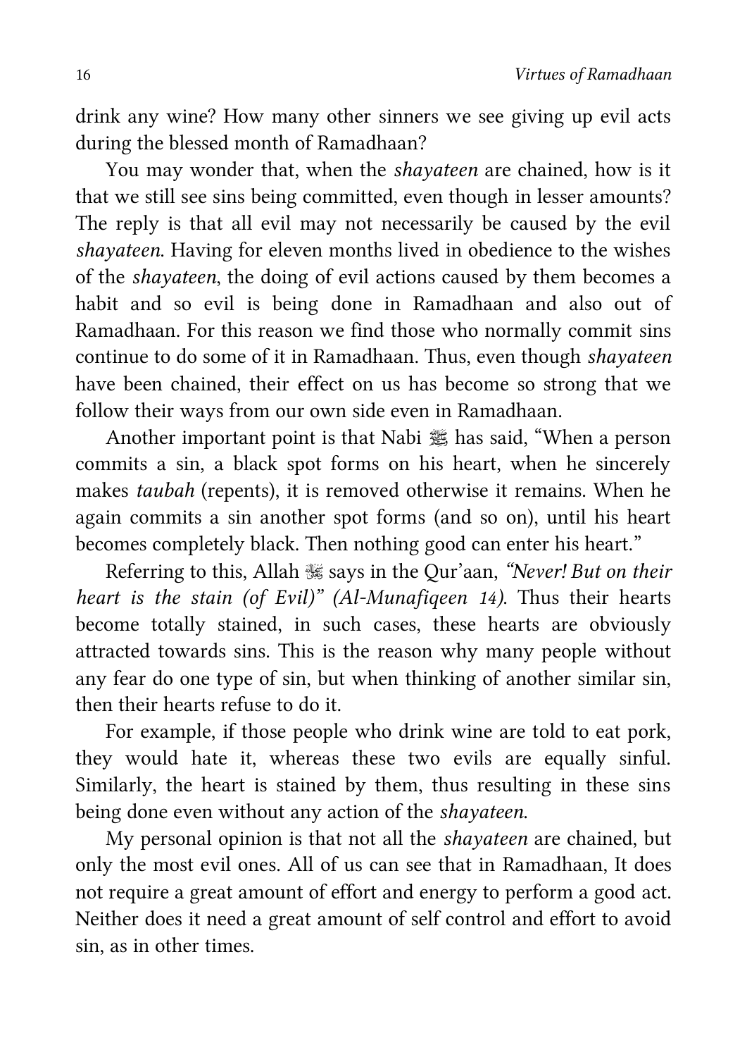drink any wine? How many other sinners we see giving up evil acts during the blessed month of Ramadhaan?

You may wonder that, when the *shayateen* are chained, how is it that we still see sins being committed, even though in lesser amounts? The reply is that all evil may not necessarily be caused by the evil *shayateen*. Having for eleven months lived in obedience to the wishes of the *shayateen*, the doing of evil actions caused by them becomes a habit and so evil is being done in Ramadhaan and also out of Ramadhaan. For this reason we find those who normally commit sins continue to do some of it in Ramadhaan. Thus, even though *shayateen* have been chained, their effect on us has become so strong that we follow their ways from our own side even in Ramadhaan.

Another important point is that Nabi ﷺ has said, "When a person commits a sin, a black spot forms on his heart, when he sincerely makes *taubah* (repents), it is removed otherwise it remains. When he again commits a sin another spot forms (and so on), until his heart becomes completely black. Then nothing good can enter his heart."

Referring to this, Allah ﷻ says in the Qur'aan, *"Never! But on their heart is the stain (of Evil)" (Al-Munafiqeen 14)*. Thus their hearts become totally stained, in such cases, these hearts are obviously attracted towards sins. This is the reason why many people without any fear do one type of sin, but when thinking of another similar sin, then their hearts refuse to do it.

For example, if those people who drink wine are told to eat pork, they would hate it, whereas these two evils are equally sinful. Similarly, the heart is stained by them, thus resulting in these sins being done even without any action of the *shayateen*.

My personal opinion is that not all the *shayateen* are chained, but only the most evil ones. All of us can see that in Ramadhaan, It does not require a great amount of effort and energy to perform a good act. Neither does it need a great amount of self control and effort to avoid sin, as in other times.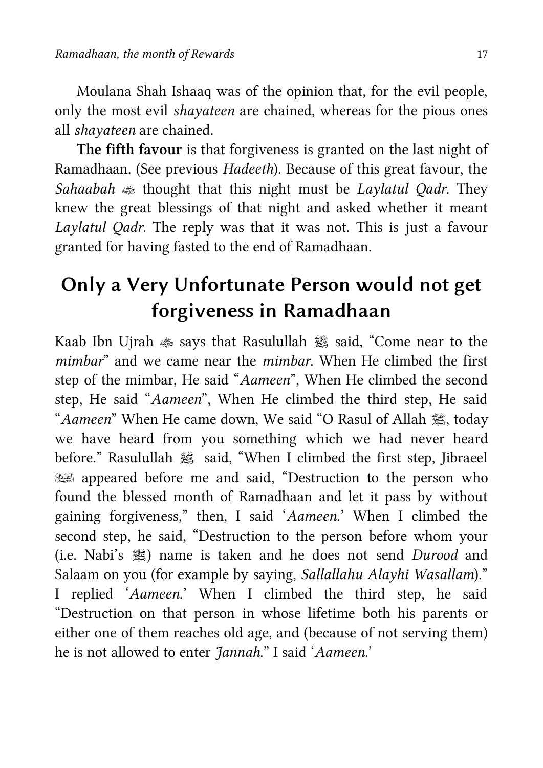Moulana Shah Ishaaq was of the opinion that, for the evil people, only the most evil *shayateen* are chained, whereas for the pious ones all *shayateen* are chained.

**The fifth favour** is that forgiveness is granted on the last night of Ramadhaan. (See previous *Hadeeth*). Because of this great favour, the *Sahaabah* ؓ thought that this night must be *Laylatul Qadr*. They knew the great blessings of that night and asked whether it meant *Laylatul Qadr*. The reply was that it was not. This is just a favour granted for having fasted to the end of Ramadhaan.

## Only a Very Unfortunate Person would not get forgiveness in Ramadhaan

Kaab Ibn Ujrah ؓ says that Rasulullah ﷺ said, "Come near to the *mimbar*" and we came near the *mimbar*. When He climbed the first step of the mimbar, He said "*Aameen*", When He climbed the second step, He said "*Aameen*", When He climbed the third step, He said "*Aameen*" When He came down, We said "O Rasul of Allah ﷺ, today we have heard from you something which we had never heard before." Rasulullah ﷺ said, "When I climbed the first step, Jibraeel ؑ appeared before me and said, "Destruction to the person who found the blessed month of Ramadhaan and let it pass by without gaining forgiveness," then, I said '*Aameen*.' When I climbed the second step, he said, "Destruction to the person before whom your (i.e. Nabi's ﷺ) name is taken and he does not send *Durood* and Salaam on you (for example by saying, *Sallallahu Alayhi Wasallam*)." I replied '*Aameen*.' When I climbed the third step, he said "Destruction on that person in whose lifetime both his parents or either one of them reaches old age, and (because of not serving them) he is not allowed to enter *Jannah*." I said '*Aameen*.'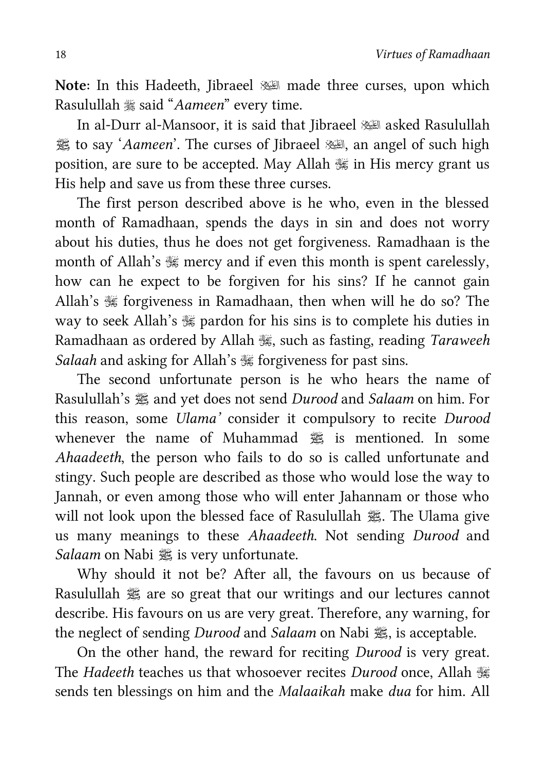**Note**: In this Hadeeth, Jibraeel ﷺ made three curses, upon which Rasulullah ﷺ said "*Aameen*" every time.

In al-Durr al-Mansoor, it is said that Jibraeel ﷺ asked Rasulullah ﷺ to say '*Aameen*'. The curses of Jibraeel ﷺ, an angel of such high position, are sure to be accepted. May Allah ﷻ in His mercy grant us His help and save us from these three curses.

The first person described above is he who, even in the blessed month of Ramadhaan, spends the days in sin and does not worry about his duties, thus he does not get forgiveness. Ramadhaan is the month of Allah's ﷻ mercy and if even this month is spent carelessly, how can he expect to be forgiven for his sins? If he cannot gain Allah's ﷻ forgiveness in Ramadhaan, then when will he do so? The way to seek Allah's ﷻ pardon for his sins is to complete his duties in Ramadhaan as ordered by Allah ﷻ, such as fasting, reading *Taraweeh Salaah* and asking for Allah's ﷻ forgiveness for past sins.

The second unfortunate person is he who hears the name of Rasulullah's ﷺ and yet does not send *Durood* and *Salaam* on him. For this reason, some *Ulama'* consider it compulsory to recite *Durood* whenever the name of Muhammad ﷺ is mentioned. In some *Ahaadeeth*, the person who fails to do so is called unfortunate and stingy. Such people are described as those who would lose the way to Jannah, or even among those who will enter Jahannam or those who will not look upon the blessed face of Rasulullah ﷺ. The Ulama give us many meanings to these *Ahaadeeth*. Not sending *Durood* and *Salaam* on Nabi ﷺ is very unfortunate.

Why should it not be? After all, the favours on us because of Rasulullah ﷺ are so great that our writings and our lectures cannot describe. His favours on us are very great. Therefore, any warning, for the neglect of sending *Durood* and *Salaam* on Nabi ﷺ, is acceptable.

On the other hand, the reward for reciting *Durood* is very great. The *Hadeeth* teaches us that whosoever recites *Durood* once, Allah ﷻ sends ten blessings on him and the *Malaaikah* make *dua* for him. All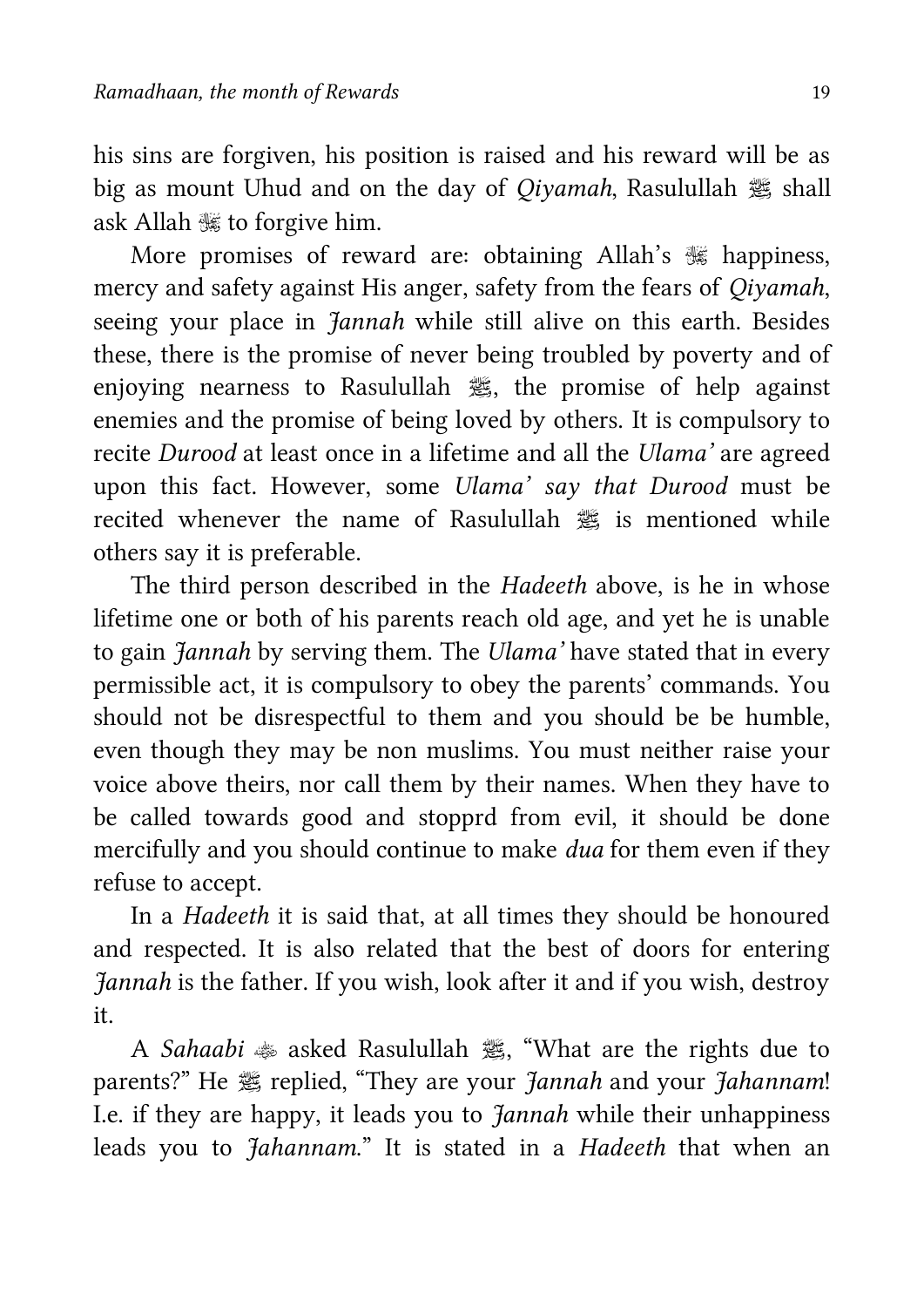his sins are forgiven, his position is raised and his reward will be as big as mount Uhud and on the day of *Qiyamah*, Rasulullah ﷺ shall ask Allah ﷻ to forgive him.

More promises of reward are: obtaining Allah's ﷻ happiness, mercy and safety against His anger, safety from the fears of *Qiyamah*, seeing your place in *Jannah* while still alive on this earth. Besides these, there is the promise of never being troubled by poverty and of enjoying nearness to Rasulullah ﷺ, the promise of help against enemies and the promise of being loved by others. It is compulsory to recite *Durood* at least once in a lifetime and all the *Ulama'* are agreed upon this fact. However, some *Ulama' say that Durood* must be recited whenever the name of Rasulullah ﷺ is mentioned while others say it is preferable.

The third person described in the *Hadeeth* above, is he in whose lifetime one or both of his parents reach old age, and yet he is unable to gain *Jannah* by serving them. The *Ulama'* have stated that in every permissible act, it is compulsory to obey the parents' commands. You should not be disrespectful to them and you should be be humble, even though they may be non muslims. You must neither raise your voice above theirs, nor call them by their names. When they have to be called towards good and stopprd from evil, it should be done mercifully and you should continue to make *dua* for them even if they refuse to accept.

In a *Hadeeth* it is said that, at all times they should be honoured and respected. It is also related that the best of doors for entering *Jannah* is the father. If you wish, look after it and if you wish, destroy it.

A *Sahaabi* ؓ asked Rasulullah ﷺ, "What are the rights due to parents?" He ﷺ replied, "They are your *Jannah* and your *Jahannam*! I.e. if they are happy, it leads you to *Jannah* while their unhappiness leads you to *Jahannam*." It is stated in a *Hadeeth* that when an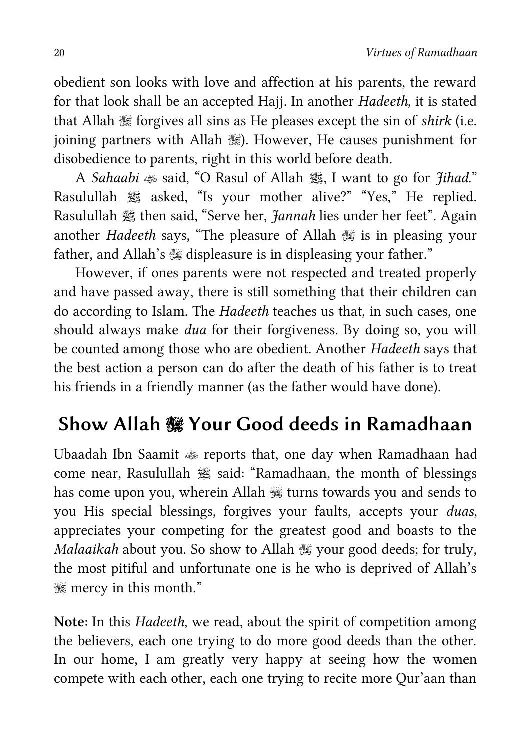obedient son looks with love and affection at his parents, the reward for that look shall be an accepted Hajj. In another *Hadeeth*, it is stated that Allah ﷻ forgives all sins as He pleases except the sin of *shirk* (i.e. joining partners with Allah ﷻ). However, He causes punishment for disobedience to parents, right in this world before death.

A *Sahaabi* ؓ said, "O Rasul of Allah ﷺ, I want to go for *Jihad*." Rasulullah ﷺ asked, "Is your mother alive?" "Yes," He replied. Rasulullah ﷺ then said, "Serve her, *Jannah* lies under her feet". Again another *Hadeeth* says, "The pleasure of Allah ﷻ is in pleasing your father, and Allah's ﷻ displeasure is in displeasing your father."

However, if ones parents were not respected and treated properly and have passed away, there is still something that their children can do according to Islam. The *Hadeeth* teaches us that, in such cases, one should always make *dua* for their forgiveness. By doing so, you will be counted among those who are obedient. Another *Hadeeth* says that the best action a person can do after the death of his father is to treat his friends in a friendly manner (as the father would have done).

## Show Allah ﷻ Your Good deeds in Ramadhaan

Ubaadah Ibn Saamit ؓ reports that, one day when Ramadhaan had come near, Rasulullah ﷺ said: "Ramadhaan, the month of blessings has come upon you, wherein Allah ﷻ turns towards you and sends to you His special blessings, forgives your faults, accepts your *duas*, appreciates your competing for the greatest good and boasts to the *Malaaikah* about you. So show to Allah ﷻ your good deeds; for truly, the most pitiful and unfortunate one is he who is deprived of Allah's ﷻ mercy in this month."

**Note**: In this *Hadeeth*, we read, about the spirit of competition among the believers, each one trying to do more good deeds than the other. In our home, I am greatly very happy at seeing how the women compete with each other, each one trying to recite more Qur'aan than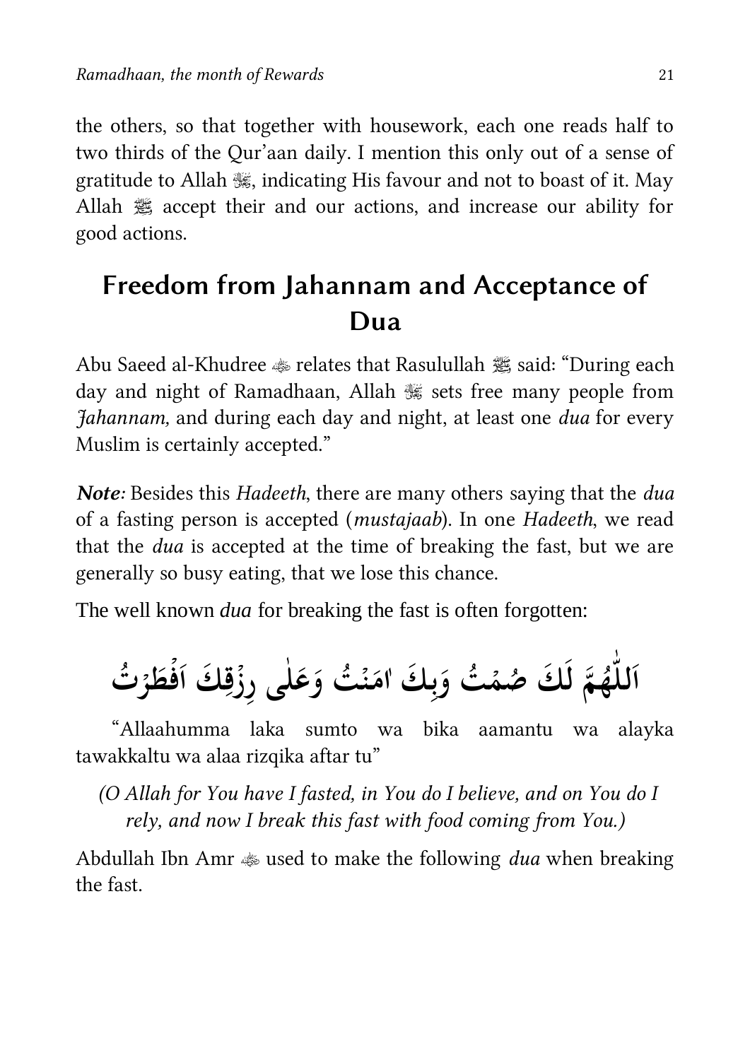the others, so that together with housework, each one reads half to two thirds of the Qur'aan daily. I mention this only out of a sense of gratitude to Allah ﷻ, indicating His favour and not to boast of it. May Allah ﷻ accept their and our actions, and increase our ability for good actions.

## Freedom from Jahannam and Acceptance of Dua

Abu Saeed al-Khudree ؓ relates that Rasulullah ﷺ said: "During each day and night of Ramadhaan, Allah ﷻ sets free many people from *Jahannam,* and during each day and night, at least one *dua* for every Muslim is certainly accepted."

***Note:*** Besides this *Hadeeth*, there are many others saying that the *dua* of a fasting person is accepted (*mustajaab*). In one *Hadeeth*, we read that the *dua* is accepted at the time of breaking the fast, but we are generally so busy eating, that we lose this chance.

The well known *dua* for breaking the fast is often forgotten:

اَللّٰهُمَّ لَكَ صُمْتُ وَبِكَ اٰمَنْتُ وَعَلٰى رِزْقِكَ اَفْطَرْتُ

"Allaahumma laka sumto wa bika aamantu wa alayka tawakkaltu wa alaa rizqika aftar tu"

*(O Allah for You have I fasted, in You do I believe, and on You do I rely, and now I break this fast with food coming from You.)*

Abdullah Ibn Amr ؓ used to make the following *dua* when breaking the fast.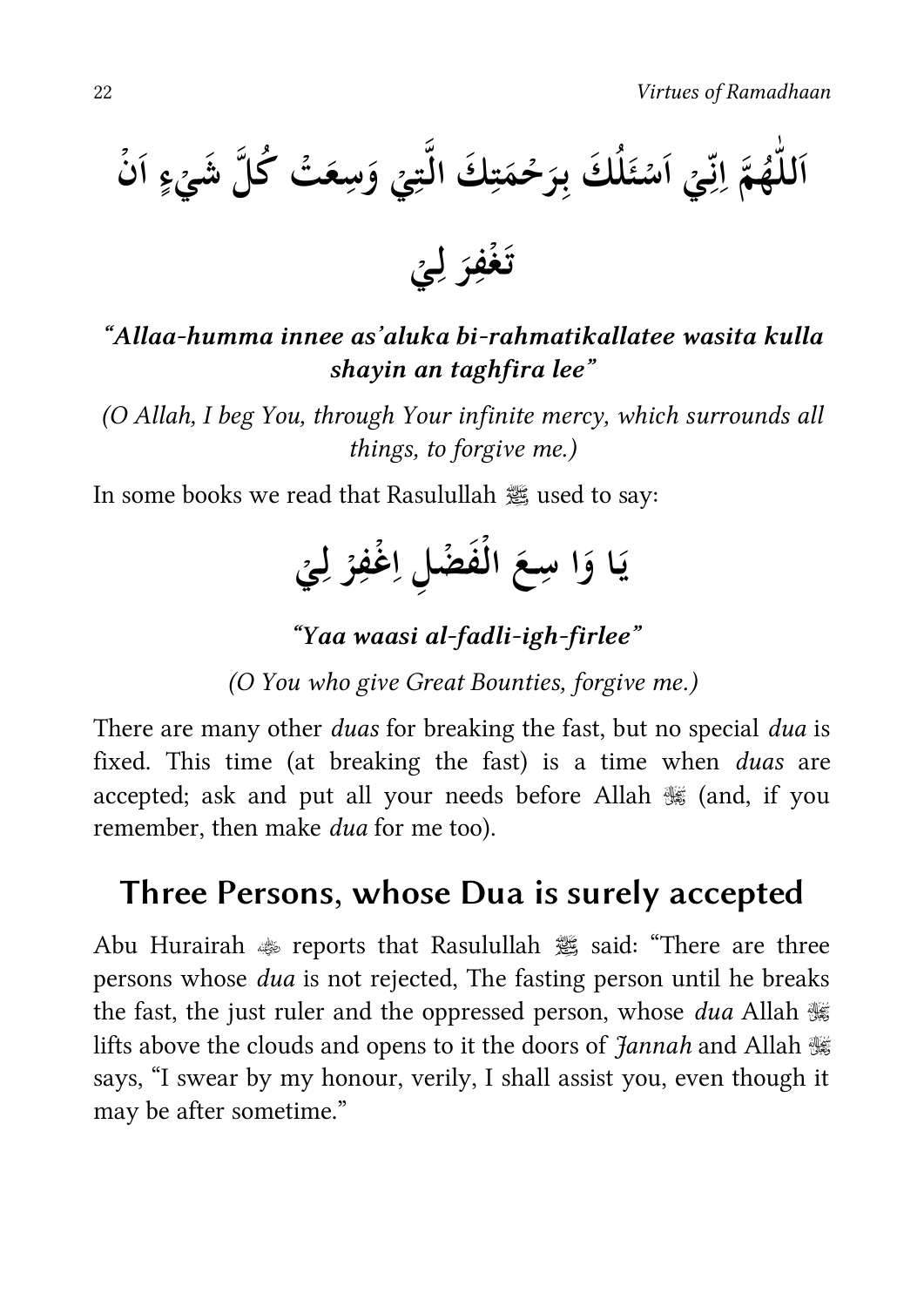اَللّٰهُمَّ اِنِّيْ اَسْئَلُكَ بِرَحْمَتِكَ الَّتِيْ وَسِعَتْ كُلَّ شَيْءٍ اَنْ تَغْفِرَ لِيْ

***"Allaa-humma innee as'aluka bi-rahmatikallatee wasita kulla shayin an taghfira lee"***

*(O Allah, I beg You, through Your infinite mercy, which surrounds all things, to forgive me.)*

In some books we read that Rasulullah ﷺ used to say:

يَا وَا سِعَ الْفَضْلِ اِغْفِرْ لِيْ

***"Yaa waasi al-fadli-igh-firlee"***

*(O You who give Great Bounties, forgive me.)*

There are many other *duas* for breaking the fast, but no special *dua* is fixed. This time (at breaking the fast) is a time when *duas* are accepted; ask and put all your needs before Allah ﷻ (and, if you remember, then make *dua* for me too).

## Three Persons, whose Dua is surely accepted

Abu Hurairah ؓ reports that Rasulullah ﷺ said: "There are three persons whose *dua* is not rejected, The fasting person until he breaks the fast, the just ruler and the oppressed person, whose *dua* Allah ﷻ lifts above the clouds and opens to it the doors of *Jannah* and Allah ﷻ says, "I swear by my honour, verily, I shall assist you, even though it may be after sometime."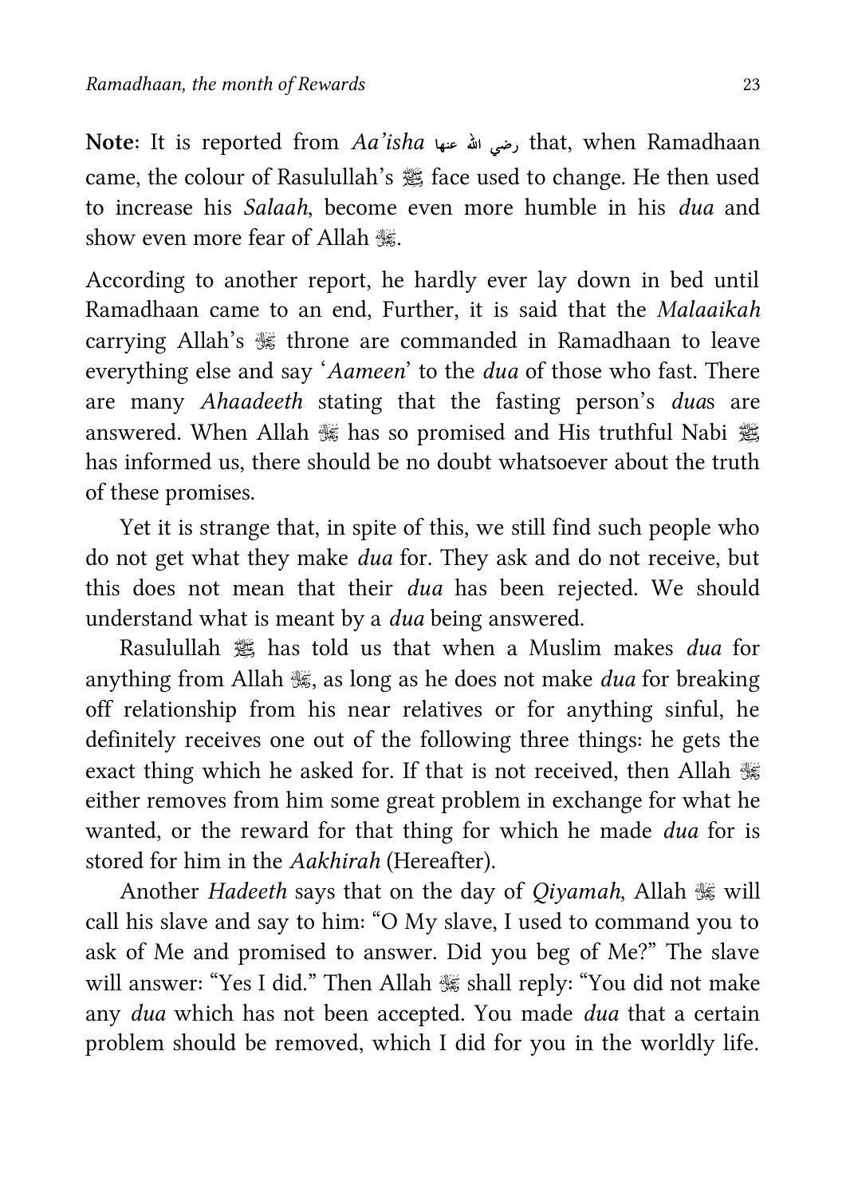**Note**: It is reported from *Aa'isha* رضي الله عنها that, when Ramadhaan came, the colour of Rasulullah's ﷺ face used to change. He then used to increase his *Salaah*, become even more humble in his *dua* and show even more fear of Allah ﷻ.

According to another report, he hardly ever lay down in bed until Ramadhaan came to an end, Further, it is said that the *Malaaikah* carrying Allah's ﷻ throne are commanded in Ramadhaan to leave everything else and say '*Aameen*' to the *dua* of those who fast. There are many *Ahaadeeth* stating that the fasting person's *dua*s are answered. When Allah ﷻ has so promised and His truthful Nabi ﷺ has informed us, there should be no doubt whatsoever about the truth of these promises.

Yet it is strange that, in spite of this, we still find such people who do not get what they make *dua* for. They ask and do not receive, but this does not mean that their *dua* has been rejected. We should understand what is meant by a *dua* being answered.

Rasulullah ﷺ has told us that when a Muslim makes *dua* for anything from Allah ﷻ, as long as he does not make *dua* for breaking off relationship from his near relatives or for anything sinful, he definitely receives one out of the following three things: he gets the exact thing which he asked for. If that is not received, then Allah ﷻ either removes from him some great problem in exchange for what he wanted, or the reward for that thing for which he made *dua* for is stored for him in the *Aakhirah* (Hereafter).

Another *Hadeeth* says that on the day of *Qiyamah*, Allah ﷻ will call his slave and say to him: "O My slave, I used to command you to ask of Me and promised to answer. Did you beg of Me?" The slave will answer: "Yes I did." Then Allah ﷻ shall reply: "You did not make any *dua* which has not been accepted. You made *dua* that a certain problem should be removed, which I did for you in the worldly life.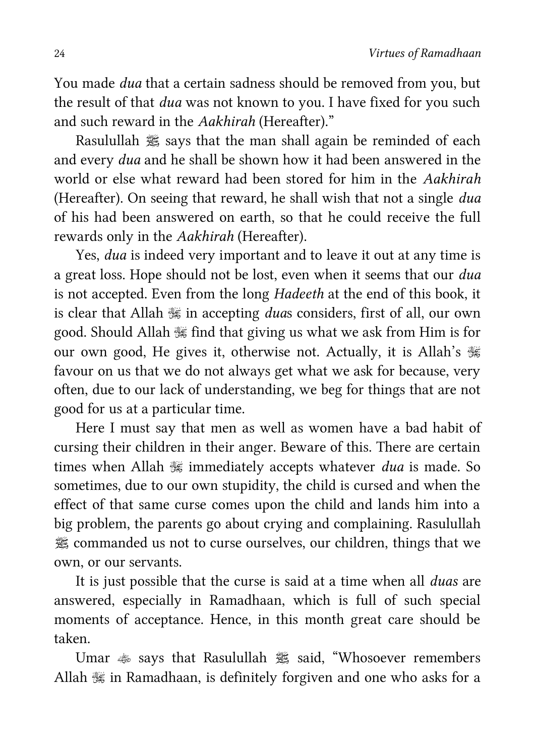You made *dua* that a certain sadness should be removed from you, but the result of that *dua* was not known to you. I have fixed for you such and such reward in the *Aakhirah* (Hereafter)."

Rasulullah ﷺ says that the man shall again be reminded of each and every *dua* and he shall be shown how it had been answered in the world or else what reward had been stored for him in the *Aakhirah* (Hereafter). On seeing that reward, he shall wish that not a single *dua* of his had been answered on earth, so that he could receive the full rewards only in the *Aakhirah* (Hereafter).

Yes, *dua* is indeed very important and to leave it out at any time is a great loss. Hope should not be lost, even when it seems that our *dua* is not accepted. Even from the long *Hadeeth* at the end of this book, it is clear that Allah ﷻ in accepting *dua*s considers, first of all, our own good. Should Allah ﷻ find that giving us what we ask from Him is for our own good, He gives it, otherwise not. Actually, it is Allah's ﷻ favour on us that we do not always get what we ask for because, very often, due to our lack of understanding, we beg for things that are not good for us at a particular time.

Here I must say that men as well as women have a bad habit of cursing their children in their anger. Beware of this. There are certain times when Allah ﷻ immediately accepts whatever *dua* is made. So sometimes, due to our own stupidity, the child is cursed and when the effect of that same curse comes upon the child and lands him into a big problem, the parents go about crying and complaining. Rasulullah ﷺ commanded us not to curse ourselves, our children, things that we own, or our servants.

It is just possible that the curse is said at a time when all *duas* are answered, especially in Ramadhaan, which is full of such special moments of acceptance. Hence, in this month great care should be taken.

Umar ؓ says that Rasulullah ﷺ said, "Whosoever remembers Allah ﷻ in Ramadhaan, is definitely forgiven and one who asks for a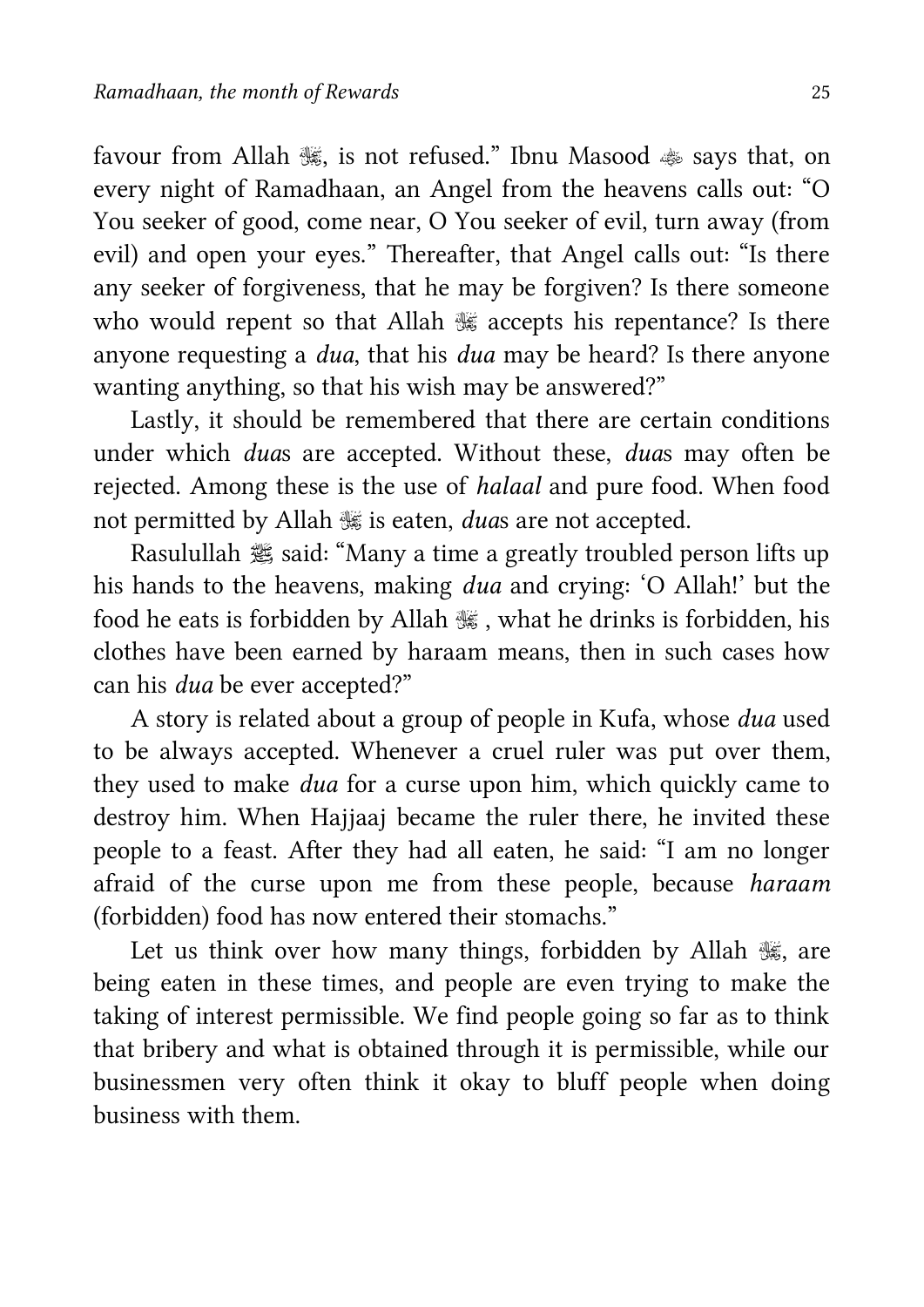favour from Allah ﷻ, is not refused." Ibnu Masood ؓ says that, on every night of Ramadhaan, an Angel from the heavens calls out: "O You seeker of good, come near, O You seeker of evil, turn away (from evil) and open your eyes." Thereafter, that Angel calls out: "Is there any seeker of forgiveness, that he may be forgiven? Is there someone who would repent so that Allah ﷻ accepts his repentance? Is there anyone requesting a *dua*, that his *dua* may be heard? Is there anyone wanting anything, so that his wish may be answered?"

Lastly, it should be remembered that there are certain conditions under which *dua*s are accepted. Without these, *dua*s may often be rejected. Among these is the use of *halaal* and pure food. When food not permitted by Allah ﷻ is eaten, *dua*s are not accepted.

Rasulullah ﷺ said: "Many a time a greatly troubled person lifts up his hands to the heavens, making *dua* and crying: 'O Allah!' but the food he eats is forbidden by Allah ﷻ , what he drinks is forbidden, his clothes have been earned by haraam means, then in such cases how can his *dua* be ever accepted?"

A story is related about a group of people in Kufa, whose *dua* used to be always accepted. Whenever a cruel ruler was put over them, they used to make *dua* for a curse upon him, which quickly came to destroy him. When Hajjaaj became the ruler there, he invited these people to a feast. After they had all eaten, he said: "I am no longer afraid of the curse upon me from these people, because *haraam* (forbidden) food has now entered their stomachs."

Let us think over how many things, forbidden by Allah ﷻ, are being eaten in these times, and people are even trying to make the taking of interest permissible. We find people going so far as to think that bribery and what is obtained through it is permissible, while our businessmen very often think it okay to bluff people when doing business with them.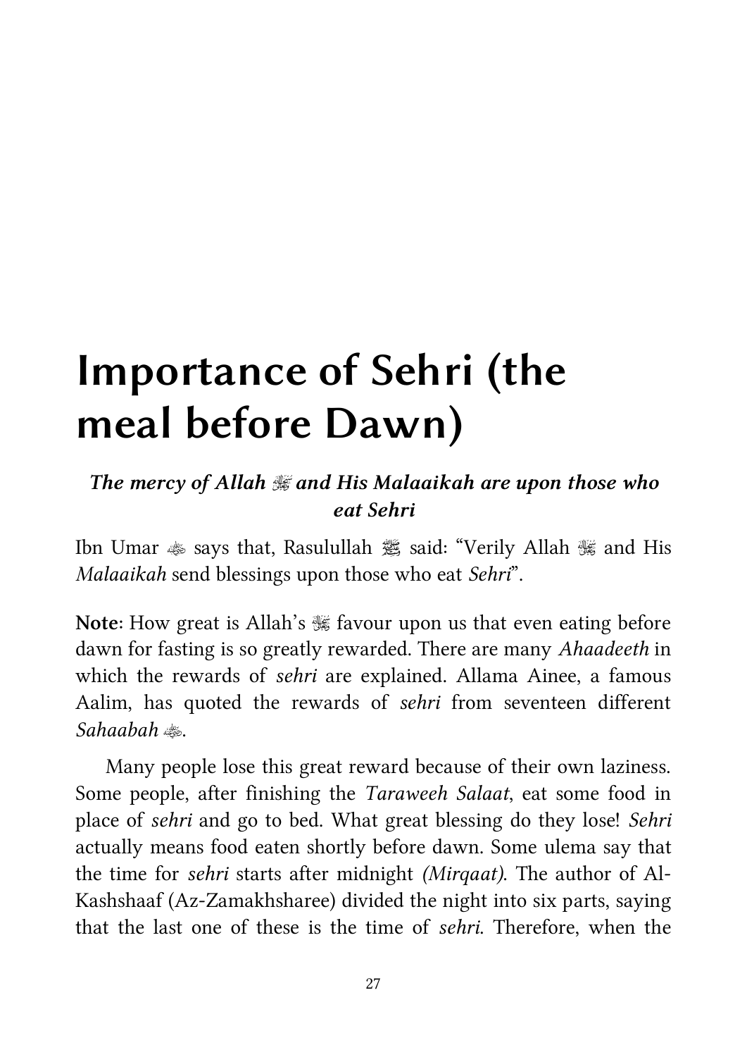# Importance of Sehri (the meal before Dawn)

***The mercy of Allah ﷻ and His Malaaikah are upon those who eat Sehri***

Ibn Umar ؓ says that, Rasulullah ﷺ said: "Verily Allah ﷻ and His *Malaaikah* send blessings upon those who eat *Sehri*".

**Note**: How great is Allah's ﷻ favour upon us that even eating before dawn for fasting is so greatly rewarded. There are many *Ahaadeeth* in which the rewards of *sehri* are explained. Allama Ainee, a famous Aalim, has quoted the rewards of *sehri* from seventeen different *Sahaabah* ؓ.

Many people lose this great reward because of their own laziness. Some people, after finishing the *Taraweeh Salaat*, eat some food in place of *sehri* and go to bed. What great blessing do they lose! *Sehri* actually means food eaten shortly before dawn. Some ulema say that the time for *sehri* starts after midnight *(Mirqaat)*. The author of Al-Kashshaaf (Az-Zamakhsharee) divided the night into six parts, saying that the last one of these is the time of *sehri*. Therefore, when the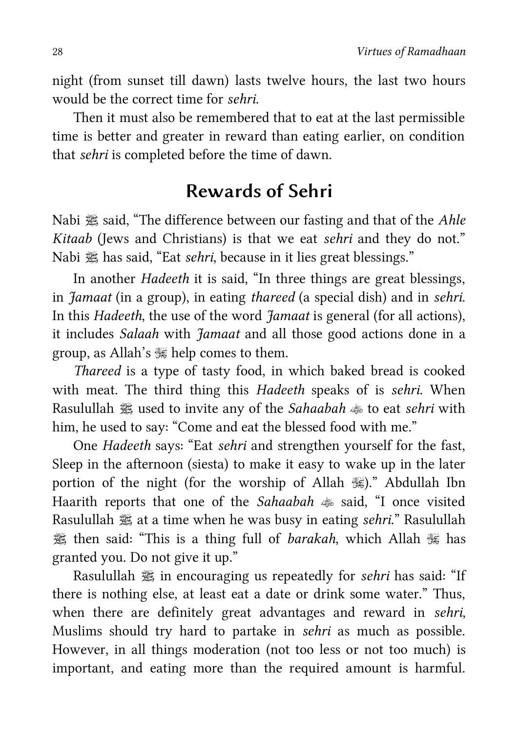night (from sunset till dawn) lasts twelve hours, the last two hours would be the correct time for *sehri.*

Then it must also be remembered that to eat at the last permissible time is better and greater in reward than eating earlier, on condition that *sehri* is completed before the time of dawn.

## Rewards of Sehri

Nabi ﷺ said, "The difference between our fasting and that of the *Ahle Kitaab* (Jews and Christians) is that we eat *sehri* and they do not." Nabi ﷺ has said, "Eat *sehri*, because in it lies great blessings."

In another *Hadeeth* it is said, "In three things are great blessings, in *Jamaat* (in a group), in eating *thareed* (a special dish) and in *sehri.* In this *Hadeeth*, the use of the word *Jamaat* is general (for all actions), it includes *Salaah* with *Jamaat* and all those good actions done in a group, as Allah's ﷻ help comes to them.

*Thareed* is a type of tasty food, in which baked bread is cooked with meat. The third thing this *Hadeeth* speaks of is *sehri.* When Rasulullah ﷺ used to invite any of the *Sahaabah* ؓ to eat *sehri* with him, he used to say: "Come and eat the blessed food with me."

One *Hadeeth* says: "Eat *sehri* and strengthen yourself for the fast, Sleep in the afternoon (siesta) to make it easy to wake up in the later portion of the night (for the worship of Allah ﷻ)." Abdullah Ibn Haarith reports that one of the *Sahaabah* ؓ said, "I once visited Rasulullah ﷺ at a time when he was busy in eating *sehri.*" Rasulullah ﷺ then said: "This is a thing full of *barakah*, which Allah ﷻ has granted you. Do not give it up."

Rasulullah ﷺ in encouraging us repeatedly for *sehri* has said: "If there is nothing else, at least eat a date or drink some water." Thus, when there are definitely great advantages and reward in *sehri*, Muslims should try hard to partake in *sehri* as much as possible. However, in all things moderation (not too less or not too much) is important, and eating more than the required amount is harmful.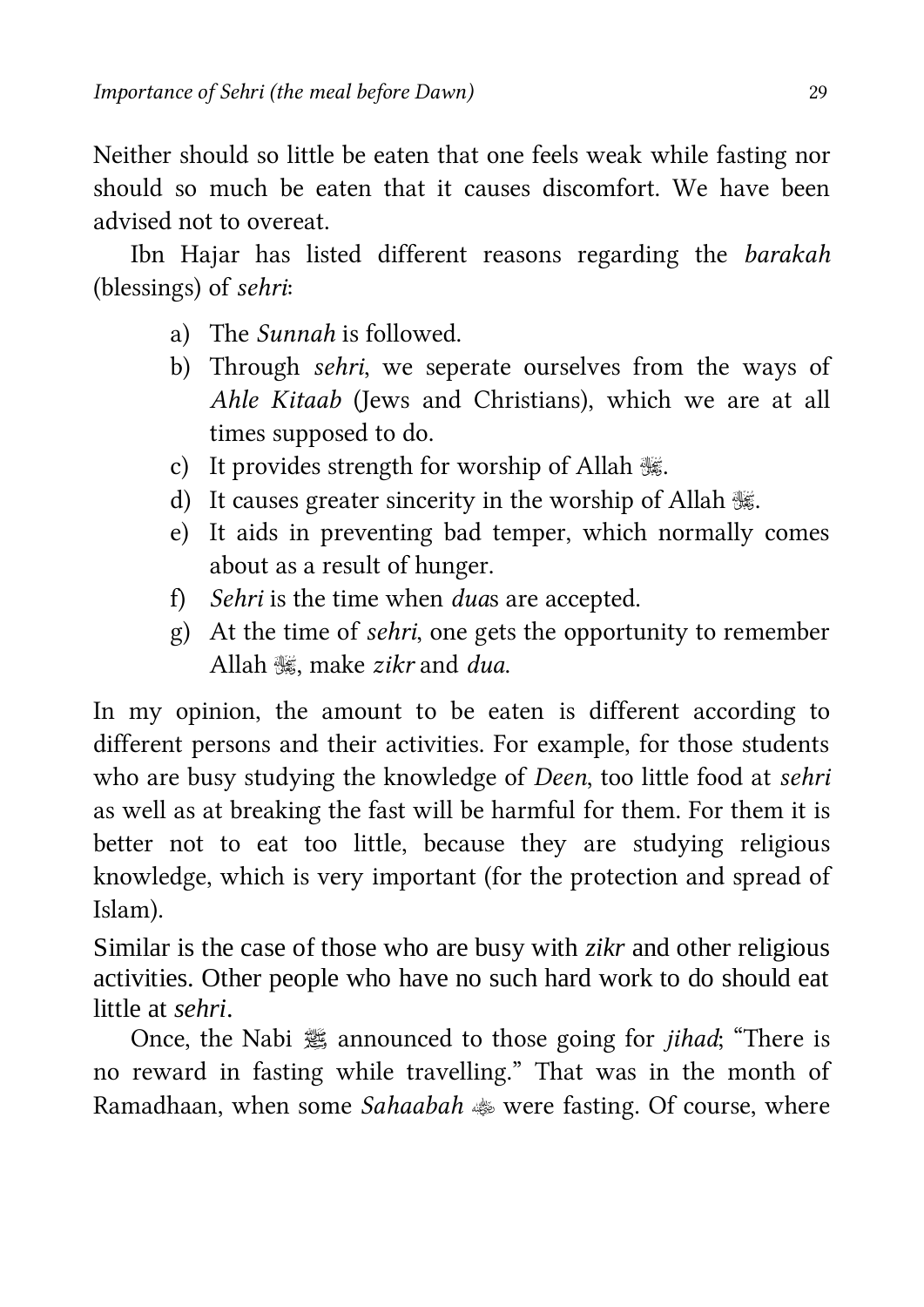Neither should so little be eaten that one feels weak while fasting nor should so much be eaten that it causes discomfort. We have been advised not to overeat.

Ibn Hajar has listed different reasons regarding the *barakah* (blessings) of *sehri*:

a) The *Sunnah* is followed.
b) Through *sehri*, we seperate ourselves from the ways of *Ahle Kitaab* (Jews and Christians), which we are at all times supposed to do.
c) It provides strength for worship of Allah ﷻ.
d) It causes greater sincerity in the worship of Allah ﷻ.
e) It aids in preventing bad temper, which normally comes about as a result of hunger.
f) *Sehri* is the time when *dua*s are accepted.
g) At the time of *sehri*, one gets the opportunity to remember Allah ﷻ, make *zikr* and *dua*.

In my opinion, the amount to be eaten is different according to different persons and their activities. For example, for those students who are busy studying the knowledge of *Deen*, too little food at *sehri* as well as at breaking the fast will be harmful for them. For them it is better not to eat too little, because they are studying religious knowledge, which is very important (for the protection and spread of Islam).

Similar is the case of those who are busy with *zikr* and other religious activities. Other people who have no such hard work to do should eat little at *sehri*.

Once, the Nabi ﷺ announced to those going for *jihad*; "There is no reward in fasting while travelling." That was in the month of Ramadhaan, when some *Sahaabah* ؓ were fasting. Of course, where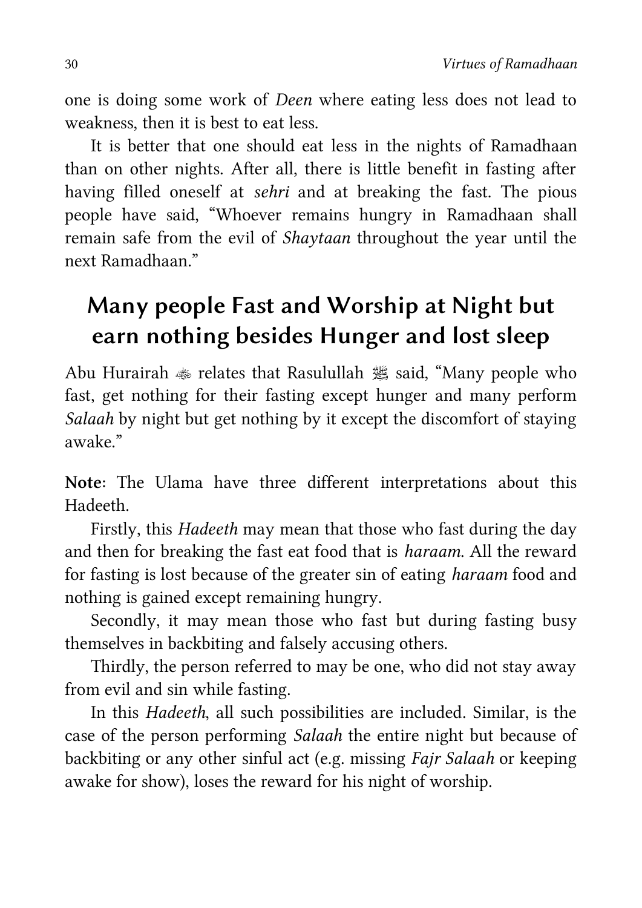one is doing some work of *Deen* where eating less does not lead to weakness, then it is best to eat less.

It is better that one should eat less in the nights of Ramadhaan than on other nights. After all, there is little benefit in fasting after having filled oneself at *sehri* and at breaking the fast. The pious people have said, "Whoever remains hungry in Ramadhaan shall remain safe from the evil of *Shaytaan* throughout the year until the next Ramadhaan."

## Many people Fast and Worship at Night but earn nothing besides Hunger and lost sleep

Abu Hurairah ﵁ relates that Rasulullah ﷺ said, "Many people who fast, get nothing for their fasting except hunger and many perform *Salaah* by night but get nothing by it except the discomfort of staying awake."

**Note**: The Ulama have three different interpretations about this Hadeeth.

Firstly, this *Hadeeth* may mean that those who fast during the day and then for breaking the fast eat food that is *haraam*. All the reward for fasting is lost because of the greater sin of eating *haraam* food and nothing is gained except remaining hungry.

Secondly, it may mean those who fast but during fasting busy themselves in backbiting and falsely accusing others.

Thirdly, the person referred to may be one, who did not stay away from evil and sin while fasting.

In this *Hadeeth*, all such possibilities are included. Similar, is the case of the person performing *Salaah* the entire night but because of backbiting or any other sinful act (e.g. missing *Fajr Salaah* or keeping awake for show), loses the reward for his night of worship.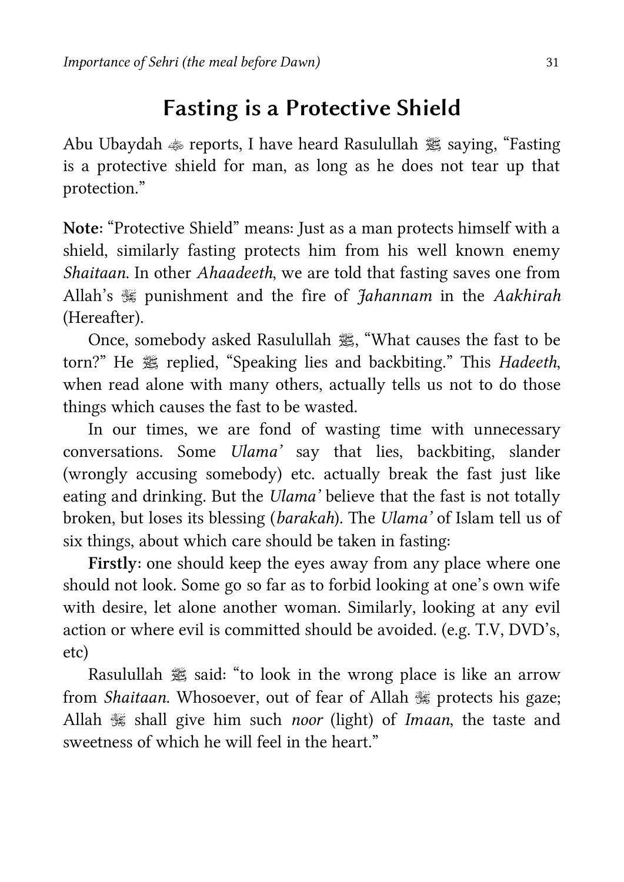## Fasting is a Protective Shield

Abu Ubaydah ﷺ reports, I have heard Rasulullah ﷺ saying, "Fasting is a protective shield for man, as long as he does not tear up that protection."

**Note**: "Protective Shield" means: Just as a man protects himself with a shield, similarly fasting protects him from his well known enemy *Shaitaan*. In other *Ahaadeeth*, we are told that fasting saves one from Allah's ﷻ punishment and the fire of *Jahannam* in the *Aakhirah* (Hereafter).

Once, somebody asked Rasulullah ﷺ, "What causes the fast to be torn?" He ﷺ replied, "Speaking lies and backbiting." This *Hadeeth*, when read alone with many others, actually tells us not to do those things which causes the fast to be wasted.

In our times, we are fond of wasting time with unnecessary conversations. Some *Ulama'* say that lies, backbiting, slander (wrongly accusing somebody) etc. actually break the fast just like eating and drinking. But the *Ulama'* believe that the fast is not totally broken, but loses its blessing (*barakah*). The *Ulama'* of Islam tell us of six things, about which care should be taken in fasting:

**Firstly**: one should keep the eyes away from any place where one should not look. Some go so far as to forbid looking at one's own wife with desire, let alone another woman. Similarly, looking at any evil action or where evil is committed should be avoided. (e.g. T.V, DVD's, etc)

Rasulullah ﷺ said: "to look in the wrong place is like an arrow from *Shaitaan*. Whosoever, out of fear of Allah ﷻ protects his gaze; Allah ﷻ shall give him such *noor* (light) of *Imaan*, the taste and sweetness of which he will feel in the heart."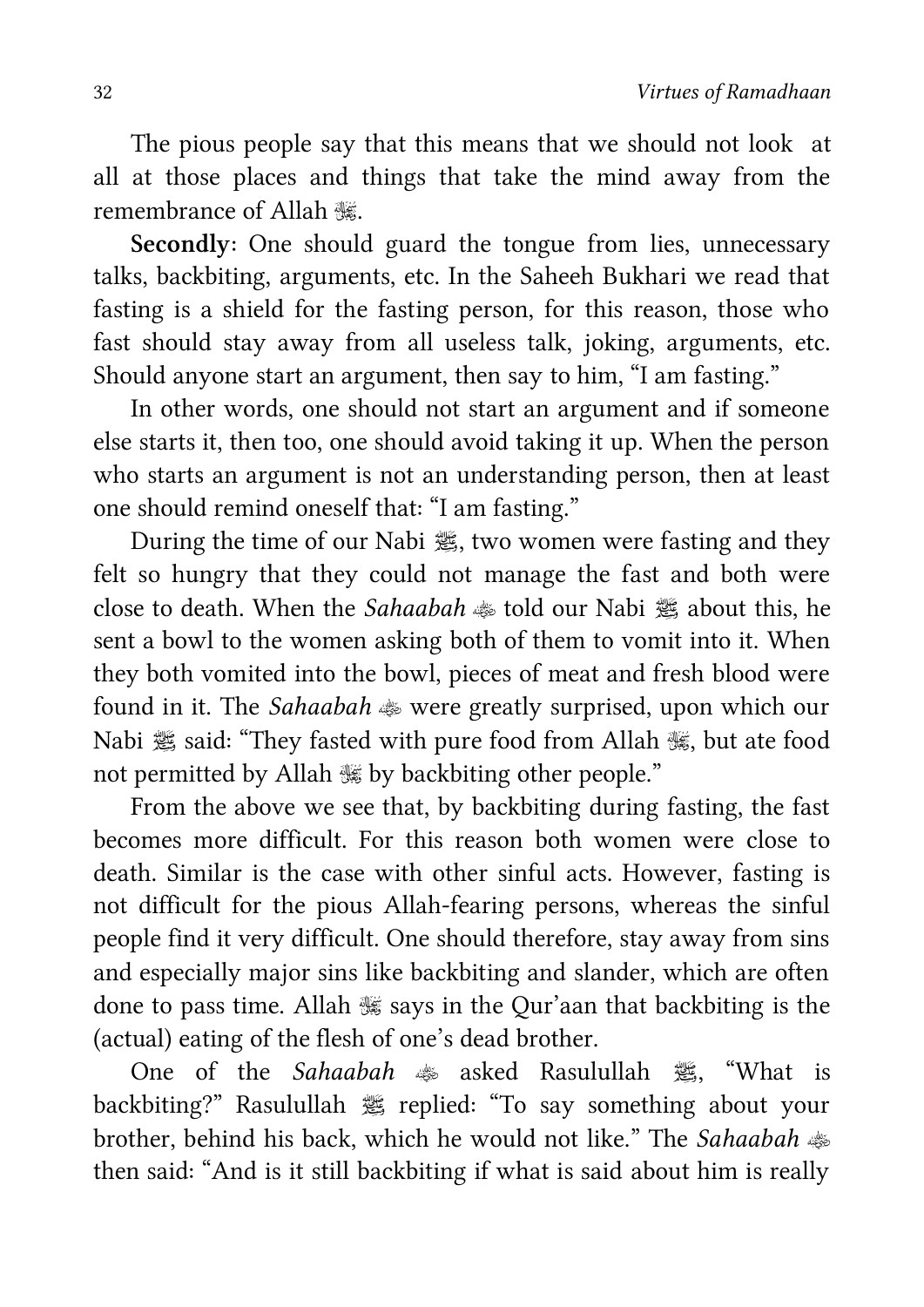The pious people say that this means that we should not look at all at those places and things that take the mind away from the remembrance of Allah ﷻ.

**Secondly**: One should guard the tongue from lies, unnecessary talks, backbiting, arguments, etc. In the Saheeh Bukhari we read that fasting is a shield for the fasting person, for this reason, those who fast should stay away from all useless talk, joking, arguments, etc. Should anyone start an argument, then say to him, "I am fasting."

In other words, one should not start an argument and if someone else starts it, then too, one should avoid taking it up. When the person who starts an argument is not an understanding person, then at least one should remind oneself that: "I am fasting."

During the time of our Nabi ﷺ, two women were fasting and they felt so hungry that they could not manage the fast and both were close to death. When the *Sahaabah* ؓ told our Nabi ﷺ about this, he sent a bowl to the women asking both of them to vomit into it. When they both vomited into the bowl, pieces of meat and fresh blood were found in it. The *Sahaabah* ؓ were greatly surprised, upon which our Nabi ﷺ said: "They fasted with pure food from Allah ﷻ, but ate food not permitted by Allah ﷻ by backbiting other people."

From the above we see that, by backbiting during fasting, the fast becomes more difficult. For this reason both women were close to death. Similar is the case with other sinful acts. However, fasting is not difficult for the pious Allah-fearing persons, whereas the sinful people find it very difficult. One should therefore, stay away from sins and especially major sins like backbiting and slander, which are often done to pass time. Allah ﷻ says in the Qur'aan that backbiting is the (actual) eating of the flesh of one's dead brother.

One of the *Sahaabah* ؓ asked Rasulullah ﷺ, "What is backbiting?" Rasulullah ﷺ replied: "To say something about your brother, behind his back, which he would not like." The *Sahaabah* ؓ then said: "And is it still backbiting if what is said about him is really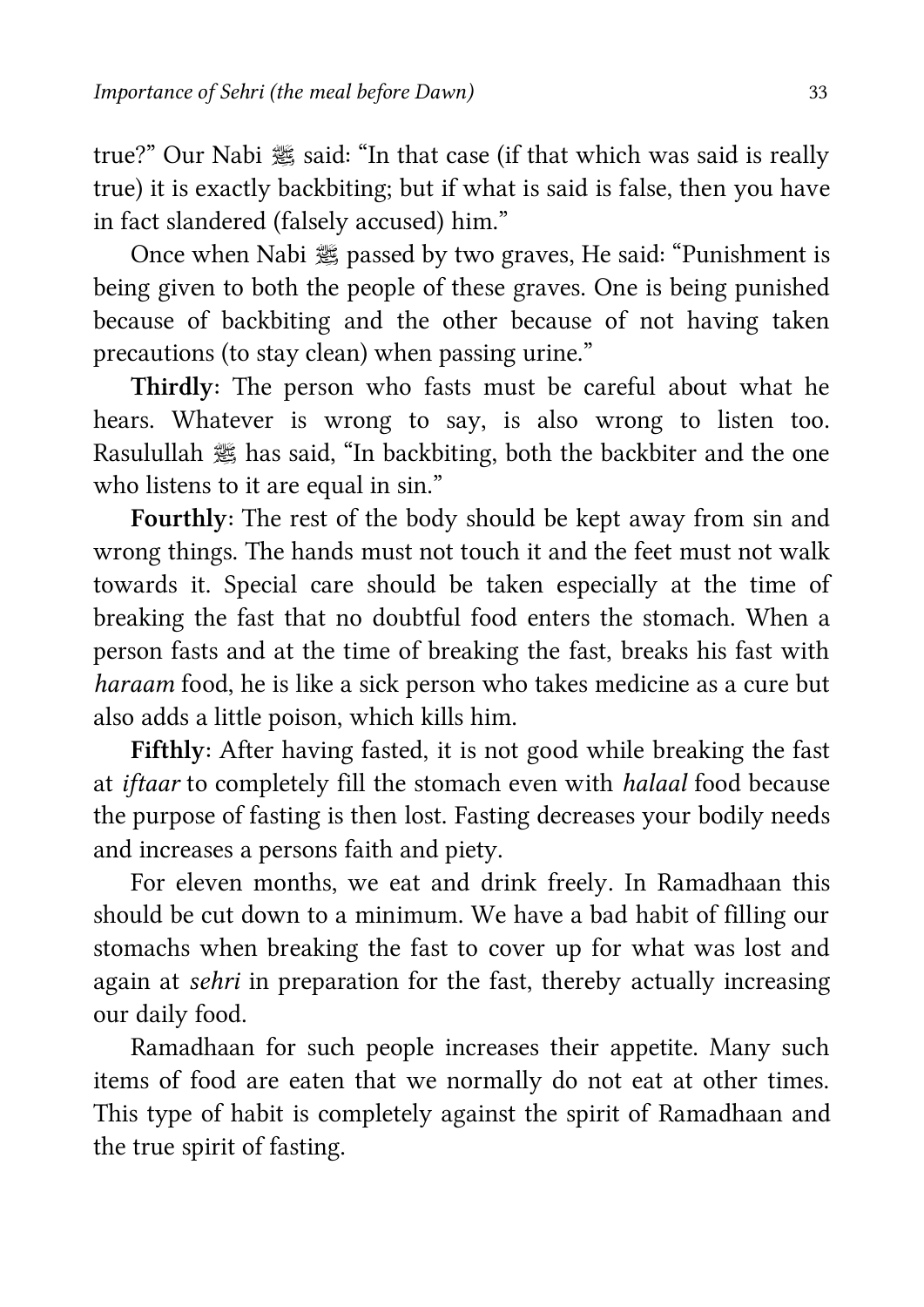true?" Our Nabi ﷺ said: "In that case (if that which was said is really true) it is exactly backbiting; but if what is said is false, then you have in fact slandered (falsely accused) him."

Once when Nabi ﷺ passed by two graves, He said: "Punishment is being given to both the people of these graves. One is being punished because of backbiting and the other because of not having taken precautions (to stay clean) when passing urine."

**Thirdly**: The person who fasts must be careful about what he hears. Whatever is wrong to say, is also wrong to listen too. Rasulullah ﷺ has said, "In backbiting, both the backbiter and the one who listens to it are equal in sin."

**Fourthly**: The rest of the body should be kept away from sin and wrong things. The hands must not touch it and the feet must not walk towards it. Special care should be taken especially at the time of breaking the fast that no doubtful food enters the stomach. When a person fasts and at the time of breaking the fast, breaks his fast with *haraam* food, he is like a sick person who takes medicine as a cure but also adds a little poison, which kills him.

**Fifthly**: After having fasted, it is not good while breaking the fast at *iftaar* to completely fill the stomach even with *halaal* food because the purpose of fasting is then lost. Fasting decreases your bodily needs and increases a persons faith and piety.

For eleven months, we eat and drink freely. In Ramadhaan this should be cut down to a minimum. We have a bad habit of filling our stomachs when breaking the fast to cover up for what was lost and again at *sehri* in preparation for the fast, thereby actually increasing our daily food.

Ramadhaan for such people increases their appetite. Many such items of food are eaten that we normally do not eat at other times. This type of habit is completely against the spirit of Ramadhaan and the true spirit of fasting.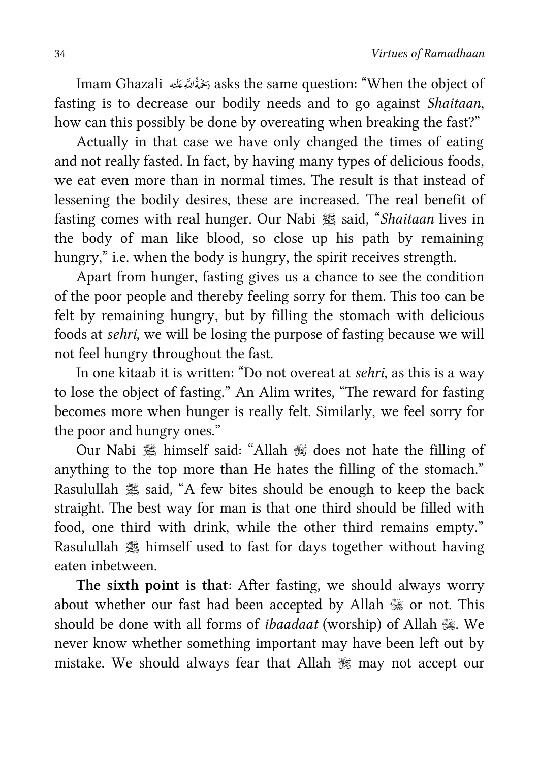Imam Ghazali رَحْمَةُ اللهِ عَلَيْهِ asks the same question: "When the object of fasting is to decrease our bodily needs and to go against *Shaitaan*, how can this possibly be done by overeating when breaking the fast?"

Actually in that case we have only changed the times of eating and not really fasted. In fact, by having many types of delicious foods, we eat even more than in normal times. The result is that instead of lessening the bodily desires, these are increased. The real benefit of fasting comes with real hunger. Our Nabi ﷺ said, "*Shaitaan* lives in the body of man like blood, so close up his path by remaining hungry," i.e. when the body is hungry, the spirit receives strength.

Apart from hunger, fasting gives us a chance to see the condition of the poor people and thereby feeling sorry for them. This too can be felt by remaining hungry, but by filling the stomach with delicious foods at *sehri*, we will be losing the purpose of fasting because we will not feel hungry throughout the fast.

In one kitaab it is written: "Do not overeat at *sehri*, as this is a way to lose the object of fasting." An Alim writes, "The reward for fasting becomes more when hunger is really felt. Similarly, we feel sorry for the poor and hungry ones."

Our Nabi ﷺ himself said: "Allah ﷻ does not hate the filling of anything to the top more than He hates the filling of the stomach." Rasulullah ﷺ said, "A few bites should be enough to keep the back straight. The best way for man is that one third should be filled with food, one third with drink, while the other third remains empty." Rasulullah ﷺ himself used to fast for days together without having eaten inbetween.

**The sixth point is that**: After fasting, we should always worry about whether our fast had been accepted by Allah ﷻ or not. This should be done with all forms of *ibaadaat* (worship) of Allah ﷻ. We never know whether something important may have been left out by mistake. We should always fear that Allah ﷻ may not accept our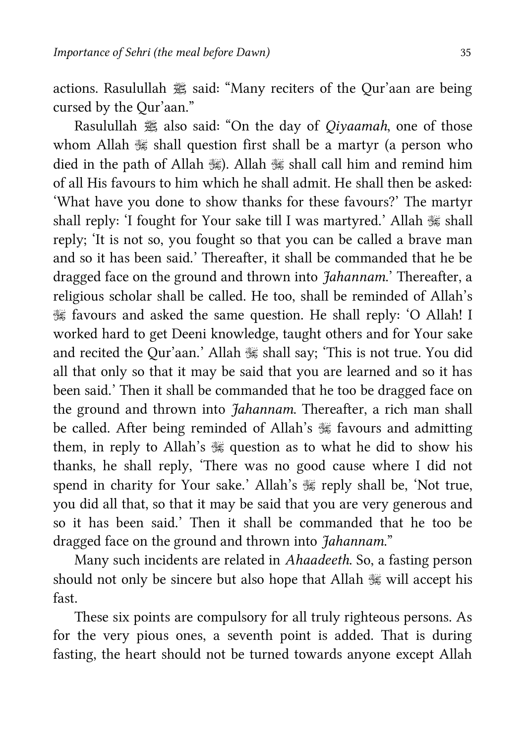actions. Rasulullah ﷺ said: "Many reciters of the Qur'aan are being cursed by the Qur'aan."

Rasulullah ﷺ also said: "On the day of *Qiyaamah*, one of those whom Allah ﷻ shall question first shall be a martyr (a person who died in the path of Allah ﷻ). Allah ﷻ shall call him and remind him of all His favours to him which he shall admit. He shall then be asked: 'What have you done to show thanks for these favours?' The martyr shall reply: 'I fought for Your sake till I was martyred.' Allah ﷻ shall reply; 'It is not so, you fought so that you can be called a brave man and so it has been said.' Thereafter, it shall be commanded that he be dragged face on the ground and thrown into *Jahannam*.' Thereafter, a religious scholar shall be called. He too, shall be reminded of Allah's ﷻ favours and asked the same question. He shall reply: 'O Allah! I worked hard to get Deeni knowledge, taught others and for Your sake and recited the Qur'aan.' Allah ﷻ shall say; 'This is not true. You did all that only so that it may be said that you are learned and so it has been said.' Then it shall be commanded that he too be dragged face on the ground and thrown into *Jahannam*. Thereafter, a rich man shall be called. After being reminded of Allah's ﷻ favours and admitting them, in reply to Allah's ﷻ question as to what he did to show his thanks, he shall reply, 'There was no good cause where I did not spend in charity for Your sake.' Allah's ﷻ reply shall be, 'Not true, you did all that, so that it may be said that you are very generous and so it has been said.' Then it shall be commanded that he too be dragged face on the ground and thrown into *Jahannam*."

Many such incidents are related in *Ahaadeeth*. So, a fasting person should not only be sincere but also hope that Allah ﷻ will accept his fast.

These six points are compulsory for all truly righteous persons. As for the very pious ones, a seventh point is added. That is during fasting, the heart should not be turned towards anyone except Allah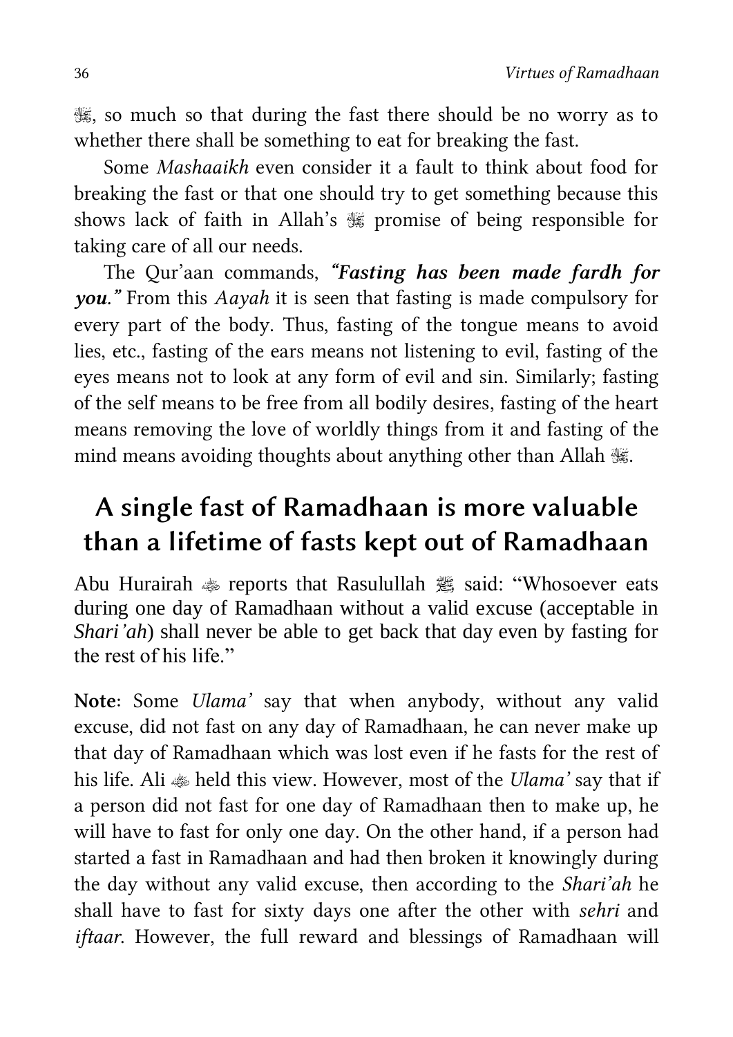ﷻ, so much so that during the fast there should be no worry as to whether there shall be something to eat for breaking the fast.

Some *Mashaaikh* even consider it a fault to think about food for breaking the fast or that one should try to get something because this shows lack of faith in Allah's ﷻ promise of being responsible for taking care of all our needs.

The Qur'aan commands, ***"Fasting has been made fardh for you."*** From this *Aayah* it is seen that fasting is made compulsory for every part of the body. Thus, fasting of the tongue means to avoid lies, etc., fasting of the ears means not listening to evil, fasting of the eyes means not to look at any form of evil and sin. Similarly; fasting of the self means to be free from all bodily desires, fasting of the heart means removing the love of worldly things from it and fasting of the mind means avoiding thoughts about anything other than Allah ﷻ.

## A single fast of Ramadhaan is more valuable than a lifetime of fasts kept out of Ramadhaan

Abu Hurairah ؓ reports that Rasulullah ﷺ said: "Whosoever eats during one day of Ramadhaan without a valid excuse (acceptable in *Shari'ah*) shall never be able to get back that day even by fasting for the rest of his life."

**Note**: Some *Ulama'* say that when anybody, without any valid excuse, did not fast on any day of Ramadhaan, he can never make up that day of Ramadhaan which was lost even if he fasts for the rest of his life. Ali ؓ held this view. However, most of the *Ulama'* say that if a person did not fast for one day of Ramadhaan then to make up, he will have to fast for only one day. On the other hand, if a person had started a fast in Ramadhaan and had then broken it knowingly during the day without any valid excuse, then according to the *Shari'ah* he shall have to fast for sixty days one after the other with *sehri* and *iftaar*. However, the full reward and blessings of Ramadhaan will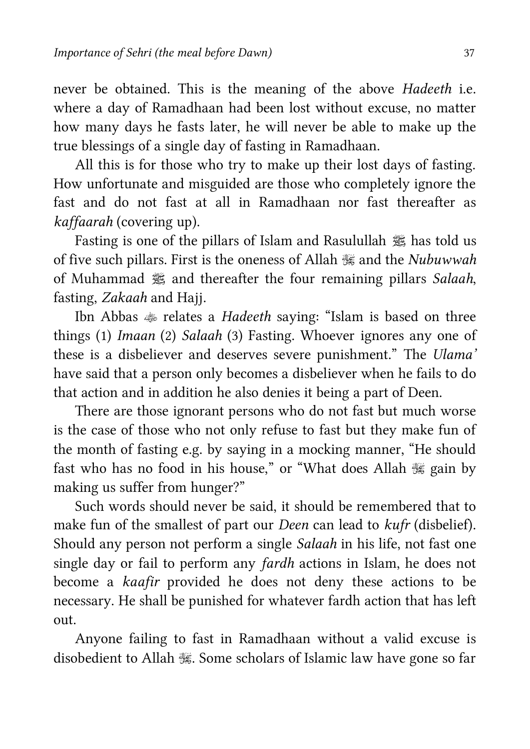never be obtained. This is the meaning of the above *Hadeeth* i.e. where a day of Ramadhaan had been lost without excuse, no matter how many days he fasts later, he will never be able to make up the true blessings of a single day of fasting in Ramadhaan.

All this is for those who try to make up their lost days of fasting. How unfortunate and misguided are those who completely ignore the fast and do not fast at all in Ramadhaan nor fast thereafter as *kaffaarah* (covering up).

Fasting is one of the pillars of Islam and Rasulullah ﷺ has told us of five such pillars. First is the oneness of Allah ﷻ and the *Nubuwwah* of Muhammad ﷺ and thereafter the four remaining pillars *Salaah*, fasting, *Zakaah* and Hajj.

Ibn Abbas ؓ relates a *Hadeeth* saying: "Islam is based on three things (1) *Imaan* (2) *Salaah* (3) Fasting. Whoever ignores any one of these is a disbeliever and deserves severe punishment." The *Ulama'* have said that a person only becomes a disbeliever when he fails to do that action and in addition he also denies it being a part of Deen.

There are those ignorant persons who do not fast but much worse is the case of those who not only refuse to fast but they make fun of the month of fasting e.g. by saying in a mocking manner, "He should fast who has no food in his house," or "What does Allah ﷻ gain by making us suffer from hunger?"

Such words should never be said, it should be remembered that to make fun of the smallest of part our *Deen* can lead to *kufr* (disbelief). Should any person not perform a single *Salaah* in his life, not fast one single day or fail to perform any *fardh* actions in Islam, he does not become a *kaafir* provided he does not deny these actions to be necessary. He shall be punished for whatever fardh action that has left out.

Anyone failing to fast in Ramadhaan without a valid excuse is disobedient to Allah ﷻ. Some scholars of Islamic law have gone so far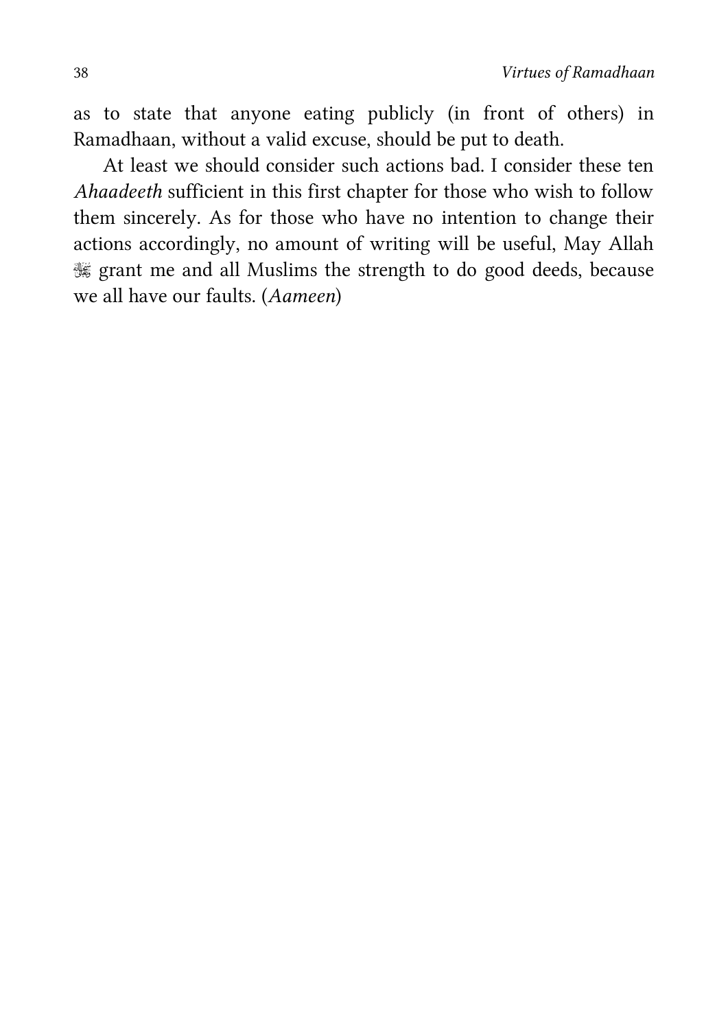as to state that anyone eating publicly (in front of others) in Ramadhaan, without a valid excuse, should be put to death.

At least we should consider such actions bad. I consider these ten *Ahaadeeth* sufficient in this first chapter for those who wish to follow them sincerely. As for those who have no intention to change their actions accordingly, no amount of writing will be useful, May Allah ﷻ grant me and all Muslims the strength to do good deeds, because we all have our faults. (*Aameen*)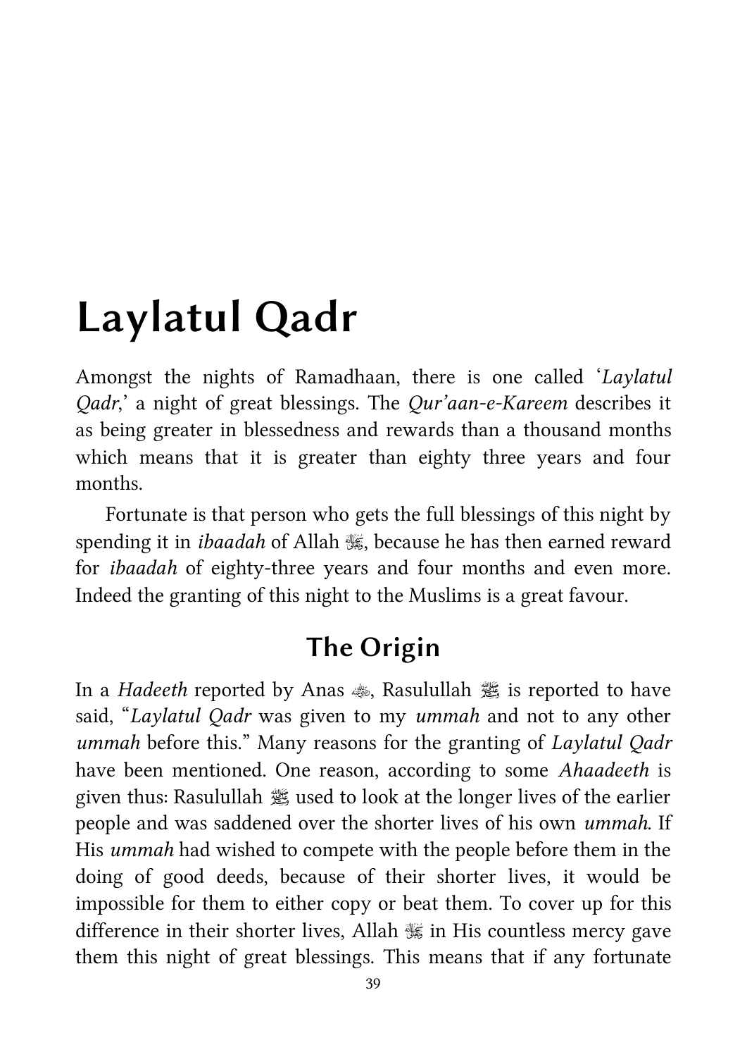# Laylatul Qadr

Amongst the nights of Ramadhaan, there is one called '*Laylatul Qadr*,' a night of great blessings. The *Qur'aan-e-Kareem* describes it as being greater in blessedness and rewards than a thousand months which means that it is greater than eighty three years and four months.

Fortunate is that person who gets the full blessings of this night by spending it in *ibaadah* of Allah ﷻ, because he has then earned reward for *ibaadah* of eighty-three years and four months and even more. Indeed the granting of this night to the Muslims is a great favour.

## The Origin

In a *Hadeeth* reported by Anas ﷺ, Rasulullah ﷺ is reported to have said, "*Laylatul Qadr* was given to my *ummah* and not to any other *ummah* before this." Many reasons for the granting of *Laylatul Qadr* have been mentioned. One reason, according to some *Ahaadeeth* is given thus: Rasulullah ﷺ used to look at the longer lives of the earlier people and was saddened over the shorter lives of his own *ummah*. If His *ummah* had wished to compete with the people before them in the doing of good deeds, because of their shorter lives, it would be impossible for them to either copy or beat them. To cover up for this difference in their shorter lives, Allah ﷻ in His countless mercy gave them this night of great blessings. This means that if any fortunate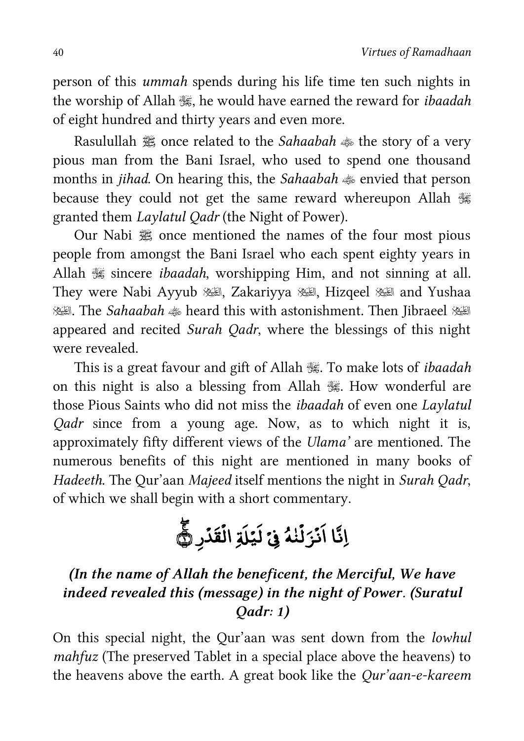person of this *ummah* spends during his life time ten such nights in the worship of Allah ﷻ, he would have earned the reward for *ibaadah* of eight hundred and thirty years and even more.

Rasulullah ﷺ once related to the *Sahaabah* ﵃ the story of a very pious man from the Bani Israel, who used to spend one thousand months in *jihad*. On hearing this, the *Sahaabah* ﵃ envied that person because they could not get the same reward whereupon Allah ﷻ granted them *Laylatul Qadr* (the Night of Power).

Our Nabi ﷺ once mentioned the names of the four most pious people from amongst the Bani Israel who each spent eighty years in Allah ﷻ sincere *ibaadah*, worshipping Him, and not sinning at all. They were Nabi Ayyub ﵇, Zakariyya ﵇, Hizqeel ﵇ and Yushaa ﵇. The *Sahaabah* ﵃ heard this with astonishment. Then Jibraeel ﵇ appeared and recited *Surah Qadr*, where the blessings of this night were revealed.

This is a great favour and gift of Allah ﷻ. To make lots of *ibaadah* on this night is also a blessing from Allah ﷻ. How wonderful are those Pious Saints who did not miss the *ibaadah* of even one *Laylatul Qadr* since from a young age. Now, as to which night it is, approximately fifty different views of the *Ulama'* are mentioned. The numerous benefits of this night are mentioned in many books of *Hadeeth*. The Qur'aan *Majeed* itself mentions the night in *Surah Qadr*, of which we shall begin with a short commentary.

إِنَّا أَنزَلْنَاهُ فِي لَيْلَةِ الْقَدْرِ ۝١

***(In the name of Allah the beneficent, the Merciful, We have indeed revealed this (message) in the night of Power. (Suratul Qadr: 1)***

On this special night, the Qur'aan was sent down from the *lowhul mahfuz* (The preserved Tablet in a special place above the heavens) to the heavens above the earth. A great book like the *Qur'aan-e-kareem*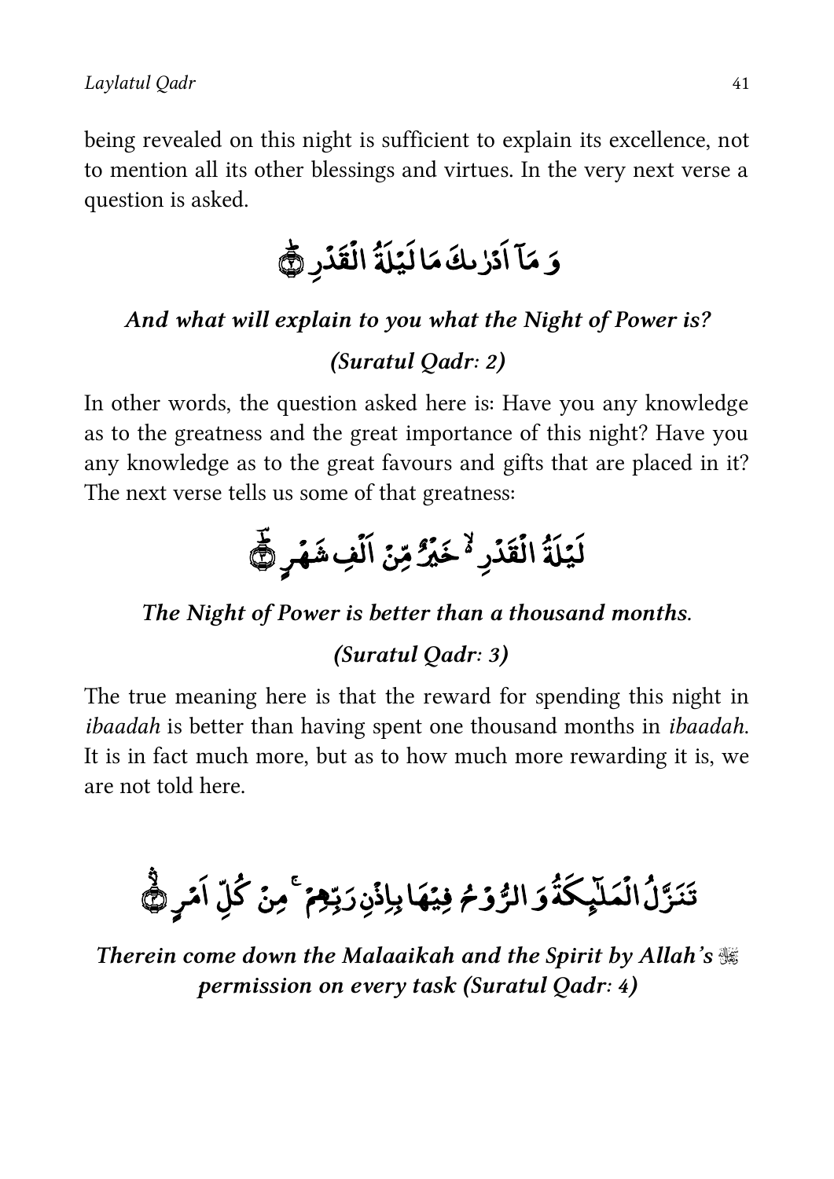being revealed on this night is sufficient to explain its excellence, not to mention all its other blessings and virtues. In the very next verse a question is asked.

وَمَآ اَدْرٰىكَ مَا لَيْلَةُ الْقَدْرِ ۝٢

***And what will explain to you what the Night of Power is?***

***(Suratul Qadr: 2)***

In other words, the question asked here is: Have you any knowledge as to the greatness and the great importance of this night? Have you any knowledge as to the great favours and gifts that are placed in it? The next verse tells us some of that greatness:

لَيْلَةُ الْقَدْرِ ۙ خَيْرٌ مِّنْ اَلْفِ شَهْرٍ ۝٣

***The Night of Power is better than a thousand months.***

***(Suratul Qadr: 3)***

The true meaning here is that the reward for spending this night in *ibaadah* is better than having spent one thousand months in *ibaadah*. It is in fact much more, but as to how much more rewarding it is, we are not told here.

تَنَزَّلُ الْمَلٰٓئِكَةُ وَالرُّوْحُ فِيْهَا بِاِذْنِ رَبِّهِمْ ۚ مِنْ كُلِّ اَمْرٍ ۝٤

***Therein come down the Malaaikah and the Spirit by Allah's ﷻ permission on every task (Suratul Qadr: 4)***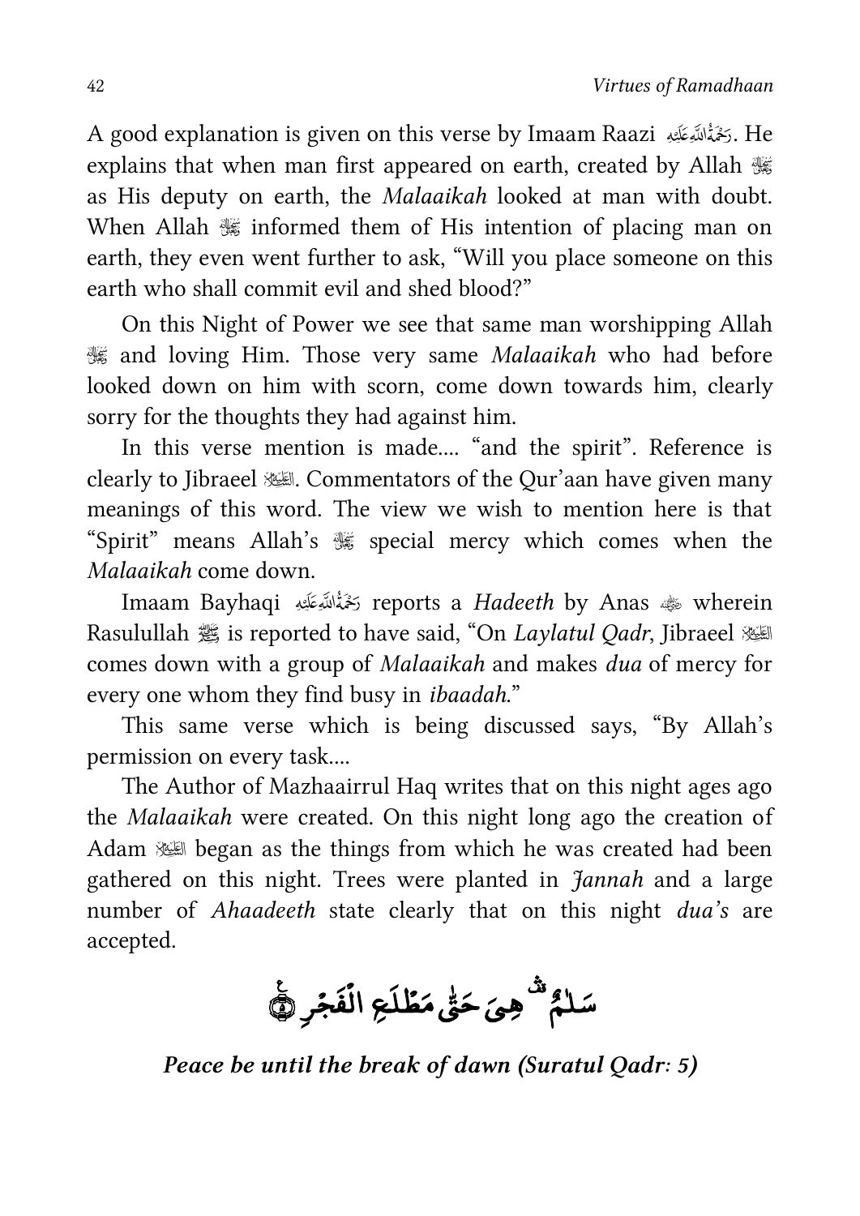A good explanation is given on this verse by Imaam Raazi رَحْمَةُ اللهِ عَلَيْهِ. He explains that when man first appeared on earth, created by Allah ﷻ as His deputy on earth, the *Malaaikah* looked at man with doubt. When Allah ﷻ informed them of His intention of placing man on earth, they even went further to ask, "Will you place someone on this earth who shall commit evil and shed blood?"

On this Night of Power we see that same man worshipping Allah ﷻ and loving Him. Those very same *Malaaikah* who had before looked down on him with scorn, come down towards him, clearly sorry for the thoughts they had against him.

In this verse mention is made.... "and the spirit". Reference is clearly to Jibraeel عَلَيْهِ السَّلَام. Commentators of the Qur'aan have given many meanings of this word. The view we wish to mention here is that "Spirit" means Allah's ﷻ special mercy which comes when the *Malaaikah* come down.

Imaam Bayhaqi رَحْمَةُ اللهِ عَلَيْهِ reports a *Hadeeth* by Anas رضي الله عنه wherein Rasulullah ﷺ is reported to have said, "On *Laylatul Qadr*, Jibraeel عَلَيْهِ السَّلَام comes down with a group of *Malaaikah* and makes *dua* of mercy for every one whom they find busy in *ibaadah*."

This same verse which is being discussed says, "By Allah's permission on every task....

The Author of Mazhaairrul Haq writes that on this night ages ago the *Malaaikah* were created. On this night long ago the creation of Adam عَلَيْهِ السَّلَام began as the things from which he was created had been gathered on this night. Trees were planted in *Jannah* and a large number of *Ahaadeeth* state clearly that on this night *dua's* are accepted.

سَلٰمٌ ۛ هِيَ حَتّٰى مَطْلَعِ الْفَجْرِ ۝

***Peace be until the break of dawn (Suratul Qadr: 5)***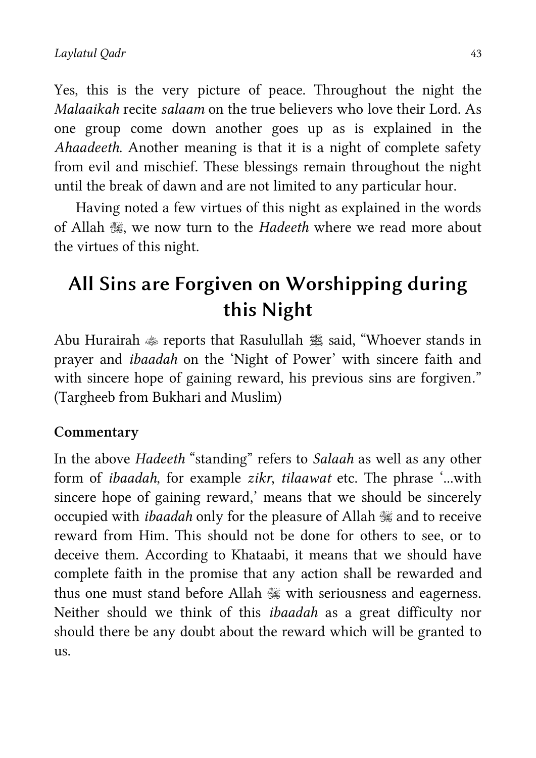Yes, this is the very picture of peace. Throughout the night the *Malaaikah* recite *salaam* on the true believers who love their Lord. As one group come down another goes up as is explained in the *Ahaadeeth*. Another meaning is that it is a night of complete safety from evil and mischief. These blessings remain throughout the night until the break of dawn and are not limited to any particular hour.

Having noted a few virtues of this night as explained in the words of Allah ﷻ, we now turn to the *Hadeeth* where we read more about the virtues of this night.

## All Sins are Forgiven on Worshipping during this Night

Abu Hurairah ؓ reports that Rasulullah ﷺ said, "Whoever stands in prayer and *ibaadah* on the 'Night of Power' with sincere faith and with sincere hope of gaining reward, his previous sins are forgiven." (Targheeb from Bukhari and Muslim)

**Commentary**

In the above *Hadeeth* "standing" refers to *Salaah* as well as any other form of *ibaadah*, for example *zikr*, *tilaawat* etc. The phrase '...with sincere hope of gaining reward,' means that we should be sincerely occupied with *ibaadah* only for the pleasure of Allah ﷻ and to receive reward from Him. This should not be done for others to see, or to deceive them. According to Khataabi, it means that we should have complete faith in the promise that any action shall be rewarded and thus one must stand before Allah ﷻ with seriousness and eagerness. Neither should we think of this *ibaadah* as a great difficulty nor should there be any doubt about the reward which will be granted to us.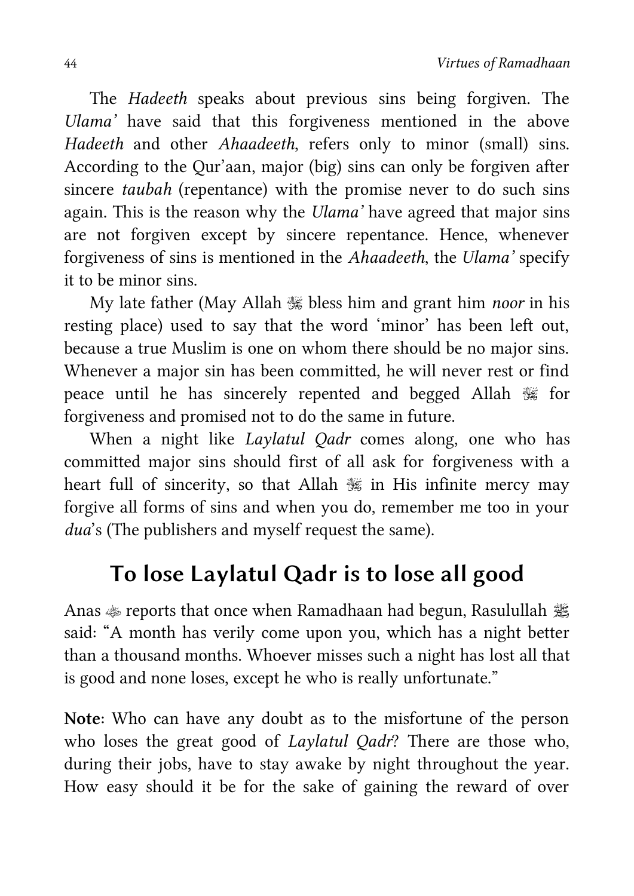The *Hadeeth* speaks about previous sins being forgiven. The *Ulama'* have said that this forgiveness mentioned in the above *Hadeeth* and other *Ahaadeeth*, refers only to minor (small) sins. According to the Qur'aan, major (big) sins can only be forgiven after sincere *taubah* (repentance) with the promise never to do such sins again. This is the reason why the *Ulama'* have agreed that major sins are not forgiven except by sincere repentance. Hence, whenever forgiveness of sins is mentioned in the *Ahaadeeth*, the *Ulama'* specify it to be minor sins.

My late father (May Allah ﷻ bless him and grant him *noor* in his resting place) used to say that the word 'minor' has been left out, because a true Muslim is one on whom there should be no major sins. Whenever a major sin has been committed, he will never rest or find peace until he has sincerely repented and begged Allah ﷻ for forgiveness and promised not to do the same in future.

When a night like *Laylatul Qadr* comes along, one who has committed major sins should first of all ask for forgiveness with a heart full of sincerity, so that Allah ﷻ in His infinite mercy may forgive all forms of sins and when you do, remember me too in your *dua*'s (The publishers and myself request the same).

## To lose Laylatul Qadr is to lose all good

Anas ؓ reports that once when Ramadhaan had begun, Rasulullah ﷺ said: "A month has verily come upon you, which has a night better than a thousand months. Whoever misses such a night has lost all that is good and none loses, except he who is really unfortunate."

**Note**: Who can have any doubt as to the misfortune of the person who loses the great good of *Laylatul Qadr*? There are those who, during their jobs, have to stay awake by night throughout the year. How easy should it be for the sake of gaining the reward of over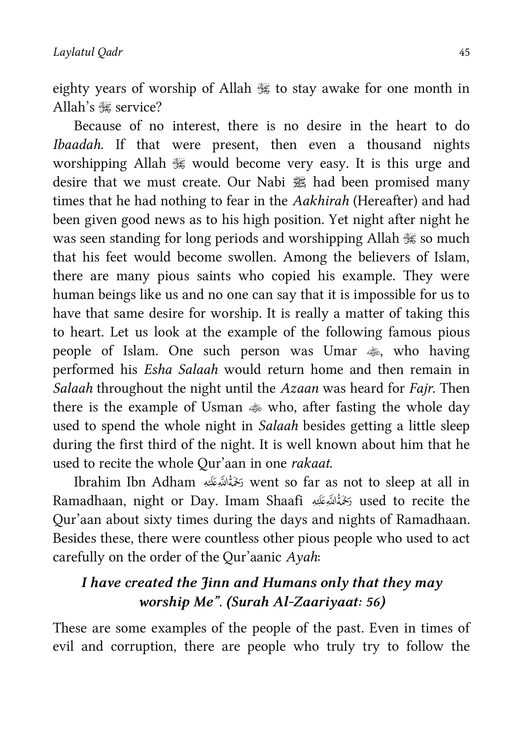eighty years of worship of Allah ﷻ to stay awake for one month in Allah's ﷻ service?

Because of no interest, there is no desire in the heart to do *Ibaadah*. If that were present, then even a thousand nights worshipping Allah ﷻ would become very easy. It is this urge and desire that we must create. Our Nabi ﷺ had been promised many times that he had nothing to fear in the *Aakhirah* (Hereafter) and had been given good news as to his high position. Yet night after night he was seen standing for long periods and worshipping Allah ﷻ so much that his feet would become swollen. Among the believers of Islam, there are many pious saints who copied his example. They were human beings like us and no one can say that it is impossible for us to have that same desire for worship. It is really a matter of taking this to heart. Let us look at the example of the following famous pious people of Islam. One such person was Umar رضي الله عنه, who having performed his *Esha Salaah* would return home and then remain in *Salaah* throughout the night until the *Azaan* was heard for *Fajr*. Then there is the example of Usman رضي الله عنه who, after fasting the whole day used to spend the whole night in *Salaah* besides getting a little sleep during the first third of the night. It is well known about him that he used to recite the whole Qur'aan in one *rakaat*.

Ibrahim Ibn Adham رَحْمَةُ اللهِ عَلَيْه went so far as not to sleep at all in Ramadhaan, night or Day. Imam Shaafi رَحْمَةُ اللهِ عَلَيْه used to recite the Qur'aan about sixty times during the days and nights of Ramadhaan. Besides these, there were countless other pious people who used to act carefully on the order of the Qur'aanic *Ayah*:

***I have created the Jinn and Humans only that they may worship Me". (Surah Al-Zaariyaat: 56)***

These are some examples of the people of the past. Even in times of evil and corruption, there are people who truly try to follow the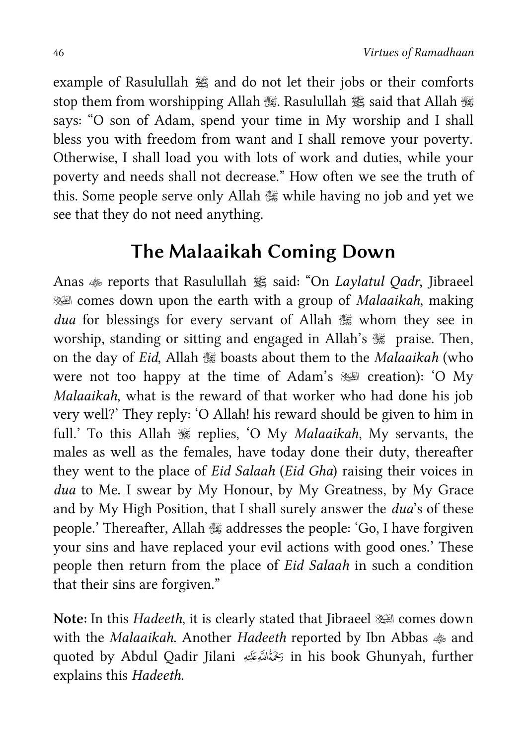example of Rasulullah ﷺ and do not let their jobs or their comforts stop them from worshipping Allah ﷻ. Rasulullah ﷺ said that Allah ﷻ says: "O son of Adam, spend your time in My worship and I shall bless you with freedom from want and I shall remove your poverty. Otherwise, I shall load you with lots of work and duties, while your poverty and needs shall not decrease." How often we see the truth of this. Some people serve only Allah ﷻ while having no job and yet we see that they do not need anything.

## The Malaaikah Coming Down

Anas ؓ reports that Rasulullah ﷺ said: "On *Laylatul Qadr*, Jibraeel ؑ comes down upon the earth with a group of *Malaaikah*, making *dua* for blessings for every servant of Allah ﷻ whom they see in worship, standing or sitting and engaged in Allah's ﷻ praise. Then, on the day of *Eid*, Allah ﷻ boasts about them to the *Malaaikah* (who were not too happy at the time of Adam's ؑ creation): 'O My *Malaaikah*, what is the reward of that worker who had done his job very well?' They reply: 'O Allah! his reward should be given to him in full.' To this Allah ﷻ replies, 'O My *Malaaikah*, My servants, the males as well as the females, have today done their duty, thereafter they went to the place of *Eid Salaah* (*Eid Gha*) raising their voices in *dua* to Me. I swear by My Honour, by My Greatness, by My Grace and by My High Position, that I shall surely answer the *dua*'s of these people.' Thereafter, Allah ﷻ addresses the people: 'Go, I have forgiven your sins and have replaced your evil actions with good ones.' These people then return from the place of *Eid Salaah* in such a condition that their sins are forgiven."

**Note**: In this *Hadeeth*, it is clearly stated that Jibraeel ؑ comes down with the *Malaaikah*. Another *Hadeeth* reported by Ibn Abbas ؓ and quoted by Abdul Qadir Jilani رَحْمَةُ اللهِ عَلَيْه in his book Ghunyah, further explains this *Hadeeth*.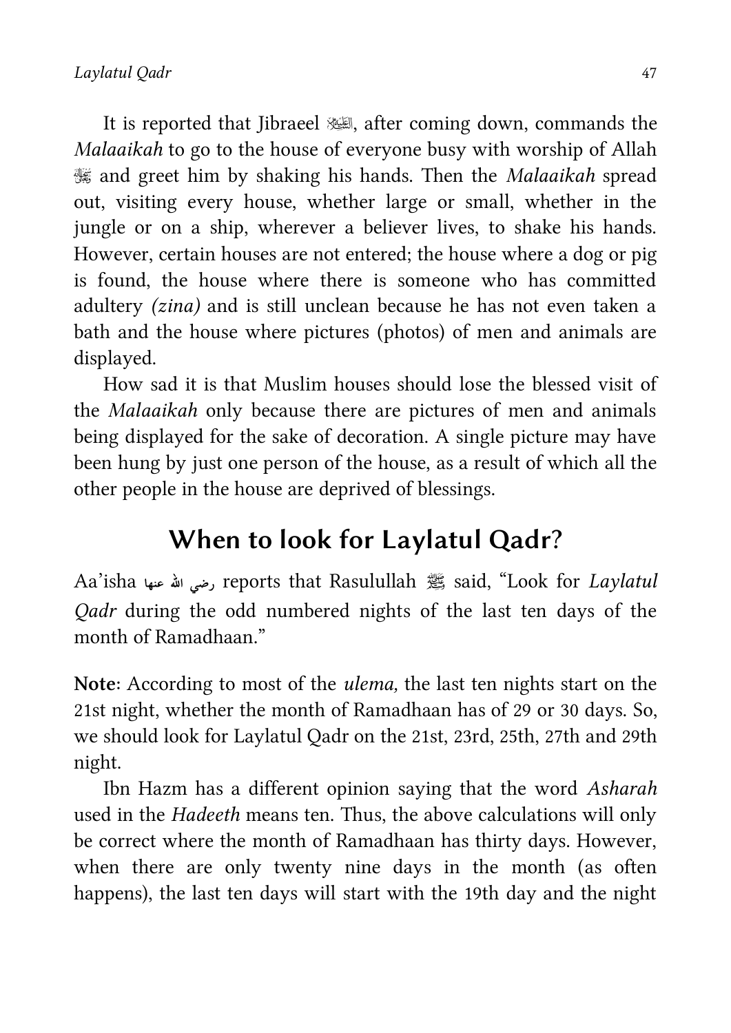It is reported that Jibraeel ﷷ, after coming down, commands the *Malaaikah* to go to the house of everyone busy with worship of Allah ﷻ and greet him by shaking his hands. Then the *Malaaikah* spread out, visiting every house, whether large or small, whether in the jungle or on a ship, wherever a believer lives, to shake his hands. However, certain houses are not entered; the house where a dog or pig is found, the house where there is someone who has committed adultery *(zina)* and is still unclean because he has not even taken a bath and the house where pictures (photos) of men and animals are displayed.

How sad it is that Muslim houses should lose the blessed visit of the *Malaaikah* only because there are pictures of men and animals being displayed for the sake of decoration. A single picture may have been hung by just one person of the house, as a result of which all the other people in the house are deprived of blessings.

## When to look for Laylatul Qadr?

Aa'isha رضي الله عنها reports that Rasulullah ﷺ said, "Look for *Laylatul Qadr* during the odd numbered nights of the last ten days of the month of Ramadhaan."

**Note**: According to most of the *ulema,* the last ten nights start on the 21st night, whether the month of Ramadhaan has of 29 or 30 days. So, we should look for Laylatul Qadr on the 21st, 23rd, 25th, 27th and 29th night.

Ibn Hazm has a different opinion saying that the word *Asharah* used in the *Hadeeth* means ten. Thus, the above calculations will only be correct where the month of Ramadhaan has thirty days. However, when there are only twenty nine days in the month (as often happens), the last ten days will start with the 19th day and the night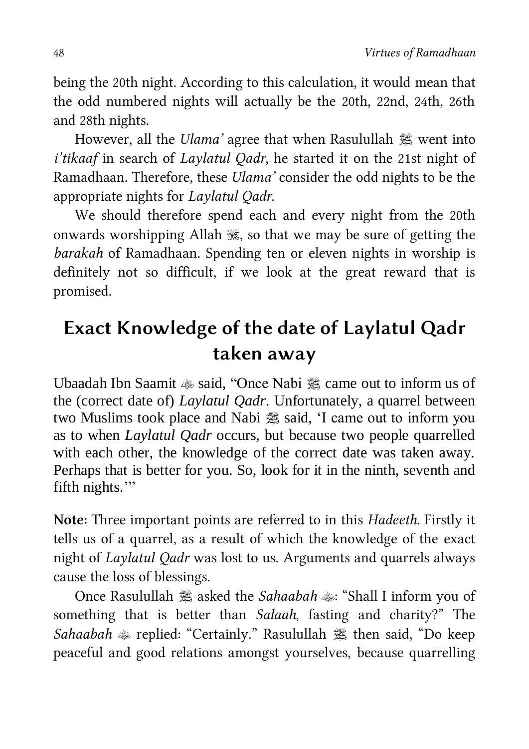being the 20th night. According to this calculation, it would mean that the odd numbered nights will actually be the 20th, 22nd, 24th, 26th and 28th nights.

However, all the *Ulama'* agree that when Rasulullah ﷺ went into *i'tikaaf* in search of *Laylatul Qadr*, he started it on the 21st night of Ramadhaan. Therefore, these *Ulama'* consider the odd nights to be the appropriate nights for *Laylatul Qadr*.

We should therefore spend each and every night from the 20th onwards worshipping Allah ﷻ, so that we may be sure of getting the *barakah* of Ramadhaan. Spending ten or eleven nights in worship is definitely not so difficult, if we look at the great reward that is promised.

## Exact Knowledge of the date of Laylatul Qadr taken away

Ubaadah Ibn Saamit ﷺ said, "Once Nabi ﷺ came out to inform us of the (correct date of) *Laylatul Qadr*. Unfortunately, a quarrel between two Muslims took place and Nabi ﷺ said, 'I came out to inform you as to when *Laylatul Qadr* occurs, but because two people quarrelled with each other, the knowledge of the correct date was taken away. Perhaps that is better for you. So, look for it in the ninth, seventh and fifth nights.'"

**Note**: Three important points are referred to in this *Hadeeth*. Firstly it tells us of a quarrel, as a result of which the knowledge of the exact night of *Laylatul Qadr* was lost to us. Arguments and quarrels always cause the loss of blessings.

Once Rasulullah ﷺ asked the *Sahaabah* ﷺ: "Shall I inform you of something that is better than *Salaah*, fasting and charity?" The *Sahaabah* ﷺ replied: "Certainly." Rasulullah ﷺ then said, "Do keep peaceful and good relations amongst yourselves, because quarrelling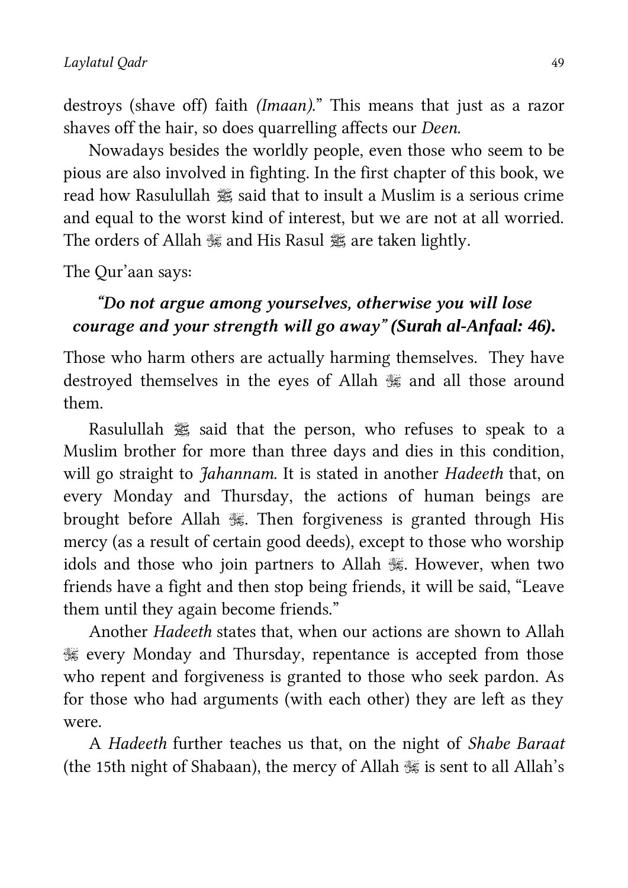destroys (shave off) faith *(Imaan)*." This means that just as a razor shaves off the hair, so does quarrelling affects our *Deen*.

Nowadays besides the worldly people, even those who seem to be pious are also involved in fighting. In the first chapter of this book, we read how Rasulullah ﷺ said that to insult a Muslim is a serious crime and equal to the worst kind of interest, but we are not at all worried. The orders of Allah ﷻ and His Rasul ﷺ are taken lightly.

The Qur'aan says:

***"Do not argue among yourselves, otherwise you will lose courage and your strength will go away" (Surah al-Anfaal: 46).***

Those who harm others are actually harming themselves. They have destroyed themselves in the eyes of Allah ﷻ and all those around them.

Rasulullah ﷺ said that the person, who refuses to speak to a Muslim brother for more than three days and dies in this condition, will go straight to *Jahannam*. It is stated in another *Hadeeth* that, on every Monday and Thursday, the actions of human beings are brought before Allah ﷻ. Then forgiveness is granted through His mercy (as a result of certain good deeds), except to those who worship idols and those who join partners to Allah ﷻ. However, when two friends have a fight and then stop being friends, it will be said, "Leave them until they again become friends."

Another *Hadeeth* states that, when our actions are shown to Allah ﷻ every Monday and Thursday, repentance is accepted from those who repent and forgiveness is granted to those who seek pardon. As for those who had arguments (with each other) they are left as they were.

A *Hadeeth* further teaches us that, on the night of *Shabe Baraat* (the 15th night of Shabaan), the mercy of Allah ﷻ is sent to all Allah's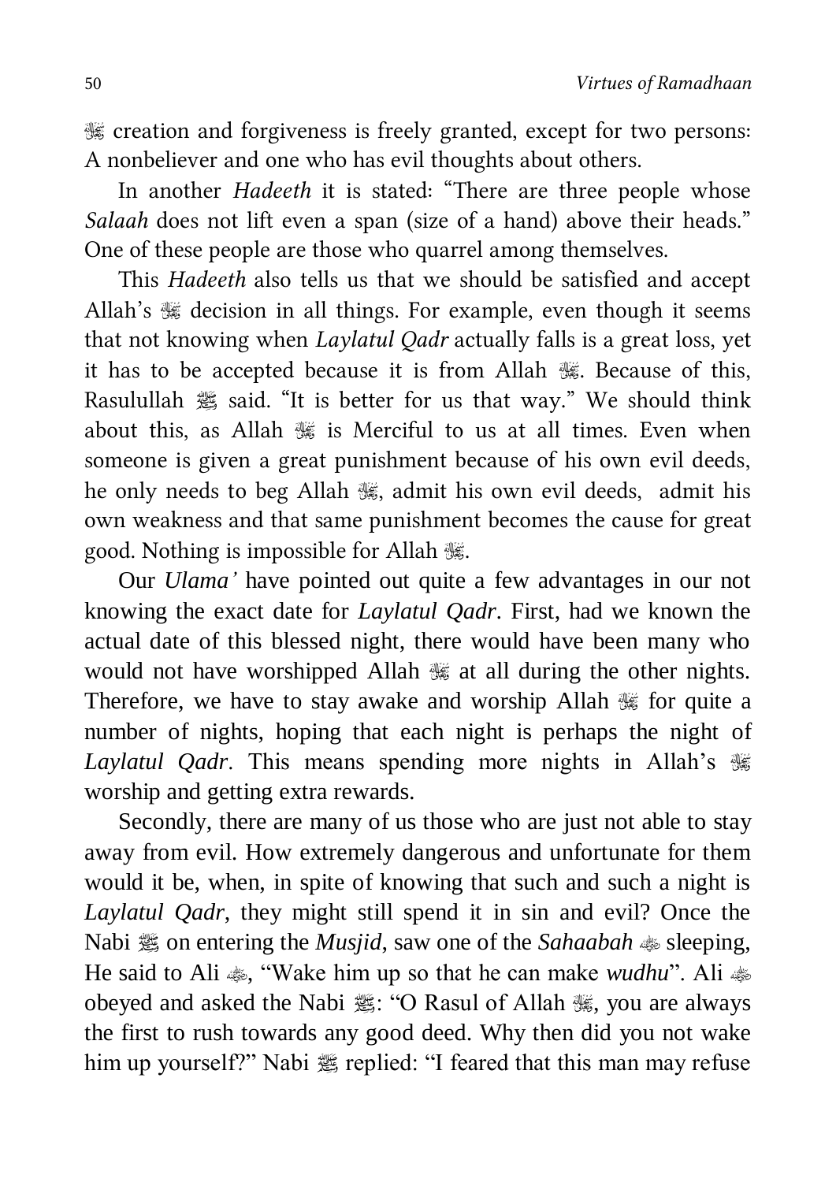ﷻ creation and forgiveness is freely granted, except for two persons: A nonbeliever and one who has evil thoughts about others.

In another *Hadeeth* it is stated: "There are three people whose *Salaah* does not lift even a span (size of a hand) above their heads." One of these people are those who quarrel among themselves.

This *Hadeeth* also tells us that we should be satisfied and accept Allah's ﷻ decision in all things. For example, even though it seems that not knowing when *Laylatul Qadr* actually falls is a great loss, yet it has to be accepted because it is from Allah ﷻ. Because of this, Rasulullah ﷺ said. "It is better for us that way." We should think about this, as Allah ﷻ is Merciful to us at all times. Even when someone is given a great punishment because of his own evil deeds, he only needs to beg Allah ﷻ, admit his own evil deeds, admit his own weakness and that same punishment becomes the cause for great good. Nothing is impossible for Allah ﷻ.

Our *Ulama'* have pointed out quite a few advantages in our not knowing the exact date for *Laylatul Qadr*. First, had we known the actual date of this blessed night, there would have been many who would not have worshipped Allah ﷻ at all during the other nights. Therefore, we have to stay awake and worship Allah ﷻ for quite a number of nights, hoping that each night is perhaps the night of *Laylatul Qadr*. This means spending more nights in Allah's ﷻ worship and getting extra rewards.

Secondly, there are many of us those who are just not able to stay away from evil. How extremely dangerous and unfortunate for them would it be, when, in spite of knowing that such and such a night is *Laylatul Qadr*, they might still spend it in sin and evil? Once the Nabi ﷺ on entering the *Musjid*, saw one of the ***Sahaabah*** ﷺ sleeping, He said to Ali ﷺ, "Wake him up so that he can make *wudhu*". Ali ﷺ obeyed and asked the Nabi ﷺ: "O Rasul of Allah ﷻ, you are always the first to rush towards any good deed. Why then did you not wake him up yourself?" Nabi ﷺ replied: "I feared that this man may refuse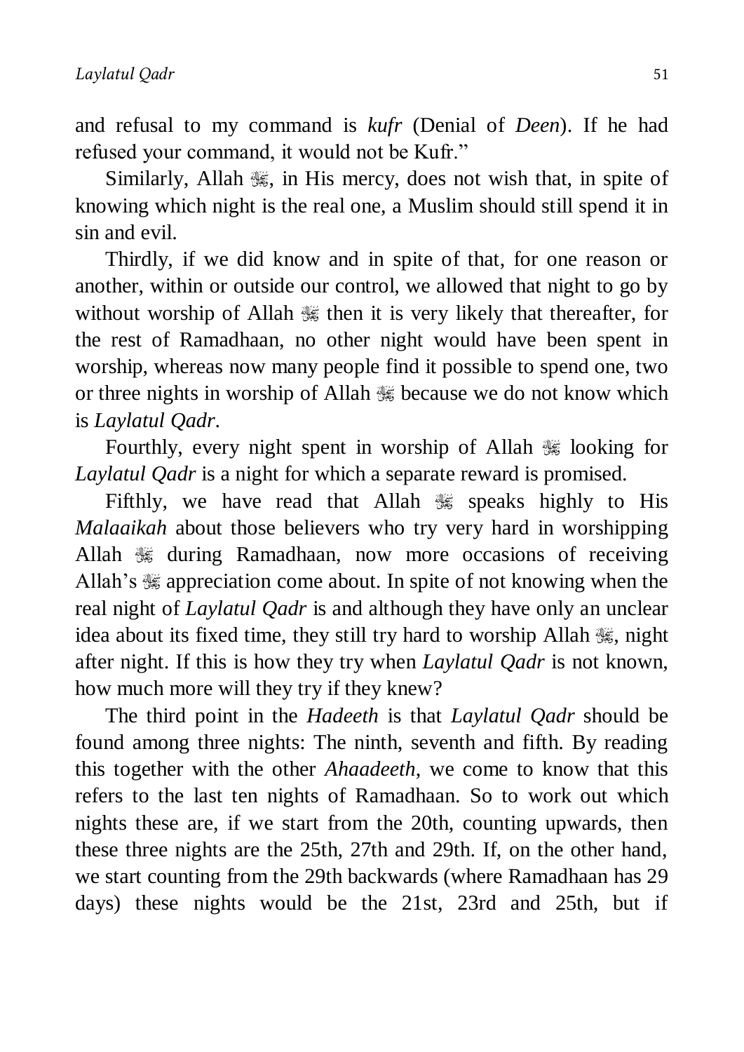and refusal to my command is *kufr* (Denial of *Deen*). If he had refused your command, it would not be Kufr."

Similarly, Allah ﷻ, in His mercy, does not wish that, in spite of knowing which night is the real one, a Muslim should still spend it in sin and evil.

Thirdly, if we did know and in spite of that, for one reason or another, within or outside our control, we allowed that night to go by without worship of Allah ﷻ then it is very likely that thereafter, for the rest of Ramadhaan, no other night would have been spent in worship, whereas now many people find it possible to spend one, two or three nights in worship of Allah ﷻ because we do not know which is *Laylatul Qadr*.

Fourthly, every night spent in worship of Allah ﷻ looking for *Laylatul Qadr* is a night for which a separate reward is promised.

Fifthly, we have read that Allah ﷻ speaks highly to His *Malaaikah* about those believers who try very hard in worshipping Allah ﷻ during Ramadhaan, now more occasions of receiving Allah's ﷻ appreciation come about. In spite of not knowing when the real night of *Laylatul Qadr* is and although they have only an unclear idea about its fixed time, they still try hard to worship Allah ﷻ, night after night. If this is how they try when *Laylatul Qadr* is not known, how much more will they try if they knew?

The third point in the *Hadeeth* is that *Laylatul Qadr* should be found among three nights: The ninth, seventh and fifth. By reading this together with the other *Ahaadeeth*, we come to know that this refers to the last ten nights of Ramadhaan. So to work out which nights these are, if we start from the 20th, counting upwards, then these three nights are the 25th, 27th and 29th. If, on the other hand, we start counting from the 29th backwards (where Ramadhaan has 29 days) these nights would be the 21st, 23rd and 25th, but if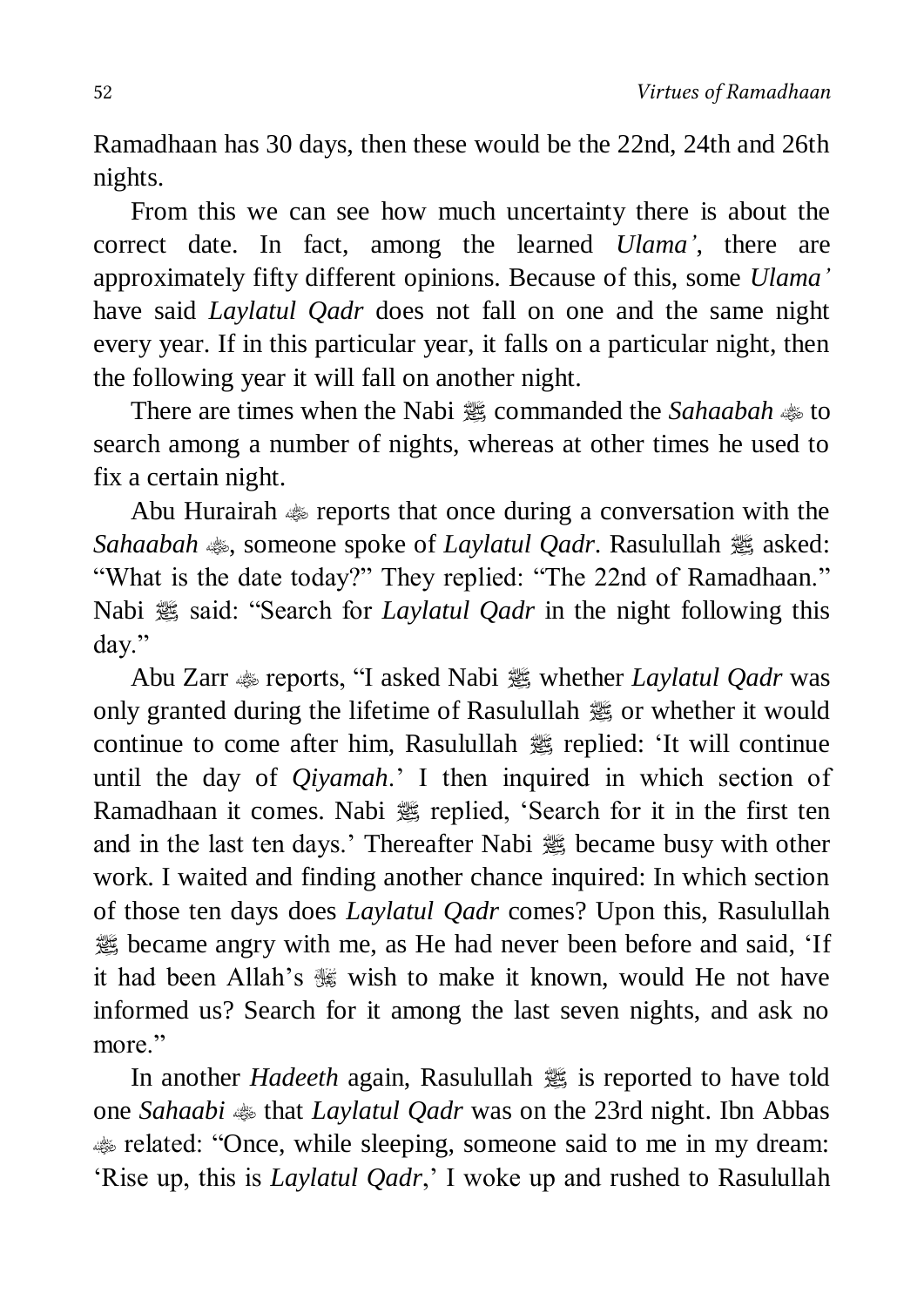Ramadhaan has 30 days, then these would be the 22nd, 24th and 26th nights.

From this we can see how much uncertainty there is about the correct date. In fact, among the learned *Ulama'*, there are approximately fifty different opinions. Because of this, some *Ulama'* have said *Laylatul Qadr* does not fall on one and the same night every year. If in this particular year, it falls on a particular night, then the following year it will fall on another night.

There are times when the Nabi ﷺ commanded the *Sahaabah* ؓ to search among a number of nights, whereas at other times he used to fix a certain night.

Abu Hurairah ؓ reports that once during a conversation with the *Sahaabah* ؓ, someone spoke of *Laylatul Qadr*. Rasulullah ﷺ asked: "What is the date today?" They replied: "The 22nd of Ramadhaan." Nabi ﷺ said: "Search for *Laylatul Qadr* in the night following this day."

Abu Zarr ؓ reports, "I asked Nabi ﷺ whether *Laylatul Qadr* was only granted during the lifetime of Rasulullah ﷺ or whether it would continue to come after him, Rasulullah ﷺ replied: 'It will continue until the day of *Qiyamah*.' I then inquired in which section of Ramadhaan it comes. Nabi ﷺ replied, 'Search for it in the first ten and in the last ten days.' Thereafter Nabi ﷺ became busy with other work. I waited and finding another chance inquired: In which section of those ten days does *Laylatul Qadr* comes? Upon this, Rasulullah ﷺ became angry with me, as He had never been before and said, 'If it had been Allah's ﷻ wish to make it known, would He not have informed us? Search for it among the last seven nights, and ask no more."

In another *Hadeeth* again, Rasulullah ﷺ is reported to have told one *Sahaabi* ؓ that *Laylatul Qadr* was on the 23rd night. Ibn Abbas ؓ related: "Once, while sleeping, someone said to me in my dream: 'Rise up, this is *Laylatul Qadr*,' I woke up and rushed to Rasulullah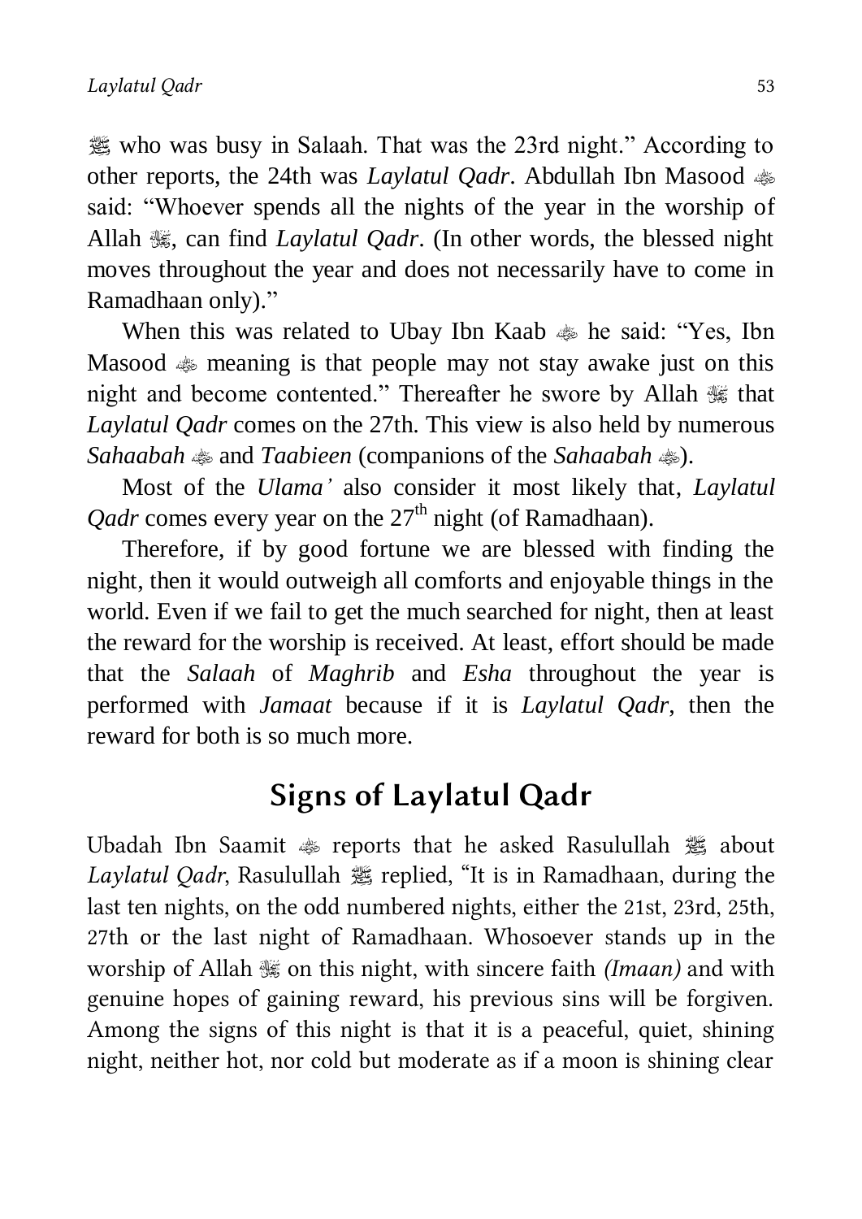ﷺ who was busy in Salaah. That was the 23rd night." According to other reports, the 24th was *Laylatul Qadr*. Abdullah Ibn Masood ؓ said: "Whoever spends all the nights of the year in the worship of Allah ﷻ, can find *Laylatul Qadr*. (In other words, the blessed night moves throughout the year and does not necessarily have to come in Ramadhaan only)."

When this was related to Ubay Ibn Kaab ؓ he said: "Yes, Ibn Masood ؓ meaning is that people may not stay awake just on this night and become contented." Thereafter he swore by Allah ﷻ that *Laylatul Qadr* comes on the 27th. This view is also held by numerous *Sahaabah* ؓ and *Taabieen* (companions of the *Sahaabah* ؓ).

Most of the *Ulama'* also consider it most likely that, *Laylatul Qadr* comes every year on the 27th night (of Ramadhaan).

Therefore, if by good fortune we are blessed with finding the night, then it would outweigh all comforts and enjoyable things in the world. Even if we fail to get the much searched for night, then at least the reward for the worship is received. At least, effort should be made that the *Salaah* of *Maghrib* and *Esha* throughout the year is performed with *Jamaat* because if it is *Laylatul Qadr*, then the reward for both is so much more.

## Signs of Laylatul Qadr

Ubadah Ibn Saamit ؓ reports that he asked Rasulullah ﷺ about *Laylatul Qadr*, Rasulullah ﷺ replied, "It is in Ramadhaan, during the last ten nights, on the odd numbered nights, either the 21st, 23rd, 25th, 27th or the last night of Ramadhaan. Whosoever stands up in the worship of Allah ﷻ on this night, with sincere faith *(Imaan)* and with genuine hopes of gaining reward, his previous sins will be forgiven. Among the signs of this night is that it is a peaceful, quiet, shining night, neither hot, nor cold but moderate as if a moon is shining clear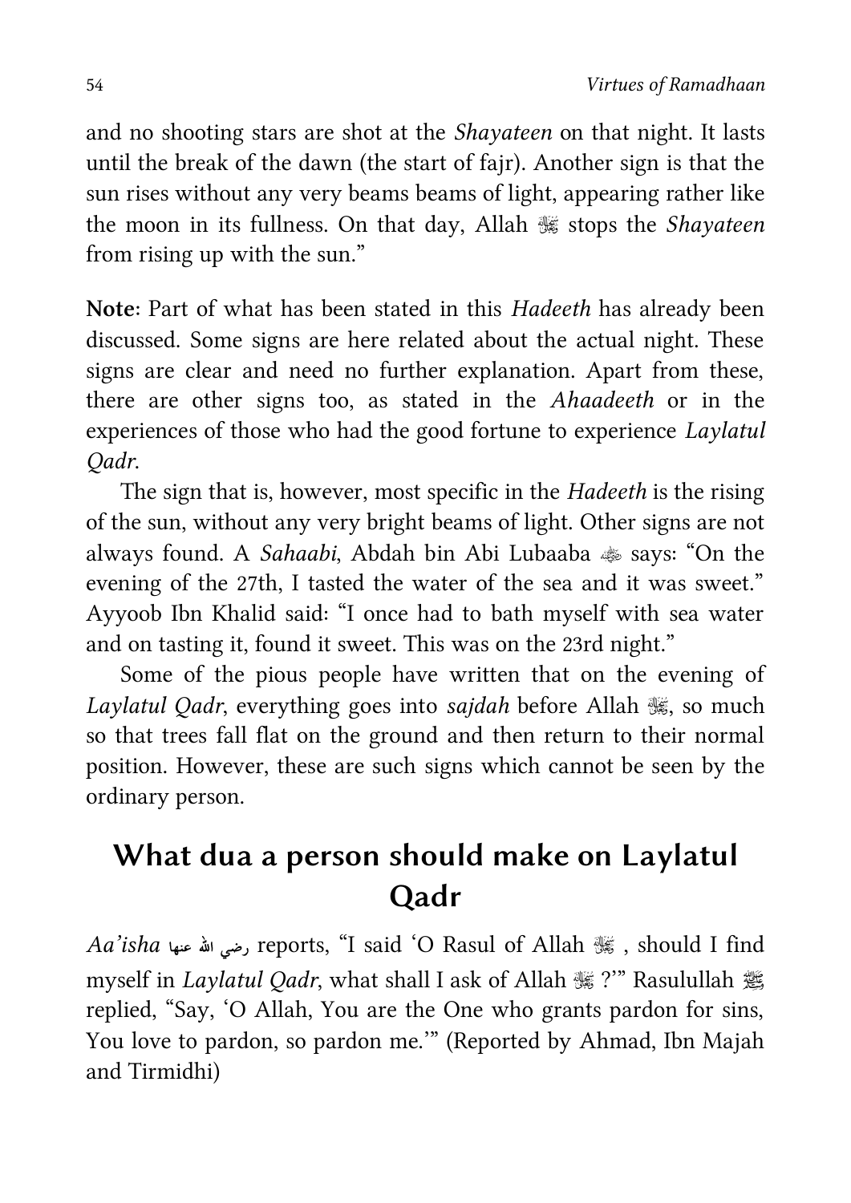and no shooting stars are shot at the *Shayateen* on that night. It lasts until the break of the dawn (the start of fajr). Another sign is that the sun rises without any very beams beams of light, appearing rather like the moon in its fullness. On that day, Allah ﷻ stops the *Shayateen* from rising up with the sun."

**Note**: Part of what has been stated in this *Hadeeth* has already been discussed. Some signs are here related about the actual night. These signs are clear and need no further explanation. Apart from these, there are other signs too, as stated in the *Ahaadeeth* or in the experiences of those who had the good fortune to experience *Laylatul Qadr*.

The sign that is, however, most specific in the *Hadeeth* is the rising of the sun, without any very bright beams of light. Other signs are not always found. A *Sahaabi*, Abdah bin Abi Lubaaba ؓ says: "On the evening of the 27th, I tasted the water of the sea and it was sweet." Ayyoob Ibn Khalid said: "I once had to bath myself with sea water and on tasting it, found it sweet. This was on the 23rd night."

Some of the pious people have written that on the evening of *Laylatul Qadr*, everything goes into *sajdah* before Allah ﷻ, so much so that trees fall flat on the ground and then return to their normal position. However, these are such signs which cannot be seen by the ordinary person.

## What dua a person should make on Laylatul Qadr

*Aa'isha* رضي الله عنها reports, "I said 'O Rasul of Allah ﷻ , should I find myself in *Laylatul Qadr*, what shall I ask of Allah ﷻ ?'" Rasulullah ﷺ replied, "Say, 'O Allah, You are the One who grants pardon for sins, You love to pardon, so pardon me.'" (Reported by Ahmad, Ibn Majah and Tirmidhi)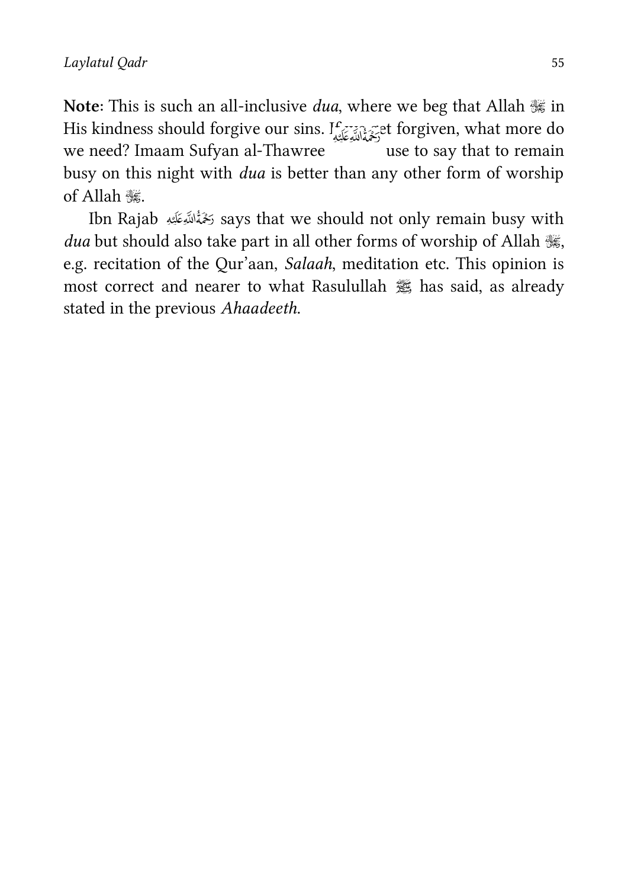**Note**: This is such an all-inclusive *dua*, where we beg that Allah سُبْحَانَهُ وَتَعَالَىٰ in His kindness should forgive our sins. If we get forgiven, what more do we need? Imaam Sufyan al-Thawree رَحْمَةُ ٱللَّهِ عَلَيْهِ use to say that to remain busy on this night with *dua* is better than any other form of worship of Allah سُبْحَانَهُ وَتَعَالَىٰ.

Ibn Rajab رَحْمَةُ ٱللَّهِ عَلَيْهِ says that we should not only remain busy with *dua* but should also take part in all other forms of worship of Allah سُبْحَانَهُ وَتَعَالَىٰ, e.g. recitation of the Qur'aan, *Salaah*, meditation etc. This opinion is most correct and nearer to what Rasulullah ﷺ has said, as already stated in the previous *Ahaadeeth*.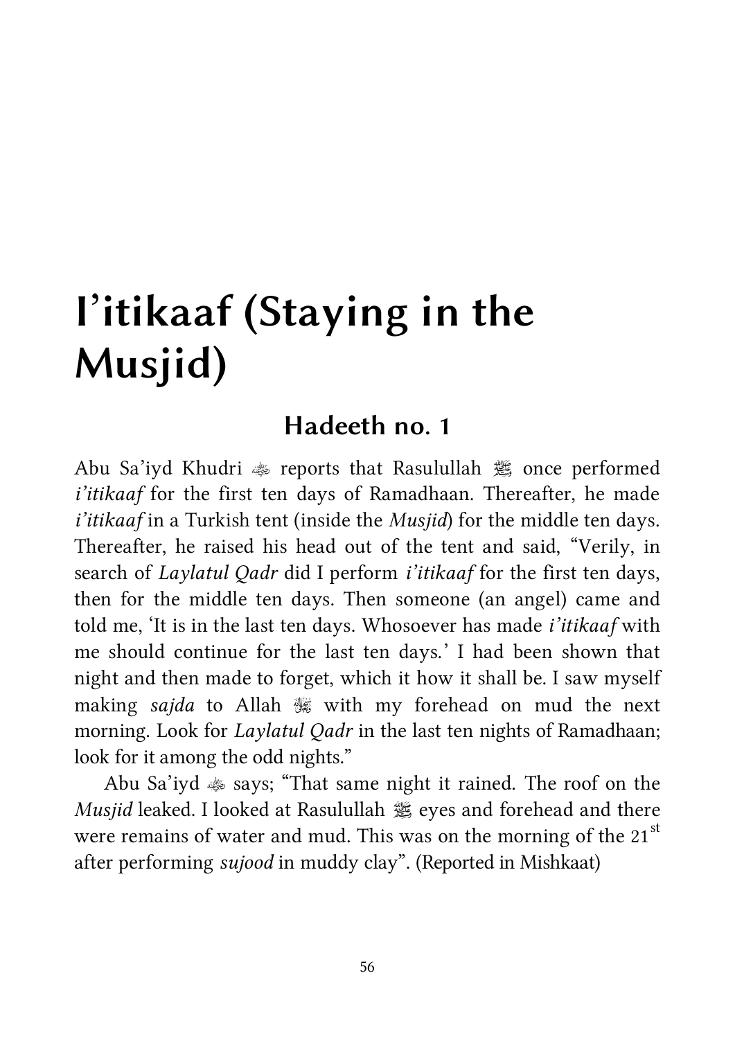# I'itikaaf (Staying in the Musjid)

## Hadeeth no. 1

Abu Sa'iyd Khudri ﵁ reports that Rasulullah ﷺ once performed *i'itikaaf* for the first ten days of Ramadhaan. Thereafter, he made *i'itikaaf* in a Turkish tent (inside the *Musjid*) for the middle ten days. Thereafter, he raised his head out of the tent and said, "Verily, in search of *Laylatul Qadr* did I perform *i'itikaaf* for the first ten days, then for the middle ten days. Then someone (an angel) came and told me, 'It is in the last ten days. Whosoever has made *i'itikaaf* with me should continue for the last ten days.' I had been shown that night and then made to forget, which it how it shall be. I saw myself making *sajda* to Allah ﷻ with my forehead on mud the next morning. Look for *Laylatul Qadr* in the last ten nights of Ramadhaan; look for it among the odd nights."

Abu Sa'iyd ﵁ says; "That same night it rained. The roof on the *Musjid* leaked. I looked at Rasulullah ﷺ eyes and forehead and there were remains of water and mud. This was on the morning of the 21st after performing *sujood* in muddy clay". (Reported in Mishkaat)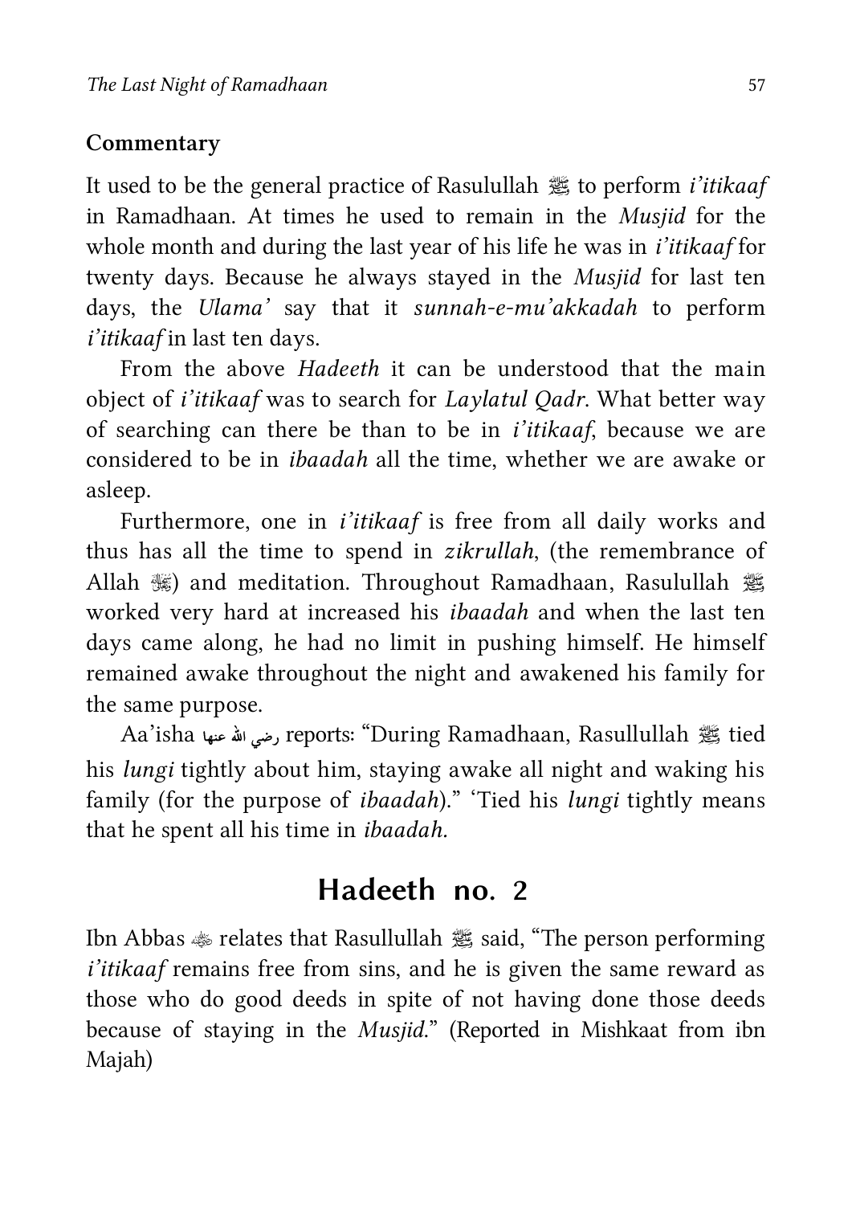**Commentary**

It used to be the general practice of Rasulullah ﷺ to perform *i'itikaaf* in Ramadhaan. At times he used to remain in the *Musjid* for the whole month and during the last year of his life he was in *i'itikaaf* for twenty days. Because he always stayed in the *Musjid* for last ten days, the *Ulama'* say that it *sunnah-e-mu'akkadah* to perform *i'itikaaf* in last ten days.

From the above *Hadeeth* it can be understood that the main object of *i'itikaaf* was to search for *Laylatul Qadr*. What better way of searching can there be than to be in *i'itikaaf*, because we are considered to be in *ibaadah* all the time, whether we are awake or asleep.

Furthermore, one in *i'itikaaf* is free from all daily works and thus has all the time to spend in *zikrullah*, (the remembrance of Allah ﷻ) and meditation. Throughout Ramadhaan, Rasulullah ﷺ worked very hard at increased his *ibaadah* and when the last ten days came along, he had no limit in pushing himself. He himself remained awake throughout the night and awakened his family for the same purpose.

Aa'isha رضي الله عنها reports: "During Ramadhaan, Rasullullah ﷺ tied his *lungi* tightly about him, staying awake all night and waking his family (for the purpose of *ibaadah*)." 'Tied his *lungi* tightly means that he spent all his time in *ibaadah.*

## Hadeeth no. 2

Ibn Abbas رضي الله عنه relates that Rasullullah ﷺ said, "The person performing *i'itikaaf* remains free from sins, and he is given the same reward as those who do good deeds in spite of not having done those deeds because of staying in the *Musjid*." (Reported in Mishkaat from ibn Majah)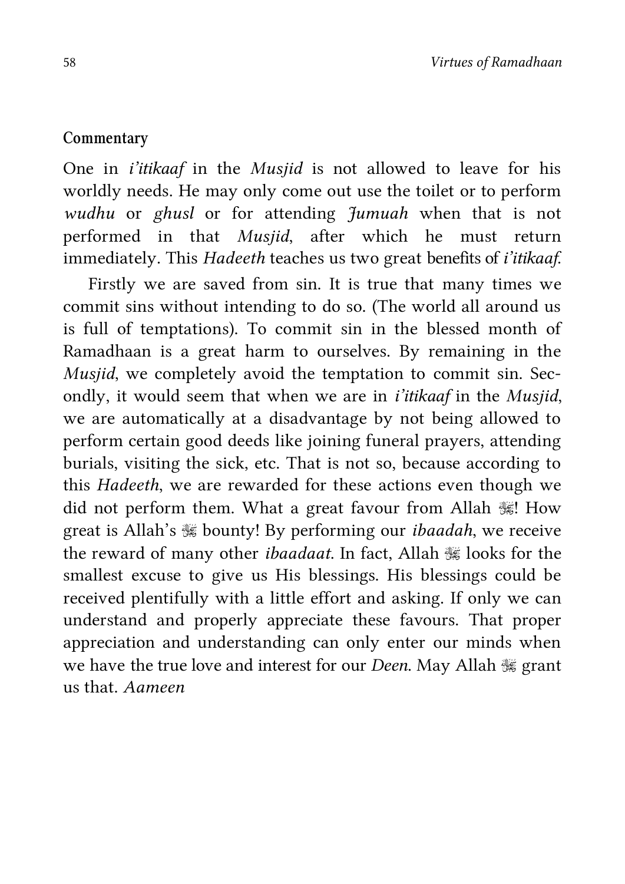**Commentary**

One in *i'itikaaf* in the *Musjid* is not allowed to leave for his worldly needs. He may only come out use the toilet or to perform *wudhu* or *ghusl* or for attending *Jumuah* when that is not performed in that *Musjid*, after which he must return immediately. This *Hadeeth* teaches us two great benefits of *i'itikaaf*.

Firstly we are saved from sin. It is true that many times we commit sins without intending to do so. (The world all around us is full of temptations). To commit sin in the blessed month of Ramadhaan is a great harm to ourselves. By remaining in the *Musjid*, we completely avoid the temptation to commit sin. Secondly, it would seem that when we are in *i'itikaaf* in the *Musjid*, we are automatically at a disadvantage by not being allowed to perform certain good deeds like joining funeral prayers, attending burials, visiting the sick, etc. That is not so, because according to this *Hadeeth*, we are rewarded for these actions even though we did not perform them. What a great favour from Allah ﷻ! How great is Allah's ﷻ bounty! By performing our *ibaadah*, we receive the reward of many other *ibaadaat*. In fact, Allah ﷻ looks for the smallest excuse to give us His blessings. His blessings could be received plentifully with a little effort and asking. If only we can understand and properly appreciate these favours. That proper appreciation and understanding can only enter our minds when we have the true love and interest for our *Deen*. May Allah ﷻ grant us that. *Aameen*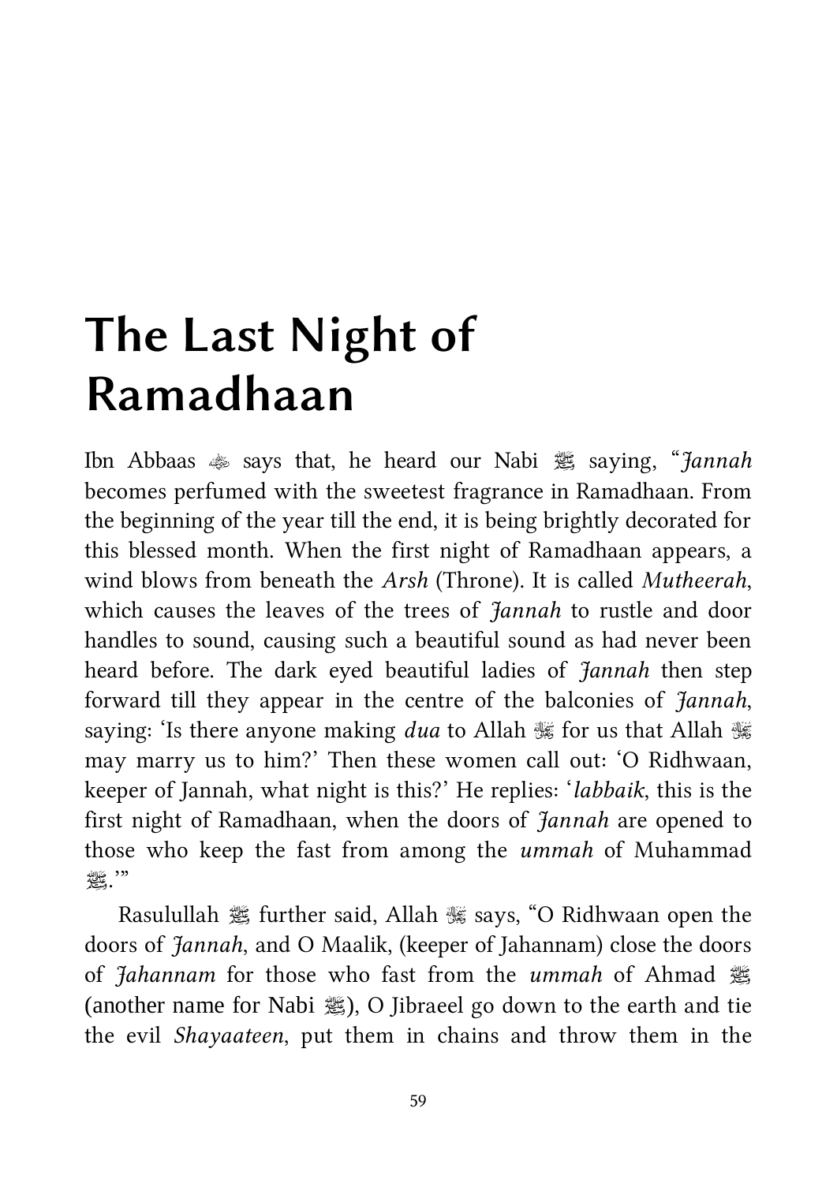# The Last Night of Ramadhaan

Ibn Abbaas ﷺ says that, he heard our Nabi ﷺ saying, "*Jannah* becomes perfumed with the sweetest fragrance in Ramadhaan. From the beginning of the year till the end, it is being brightly decorated for this blessed month. When the first night of Ramadhaan appears, a wind blows from beneath the *Arsh* (Throne). It is called *Mutheerah*, which causes the leaves of the trees of *Jannah* to rustle and door handles to sound, causing such a beautiful sound as had never been heard before. The dark eyed beautiful ladies of *Jannah* then step forward till they appear in the centre of the balconies of *Jannah*, saying: 'Is there anyone making *dua* to Allah ﷻ for us that Allah ﷻ may marry us to him?' Then these women call out: 'O Ridhwaan, keeper of Jannah, what night is this?' He replies: '*labbaik*, this is the first night of Ramadhaan, when the doors of *Jannah* are opened to those who keep the fast from among the *ummah* of Muhammad ﷺ.'"

Rasulullah ﷺ further said, Allah ﷻ says, "O Ridhwaan open the doors of *Jannah*, and O Maalik, (keeper of Jahannam) close the doors of *Jahannam* for those who fast from the *ummah* of Ahmad ﷺ (another name for Nabi ﷺ), O Jibraeel go down to the earth and tie the evil *Shayaateen*, put them in chains and throw them in the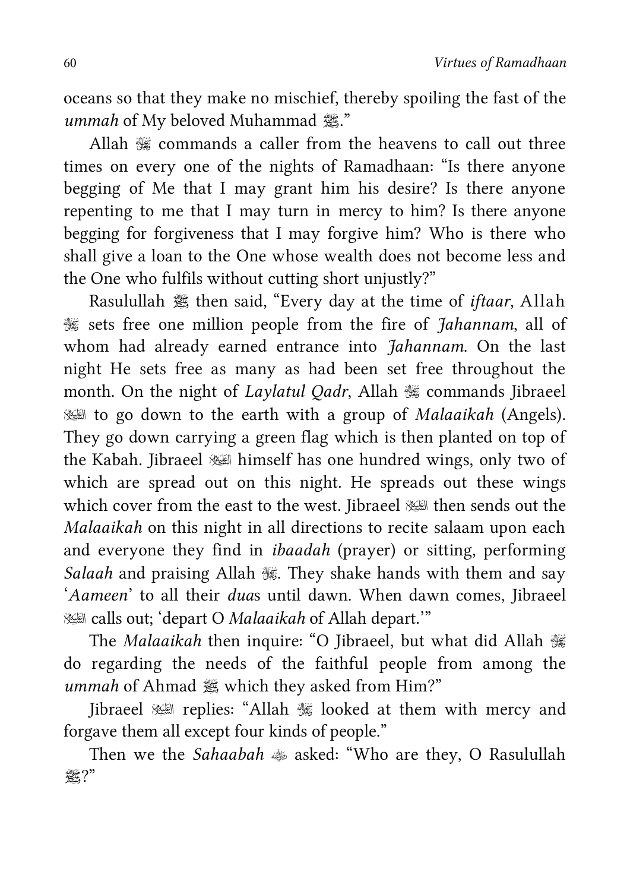oceans so that they make no mischief, thereby spoiling the fast of the *ummah* of My beloved Muhammad ﷺ."

Allah ﷻ commands a caller from the heavens to call out three times on every one of the nights of Ramadhaan: "Is there anyone begging of Me that I may grant him his desire? Is there anyone repenting to me that I may turn in mercy to him? Is there anyone begging for forgiveness that I may forgive him? Who is there who shall give a loan to the One whose wealth does not become less and the One who fulfils without cutting short unjustly?"

Rasulullah ﷺ then said, "Every day at the time of *iftaar*, Allah ﷻ sets free one million people from the fire of *Jahannam*, all of whom had already earned entrance into *Jahannam*. On the last night He sets free as many as had been set free throughout the month. On the night of *Laylatul Qadr*, Allah ﷻ commands Jibraeel ﵇ to go down to the earth with a group of *Malaaikah* (Angels). They go down carrying a green flag which is then planted on top of the Kabah. Jibraeel ﵇ himself has one hundred wings, only two of which are spread out on this night. He spreads out these wings which cover from the east to the west. Jibraeel ﵇ then sends out the *Malaaikah* on this night in all directions to recite salaam upon each and everyone they find in *ibaadah* (prayer) or sitting, performing *Salaah* and praising Allah ﷻ. They shake hands with them and say '*Aameen*' to all their *dua*s until dawn. When dawn comes, Jibraeel ﵇ calls out; 'depart O *Malaaikah* of Allah depart.'"

The *Malaaikah* then inquire: "O Jibraeel, but what did Allah ﷻ do regarding the needs of the faithful people from among the *ummah* of Ahmad ﷺ which they asked from Him?"

Jibraeel ﵇ replies: "Allah ﷻ looked at them with mercy and forgave them all except four kinds of people."

Then we the *Sahaabah* ﵃ asked: "Who are they, O Rasulullah ﷺ?"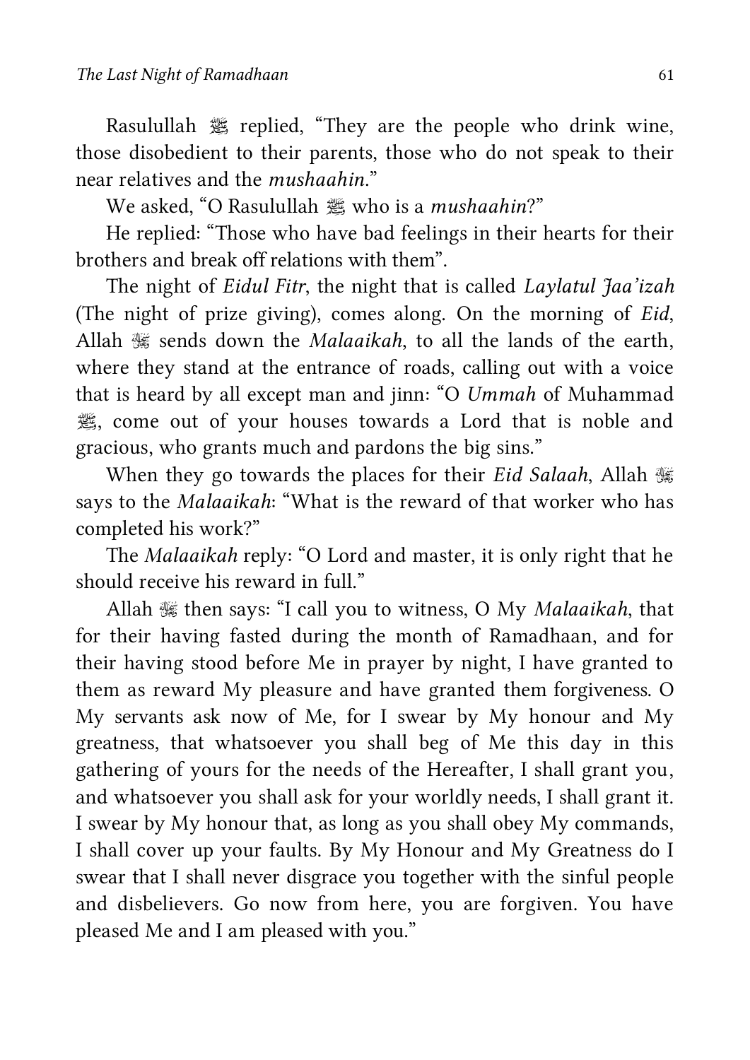Rasulullah ﷺ replied, "They are the people who drink wine, those disobedient to their parents, those who do not speak to their near relatives and the *mushaahin*."

We asked, "O Rasulullah ﷺ who is a *mushaahin*?"

He replied: "Those who have bad feelings in their hearts for their brothers and break off relations with them".

The night of *Eidul Fitr*, the night that is called *Laylatul Jaa'izah* (The night of prize giving), comes along. On the morning of *Eid*, Allah ﷻ sends down the *Malaaikah*, to all the lands of the earth, where they stand at the entrance of roads, calling out with a voice that is heard by all except man and jinn: "O *Ummah* of Muhammad ﷺ, come out of your houses towards a Lord that is noble and gracious, who grants much and pardons the big sins."

When they go towards the places for their *Eid Salaah*, Allah ﷻ says to the *Malaaikah*: "What is the reward of that worker who has completed his work?"

The *Malaaikah* reply: "O Lord and master, it is only right that he should receive his reward in full."

Allah ﷻ then says: "I call you to witness, O My *Malaaikah*, that for their having fasted during the month of Ramadhaan, and for their having stood before Me in prayer by night, I have granted to them as reward My pleasure and have granted them forgiveness. O My servants ask now of Me, for I swear by My honour and My greatness, that whatsoever you shall beg of Me this day in this gathering of yours for the needs of the Hereafter, I shall grant you, and whatsoever you shall ask for your worldly needs, I shall grant it. I swear by My honour that, as long as you shall obey My commands, I shall cover up your faults. By My Honour and My Greatness do I swear that I shall never disgrace you together with the sinful people and disbelievers. Go now from here, you are forgiven. You have pleased Me and I am pleased with you."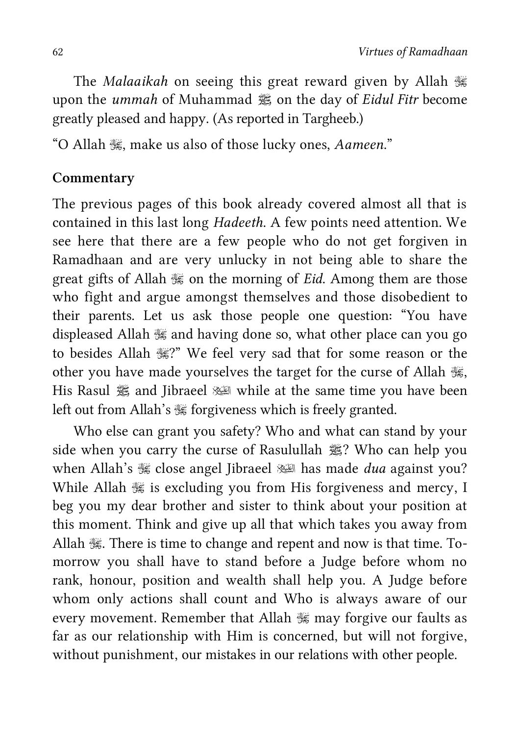The *Malaaikah* on seeing this great reward given by Allah ﷻ upon the *ummah* of Muhammad ﷺ on the day of *Eidul Fitr* become greatly pleased and happy. (As reported in Targheeb.)

"O Allah ﷻ, make us also of those lucky ones, *Aameen.*"

**Commentary**

The previous pages of this book already covered almost all that is contained in this last long *Hadeeth.* A few points need attention. We see here that there are a few people who do not get forgiven in Ramadhaan and are very unlucky in not being able to share the great gifts of Allah ﷻ on the morning of *Eid.* Among them are those who fight and argue amongst themselves and those disobedient to their parents. Let us ask those people one question: "You have displeased Allah ﷻ and having done so, what other place can you go to besides Allah ﷻ?" We feel very sad that for some reason or the other you have made yourselves the target for the curse of Allah ﷻ, His Rasul ﷺ and Jibraeel عليه السلام while at the same time you have been left out from Allah's ﷻ forgiveness which is freely granted.

Who else can grant you safety? Who and what can stand by your side when you carry the curse of Rasulullah ﷺ? Who can help you when Allah's ﷻ close angel Jibraeel عليه السلام has made *dua* against you? While Allah ﷻ is excluding you from His forgiveness and mercy, I beg you my dear brother and sister to think about your position at this moment. Think and give up all that which takes you away from Allah ﷻ. There is time to change and repent and now is that time. Tomorrow you shall have to stand before a Judge before whom no rank, honour, position and wealth shall help you. A Judge before whom only actions shall count and Who is always aware of our every movement. Remember that Allah ﷻ may forgive our faults as far as our relationship with Him is concerned, but will not forgive, without punishment, our mistakes in our relations with other people.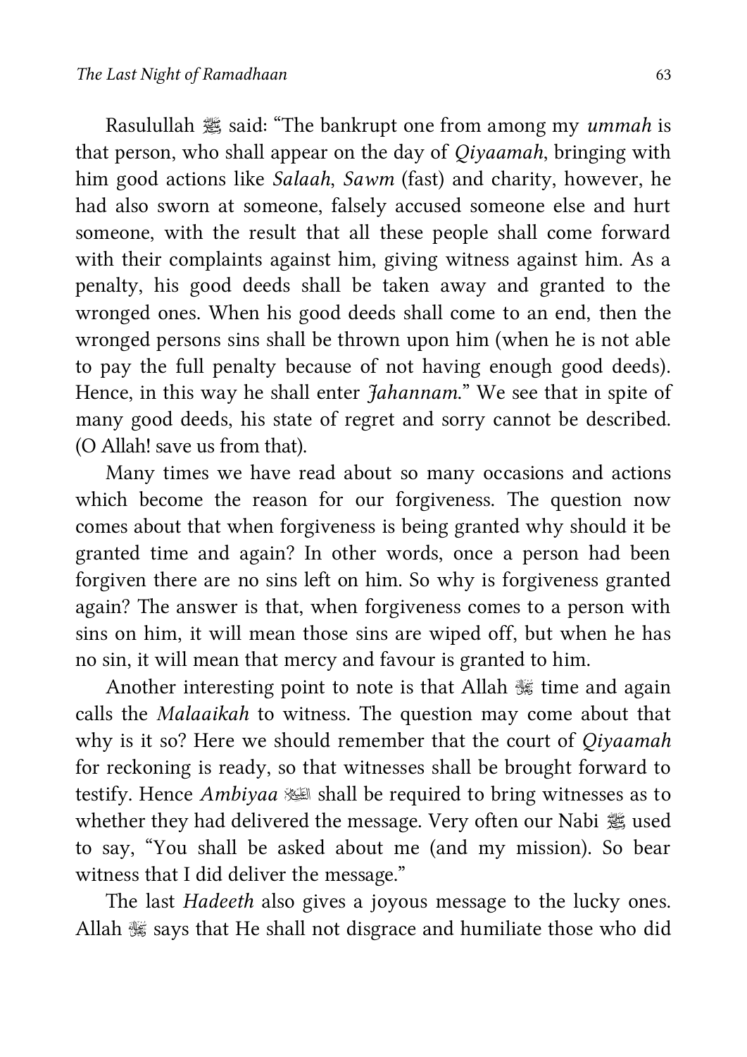Rasulullah ﷺ said: "The bankrupt one from among my *ummah* is that person, who shall appear on the day of *Qiyaamah*, bringing with him good actions like *Salaah*, *Sawm* (fast) and charity, however, he had also sworn at someone, falsely accused someone else and hurt someone, with the result that all these people shall come forward with their complaints against him, giving witness against him. As a penalty, his good deeds shall be taken away and granted to the wronged ones. When his good deeds shall come to an end, then the wronged persons sins shall be thrown upon him (when he is not able to pay the full penalty because of not having enough good deeds). Hence, in this way he shall enter *Jahannam*." We see that in spite of many good deeds, his state of regret and sorry cannot be described. (O Allah! save us from that).

Many times we have read about so many occasions and actions which become the reason for our forgiveness. The question now comes about that when forgiveness is being granted why should it be granted time and again? In other words, once a person had been forgiven there are no sins left on him. So why is forgiveness granted again? The answer is that, when forgiveness comes to a person with sins on him, it will mean those sins are wiped off, but when he has no sin, it will mean that mercy and favour is granted to him.

Another interesting point to note is that Allah ﷻ time and again calls the *Malaaikah* to witness. The question may come about that why is it so? Here we should remember that the court of *Qiyaamah* for reckoning is ready, so that witnesses shall be brought forward to testify. Hence *Ambiyaa* عليهم السلام shall be required to bring witnesses as to whether they had delivered the message. Very often our Nabi ﷺ used to say, "You shall be asked about me (and my mission). So bear witness that I did deliver the message."

The last *Hadeeth* also gives a joyous message to the lucky ones. Allah ﷻ says that He shall not disgrace and humiliate those who did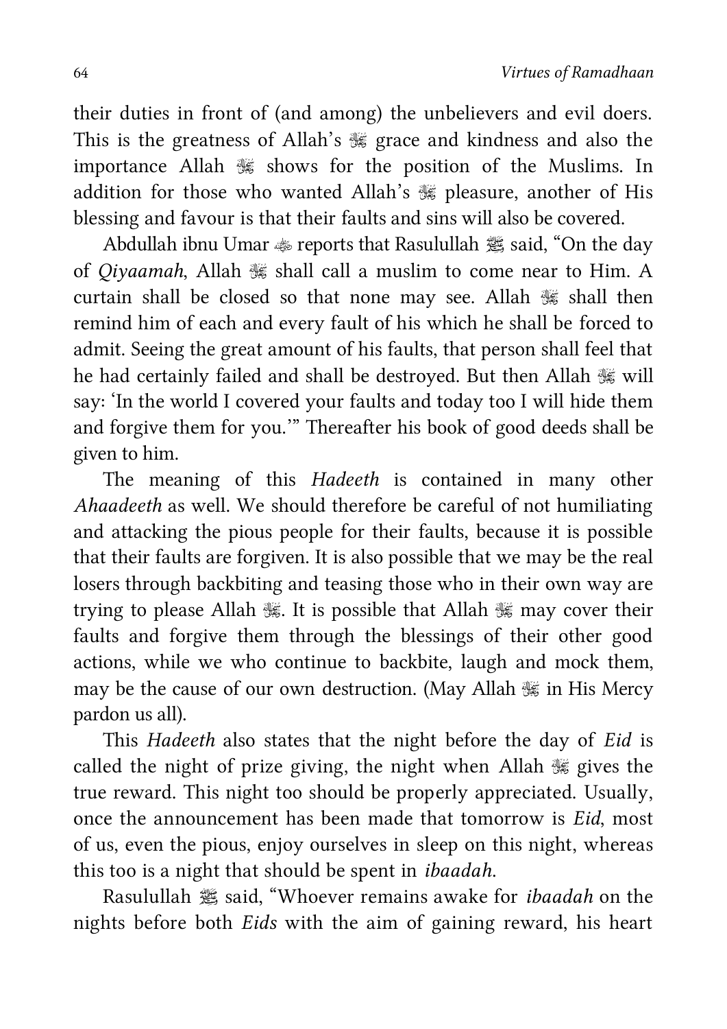their duties in front of (and among) the unbelievers and evil doers. This is the greatness of Allah's ﷻ grace and kindness and also the importance Allah ﷻ shows for the position of the Muslims. In addition for those who wanted Allah's ﷻ pleasure, another of His blessing and favour is that their faults and sins will also be covered.

Abdullah ibnu Umar ؓ reports that Rasulullah ﷺ said, "On the day of *Qiyaamah*, Allah ﷻ shall call a muslim to come near to Him. A curtain shall be closed so that none may see. Allah ﷻ shall then remind him of each and every fault of his which he shall be forced to admit. Seeing the great amount of his faults, that person shall feel that he had certainly failed and shall be destroyed. But then Allah ﷻ will say: 'In the world I covered your faults and today too I will hide them and forgive them for you.'" Thereafter his book of good deeds shall be given to him.

The meaning of this *Hadeeth* is contained in many other *Ahaadeeth* as well. We should therefore be careful of not humiliating and attacking the pious people for their faults, because it is possible that their faults are forgiven. It is also possible that we may be the real losers through backbiting and teasing those who in their own way are trying to please Allah ﷻ. It is possible that Allah ﷻ may cover their faults and forgive them through the blessings of their other good actions, while we who continue to backbite, laugh and mock them, may be the cause of our own destruction. (May Allah ﷻ in His Mercy pardon us all).

This *Hadeeth* also states that the night before the day of *Eid* is called the night of prize giving, the night when Allah ﷻ gives the true reward. This night too should be properly appreciated. Usually, once the announcement has been made that tomorrow is *Eid*, most of us, even the pious, enjoy ourselves in sleep on this night, whereas this too is a night that should be spent in *ibaadah*.

Rasulullah ﷺ said, "Whoever remains awake for *ibaadah* on the nights before both *Eids* with the aim of gaining reward, his heart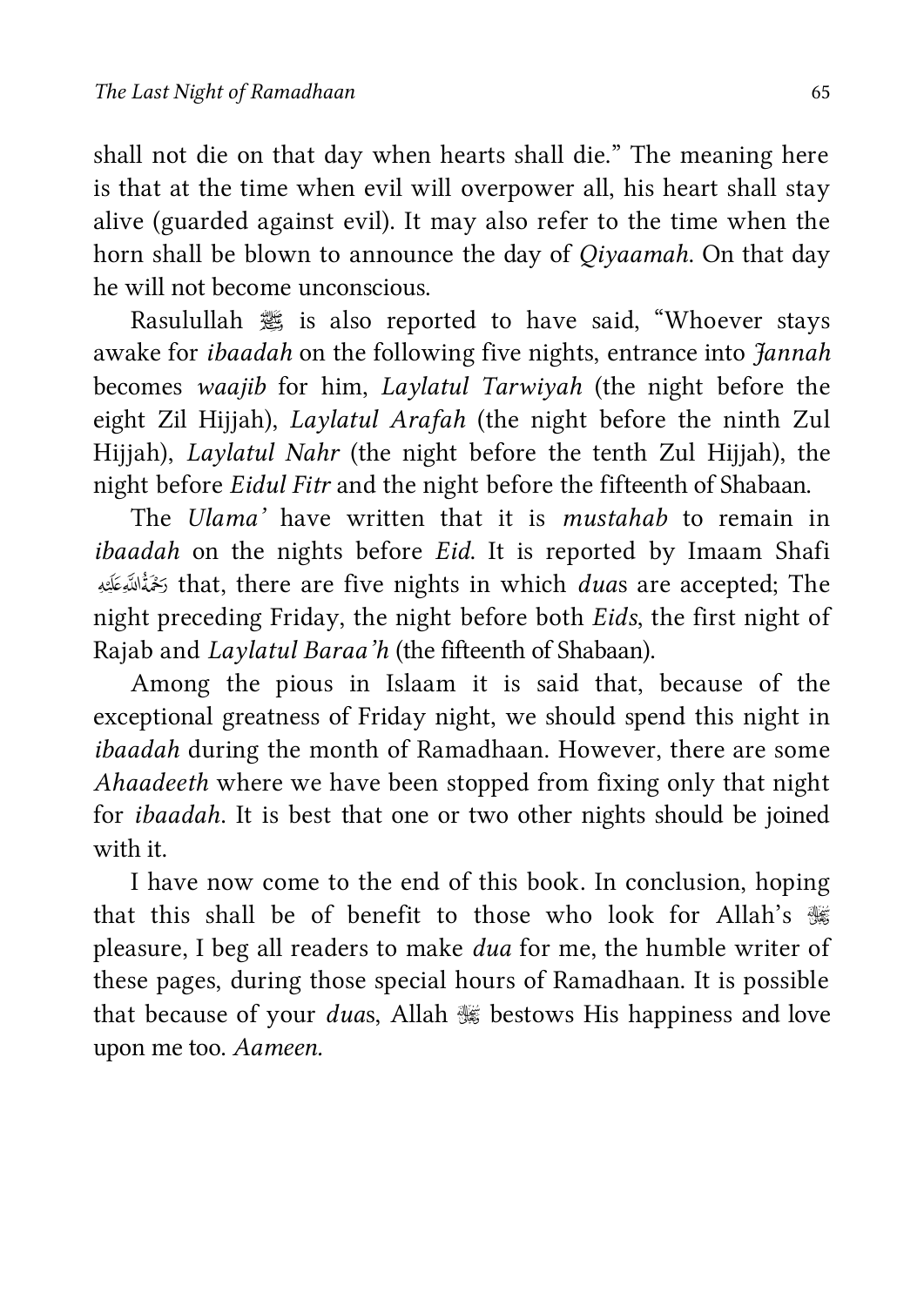shall not die on that day when hearts shall die." The meaning here is that at the time when evil will overpower all, his heart shall stay alive (guarded against evil). It may also refer to the time when the horn shall be blown to announce the day of *Qiyaamah*. On that day he will not become unconscious.

Rasulullah ﷺ is also reported to have said, "Whoever stays awake for *ibaadah* on the following five nights, entrance into *Jannah* becomes *waajib* for him, *Laylatul Tarwiyah* (the night before the eight Zil Hijjah), *Laylatul Arafah* (the night before the ninth Zul Hijjah), *Laylatul Nahr* (the night before the tenth Zul Hijjah), the night before *Eidul Fitr* and the night before the fifteenth of Shabaan.

The *Ulama'* have written that it is *mustahab* to remain in *ibaadah* on the nights before *Eid*. It is reported by Imaam Shafi رَحْمَةُ اللهِ عَلَيْهِ that, there are five nights in which *dua*s are accepted; The night preceding Friday, the night before both *Eids*, the first night of Rajab and *Laylatul Baraa'h* (the fifteenth of Shabaan).

Among the pious in Islaam it is said that, because of the exceptional greatness of Friday night, we should spend this night in *ibaadah* during the month of Ramadhaan. However, there are some *Ahaadeeth* where we have been stopped from fixing only that night for *ibaadah*. It is best that one or two other nights should be joined with it.

I have now come to the end of this book. In conclusion, hoping that this shall be of benefit to those who look for Allah's ﷻ pleasure, I beg all readers to make *dua* for me, the humble writer of these pages, during those special hours of Ramadhaan. It is possible that because of your *dua*s, Allah ﷻ bestows His happiness and love upon me too. *Aameen.*